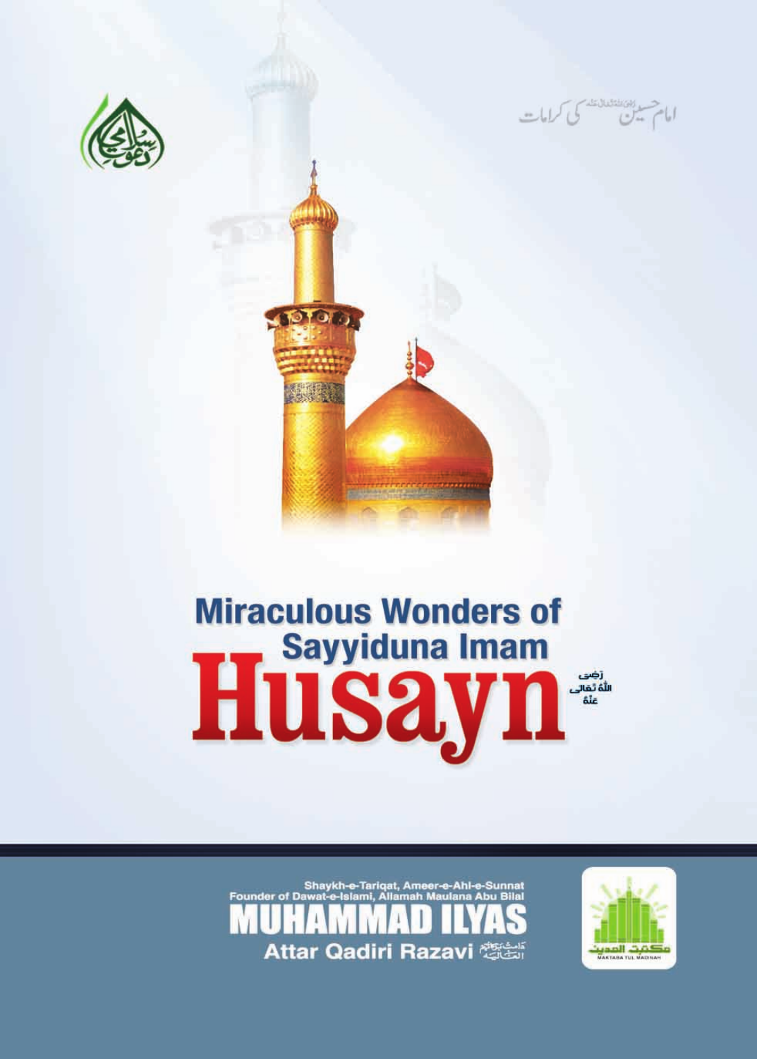امام حسین رضی اللہ تعالٰی عنہ کی کرامات

# Miraculous Wonders of Sayyiduna Imam Husayn رَضِیَ اللّٰهُ تَعَالٰی عَنْهُ

Shaykh-e-Tariqat, Ameer-e-Ahl-e-Sunnat
Founder of Dawat-e-Islami, Allamah Maulana Abu Bilal

**MUHAMMAD ILYAS**

**Attar Qadiri Razavi** دَامَتْ بَرَكَاتُهُمُ الْعَالِيَه

MAKTABA TUL MADINAH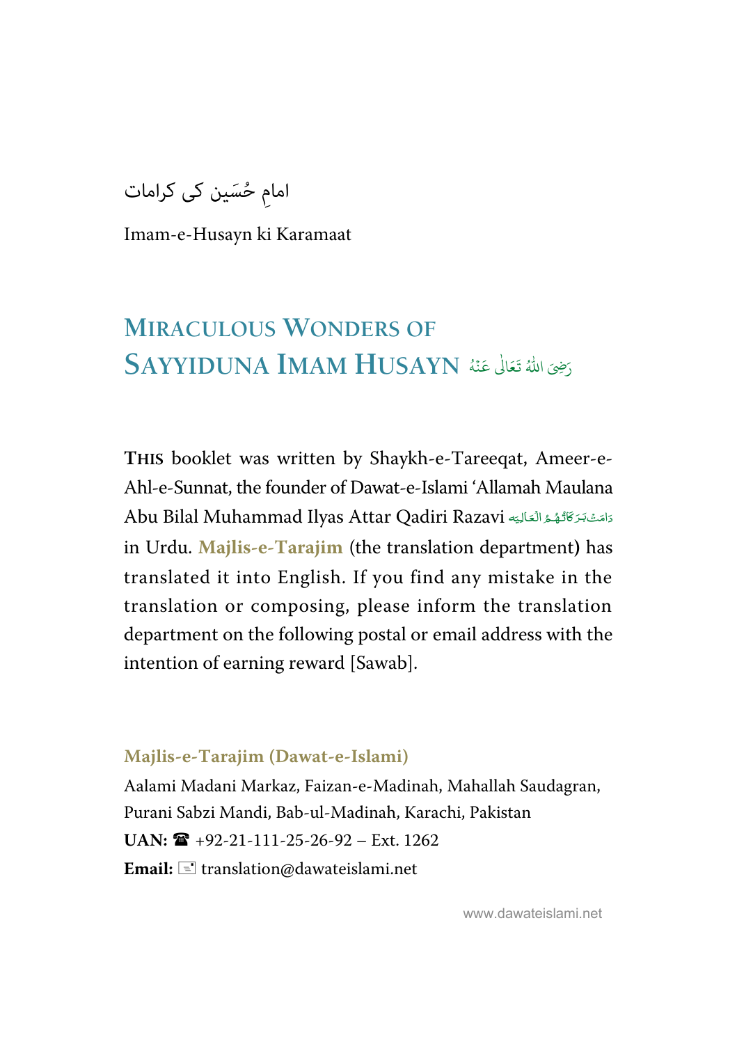امامِ حُسَین کی کرامات

Imam-e-Husayn ki Karamaat

# MIRACULOUS WONDERS OF SAYYIDUNA IMAM HUSAYN رَضِیَ اللّٰہُ تَعَالٰی عَنْہُ

**THIS** booklet was written by Shaykh-e-Tareeqat, Ameer-e-Ahl-e-Sunnat, the founder of Dawat-e-Islami 'Allamah Maulana Abu Bilal Muhammad Ilyas Attar Qadiri Razavi دَامَتْ بَرَکَاتُہُمُ الْعَالِیَہ in Urdu. **Majlis-e-Tarajim** (the translation department) has translated it into English. If you find any mistake in the translation or composing, please inform the translation department on the following postal or email address with the intention of earning reward [Sawab].

**Majlis-e-Tarajim (Dawat-e-Islami)**
Aalami Madani Markaz, Faizan-e-Madinah, Mahallah Saudagran, Purani Sabzi Mandi, Bab-ul-Madinah, Karachi, Pakistan
**UAN:** ☎ +92-21-111-25-26-92 – Ext. 1262
**Email:** translation@dawateislami.net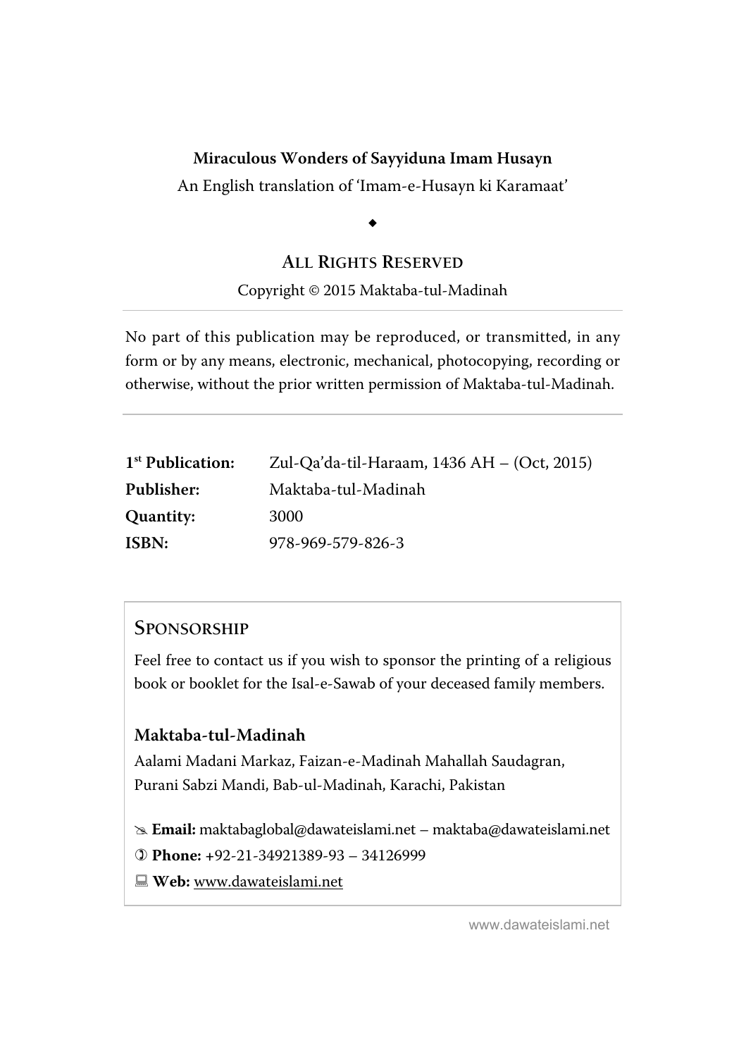**Miraculous Wonders of Sayyiduna Imam Husayn**

An English translation of 'Imam-e-Husayn ki Karamaat'

◆

## ALL RIGHTS RESERVED

Copyright © 2015 Maktaba-tul-Madinah

---

No part of this publication may be reproduced, or transmitted, in any form or by any means, electronic, mechanical, photocopying, recording or otherwise, without the prior written permission of Maktaba-tul-Madinah.

---

| | |
|---|---|
| **1st Publication:** | Zul-Qa'da-til-Haraam, 1436 AH – (Oct, 2015) |
| **Publisher:** | Maktaba-tul-Madinah |
| **Quantity:** | 3000 |
| **ISBN:** | 978-969-579-826-3 |

## SPONSORSHIP

Feel free to contact us if you wish to sponsor the printing of a religious book or booklet for the Isal-e-Sawab of your deceased family members.

**Maktaba-tul-Madinah**

Aalami Madani Markaz, Faizan-e-Madinah Mahallah Saudagran, Purani Sabzi Mandi, Bab-ul-Madinah, Karachi, Pakistan

**Email:** maktabaglobal@dawateislami.net – maktaba@dawateislami.net

**Phone:** +92-21-34921389-93 – 34126999

**Web:** www.dawateislami.net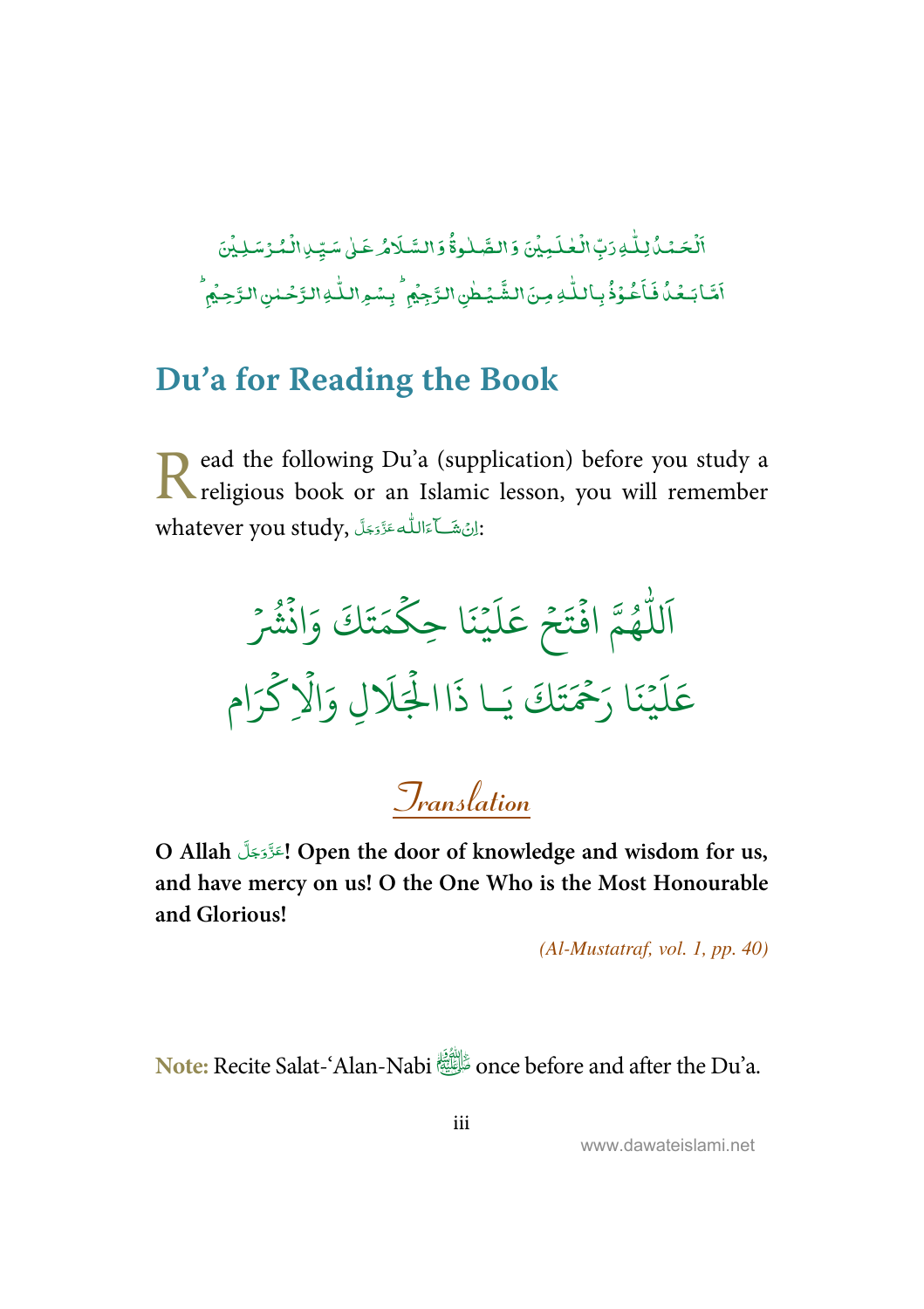اَلْحَمْدُ لِلّٰهِ رَبِّ الْعٰلَمِيْنَ وَ الصَّلٰوةُ وَ السَّلَامُ عَلٰى سَيِّدِ الْمُرْسَلِيْنَ
اَمَّا بَعْدُ فَاَعُوْذُ بِاللّٰهِ مِنَ الشَّيْطٰنِ الرَّجِيْمِ ؕ بِسْمِ اللّٰهِ الرَّحْمٰنِ الرَّحِيْمِ ؕ

## Du'a for Reading the Book

Read the following Du'a (supplication) before you study a religious book or an Islamic lesson, you will remember whatever you study, اِنْ شَآءَاللّٰه عَزَّوَجَلَّ:

اَللّٰهُمَّ افْتَحْ عَلَيْنَا حِكْمَتَكَ وَانْشُرْ
عَلَيْنَا رَحْمَتَكَ يَا ذَاالْجَلَالِ وَالْاِكْرَام

### Translation

**O Allah عَزَّوَجَلَّ! Open the door of knowledge and wisdom for us, and have mercy on us! O the One Who is the Most Honourable and Glorious!**

*(Al-Mustatraf, vol. 1, pp. 40)*

**Note:** Recite Salat-'Alan-Nabi ﷺ once before and after the Du'a.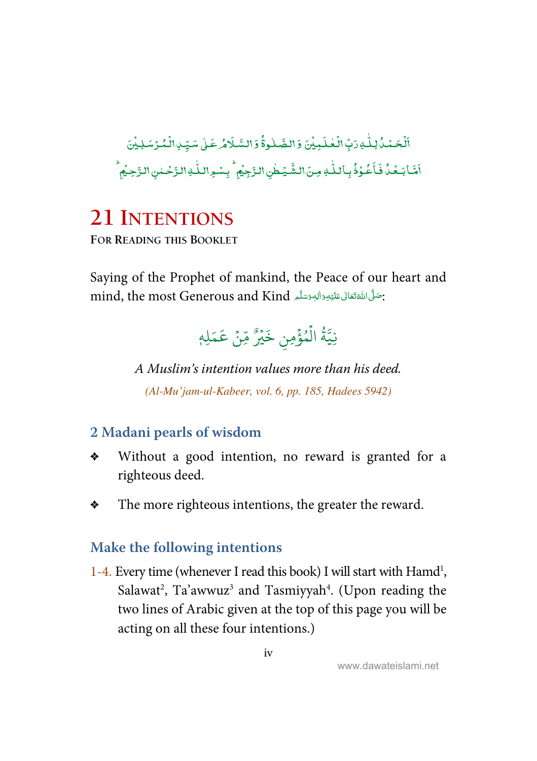اَلْحَمْدُ لِلّٰهِ رَبِّ الْعٰلَمِیْنَ وَ الصَّلٰوةُ وَ السَّلَامُ عَلٰی سَیِّدِ الْمُرْسَلِیْنَ
اَمَّا بَعْدُ فَاَعُوْذُ بِاللّٰهِ مِنَ الشَّیْطٰنِ الرَّجِیْمِ ؕ بِسْمِ اللّٰهِ الرَّحْمٰنِ الرَّحِیْمِ ؕ

# 21 Intentions

### For Reading this Booklet

Saying of the Prophet of mankind, the Peace of our heart and mind, the most Generous and Kind صَلَّى اللهُ تَعَالٰى عَلَيْهِ وَاٰلِهٖ وَسَلَّم:

نِيَّةُ الْمُؤْمِنِ خَيْرٌ مِّنْ عَمَلِهٖ

*A Muslim's intention values more than his deed.*

*(Al-Mu'jam-ul-Kabeer, vol. 6, pp. 185, Hadees 5942)*

## 2 Madani pearls of wisdom

- Without a good intention, no reward is granted for a righteous deed.
- The more righteous intentions, the greater the reward.

## Make the following intentions

1-4. Every time (whenever I read this book) I will start with Hamd[1], Salawat[2], Ta'awwuz[3] and Tasmiyyah[4]. (Upon reading the two lines of Arabic given at the top of this page you will be acting on all these four intentions.)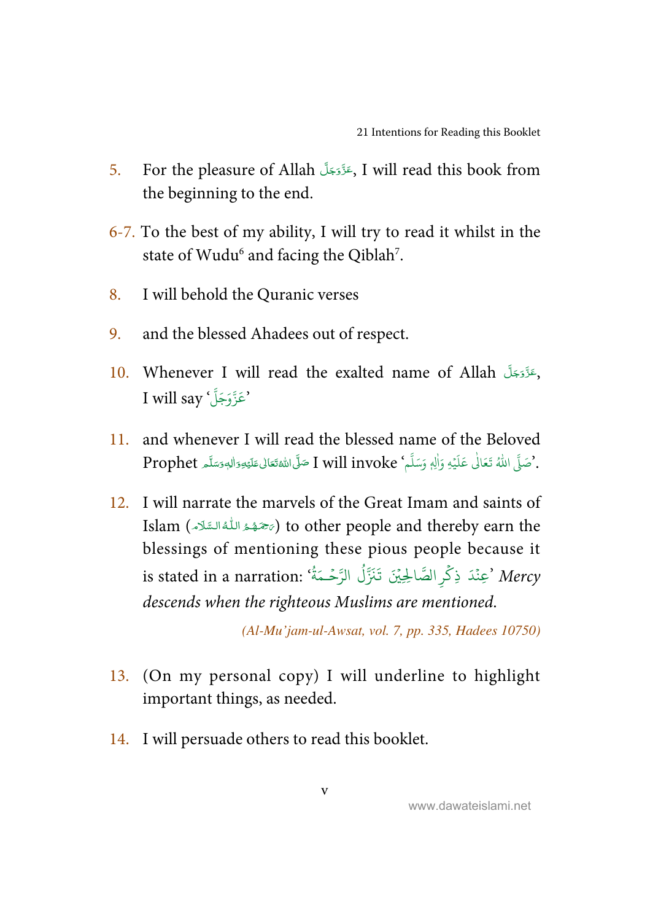5. For the pleasure of Allah عَزَّوَجَلَّ, I will read this book from the beginning to the end.

6-7. To the best of my ability, I will try to read it whilst in the state of Wudu[6] and facing the Qiblah[7].

8. I will behold the Quranic verses

9. and the blessed Ahadees out of respect.

10. Whenever I will read the exalted name of Allah عَزَّوَجَلَّ, I will say 'عَزَّوَجَلَّ'

11. and whenever I will read the blessed name of the Beloved Prophet صَلَّى اللهُ تَعَالٰى عَلَيْهِ وَاٰلِهٖ وَسَلَّم I will invoke 'صَلَّى اللهُ تَعَالٰى عَلَيْهِ وَاٰلِهٖ وَسَلَّم'.

12. I will narrate the marvels of the Great Imam and saints of Islam (رَحِمَهُمُ اللّٰهُ السَّلَام) to other people and thereby earn the blessings of mentioning these pious people because it is stated in a narration: 'عِنْدَ ذِكْرِ الصَّالِحِيْنَ تَنَزَّلُ الرَّحْمَةُ' *Mercy descends when the righteous Muslims are mentioned.*

(Al-Mu'jam-ul-Awsat, vol. 7, pp. 335, Hadees 10750)

13. (On my personal copy) I will underline to highlight important things, as needed.

14. I will persuade others to read this booklet.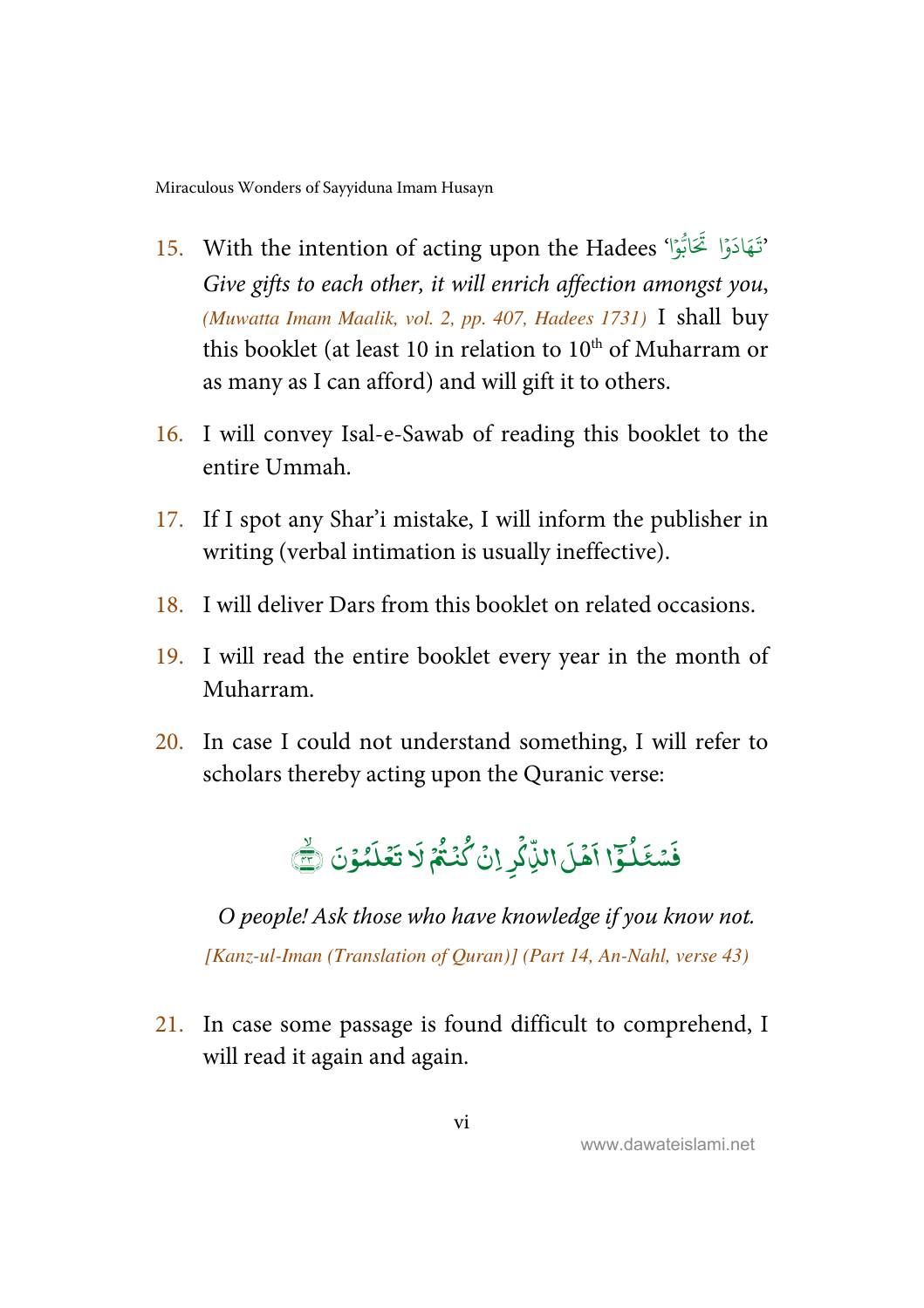15. With the intention of acting upon the Hadees 'تَهَادَوْا تَحَابُّوْا' *Give gifts to each other, it will enrich affection amongst you*, *(Muwatta Imam Maalik, vol. 2, pp. 407, Hadees 1731)* I shall buy this booklet (at least 10 in relation to 10th of Muharram or as many as I can afford) and will gift it to others.

16. I will convey Isal-e-Sawab of reading this booklet to the entire Ummah.

17. If I spot any Shar'i mistake, I will inform the publisher in writing (verbal intimation is usually ineffective).

18. I will deliver Dars from this booklet on related occasions.

19. I will read the entire booklet every year in the month of Muharram.

20. In case I could not understand something, I will refer to scholars thereby acting upon the Quranic verse:

    فَسْـَٔلُوْۤا اَهْلَ الذِّكْرِ اِنْ كُنْتُمْ لَا تَعْلَمُوْنَ ۟

    *O people! Ask those who have knowledge if you know not.*

    *[Kanz-ul-Iman (Translation of Quran)] (Part 14, An-Nahl, verse 43)*

21. In case some passage is found difficult to comprehend, I will read it again and again.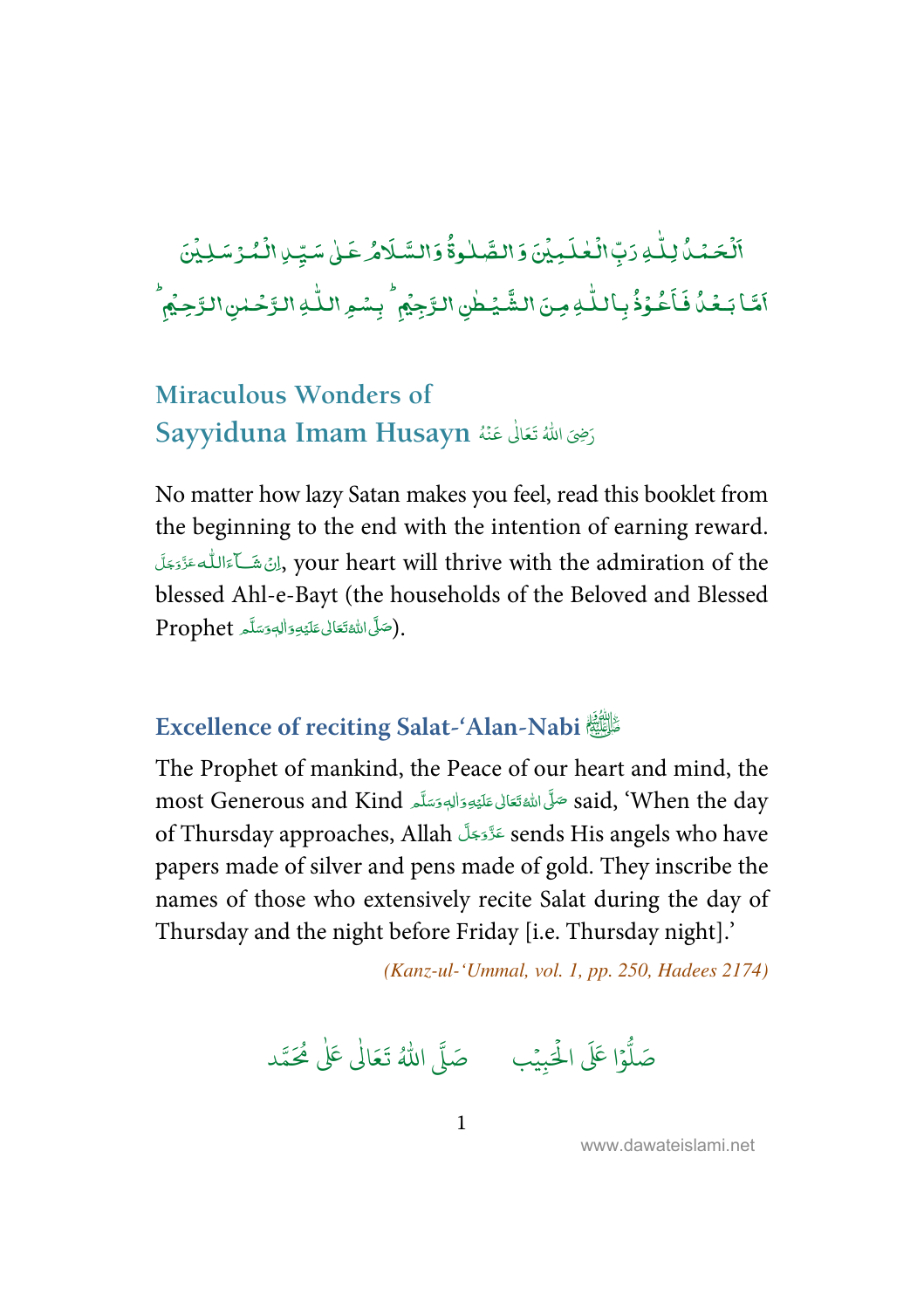اَلۡحَمۡدُ لِلّٰہِ رَبِّ الۡعٰلَمِیۡنَ وَ الصَّلٰوۃُ وَالسَّلَامُ عَلٰی سَیِّدِ الۡمُرۡسَلِیۡنَ

اَمَّا بَعۡدُ فَاَعُوۡذُ بِاللّٰہِ مِنَ الشَّیۡطٰنِ الرَّجِیۡمِ ؕ بِسۡمِ اللّٰہِ الرَّحۡمٰنِ الرَّحِیۡمِ ؕ

# Miraculous Wonders of Sayyiduna Imam Husayn رَضِیَ اللّٰہُ تَعَالٰی عَنْہُ

No matter how lazy Satan makes you feel, read this booklet from the beginning to the end with the intention of earning reward. اِنْ شَآءَاللّٰہ عَزَّوَجَلَّ, your heart will thrive with the admiration of the blessed Ahl-e-Bayt (the households of the Beloved and Blessed Prophet صَلَّی اللّٰہُ تَعَالٰی عَلَیْہِ وَاٰلِہٖ وَسَلَّم).

## Excellence of reciting Salat-'Alan-Nabi ﷺ

The Prophet of mankind, the Peace of our heart and mind, the most Generous and Kind صَلَّی اللّٰہُ تَعَالٰی عَلَیْہِ وَاٰلِہٖ وَسَلَّم said, 'When the day of Thursday approaches, Allah عَزَّوَجَلَّ sends His angels who have papers made of silver and pens made of gold. They inscribe the names of those who extensively recite Salat during the day of Thursday and the night before Friday [i.e. Thursday night].'

*(Kanz-ul-'Ummal, vol. 1, pp. 250, Hadees 2174)*

صَلُّوْا عَلَی الْحَبِیْب صَلَّی اللّٰہُ تَعَالٰی عَلٰی مُحَمَّد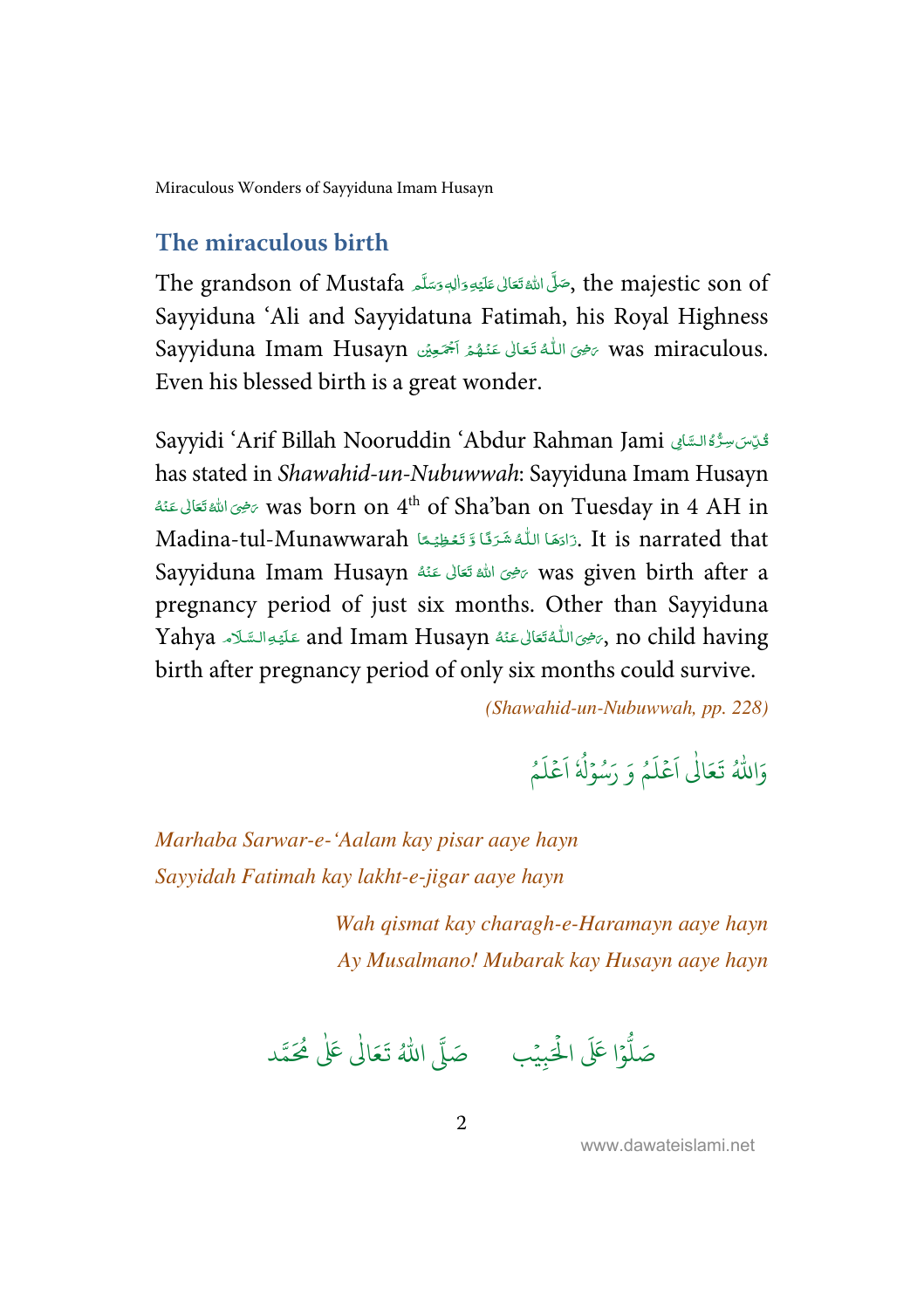## The miraculous birth

The grandson of Mustafa صَلَّى اللهُ تَعَالٰى عَلَيْهِ وَاٰلِهٖ وَسَلَّم, the majestic son of Sayyiduna 'Ali and Sayyidatuna Fatimah, his Royal Highness Sayyiduna Imam Husayn رَضِىَ اللّٰهُ تَعَالٰى عَنْهُمْ اَجْمَعِيْن was miraculous. Even his blessed birth is a great wonder.

Sayyidi 'Arif Billah Nooruddin 'Abdur Rahman Jami قُدِّسَ سِرُّهُ السَّامِى has stated in *Shawahid-un-Nubuwwah*: Sayyiduna Imam Husayn رَضِىَ اللهُ تَعَالٰى عَنْهُ was born on 4th of Sha'ban on Tuesday in 4 AH in Madina-tul-Munawwarah زَادَهَا اللّٰهُ شَرَفًا وَّ تَعْظِيْمًا. It is narrated that Sayyiduna Imam Husayn رَضِىَ اللهُ تَعَالٰى عَنْهُ was given birth after a pregnancy period of just six months. Other than Sayyiduna Yahya عَلَيْهِ السَّلَام and Imam Husayn رَضِىَ اللّٰهُ تَعَالٰى عَنْهُ, no child having birth after pregnancy period of only six months could survive.

*(Shawahid-un-Nubuwwah, pp. 228)*

وَاللّٰهُ تَعَالٰى اَعْلَمُ وَ رَسُوْلُهٗ اَعْلَمُ

*Marhaba Sarwar-e-'Aalam kay pisar aaye hayn*
*Sayyidah Fatimah kay lakht-e-jigar aaye hayn*

*Wah qismat kay charagh-e-Haramayn aaye hayn*
*Ay Musalmano! Mubarak kay Husayn aaye hayn*

صَلُّوْا عَلَى الْحَبِيْب صَلَّى اللّٰهُ تَعَالٰى عَلٰى مُحَمَّد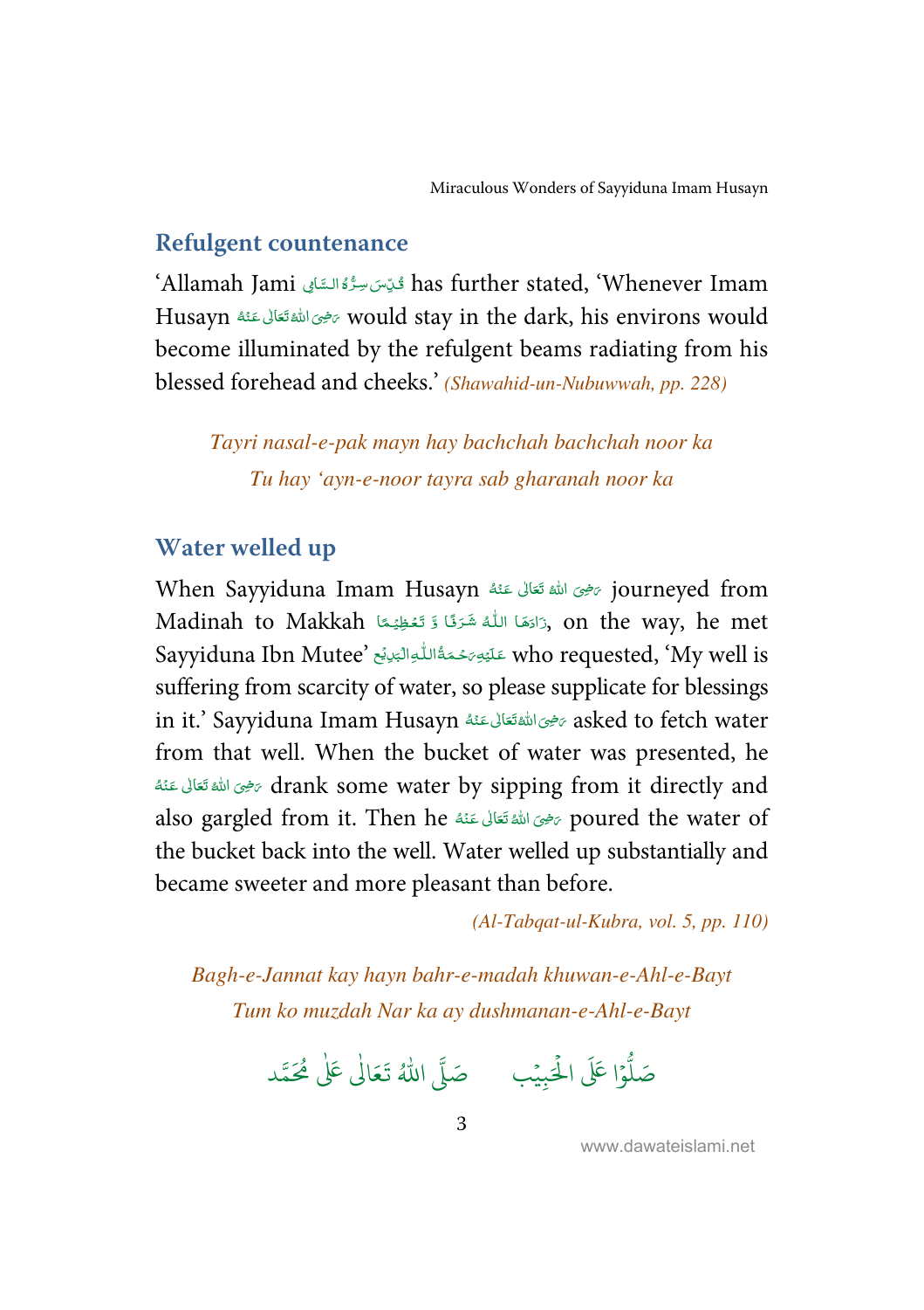## Refulgent countenance

'Allamah Jami قُدِّسَ سِرُّهُ السَّامِي has further stated, 'Whenever Imam Husayn رَضِىَ اللهُ تَعَالٰى عَنْهُ would stay in the dark, his environs would become illuminated by the refulgent beams radiating from his blessed forehead and cheeks.' *(Shawahid-un-Nubuwwah, pp. 228)*

*Tayri nasal-e-pak mayn hay bachchah bachchah noor ka*
*Tu hay 'ayn-e-noor tayra sab gharanah noor ka*

## Water welled up

When Sayyiduna Imam Husayn رَضِىَ اللهُ تَعَالٰى عَنْهُ journeyed from Madinah to Makkah زَادَهَا اللّٰهُ شَرَفًا وَّ تَعْظِيْمًا, on the way, he met Sayyiduna Ibn Mutee' عَلَيْهِ رَحْمَةُ اللّٰهِ الْبَدِيْع who requested, 'My well is suffering from scarcity of water, so please supplicate for blessings in it.' Sayyiduna Imam Husayn رَضِىَ اللهُ تَعَالٰى عَنْهُ asked to fetch water from that well. When the bucket of water was presented, he رَضِىَ اللهُ تَعَالٰى عَنْهُ drank some water by sipping from it directly and also gargled from it. Then he رَضِىَ اللهُ تَعَالٰى عَنْهُ poured the water of the bucket back into the well. Water welled up substantially and became sweeter and more pleasant than before.

*(Al-Tabqat-ul-Kubra, vol. 5, pp. 110)*

*Bagh-e-Jannat kay hayn bahr-e-madah khuwan-e-Ahl-e-Bayt*
*Tum ko muzdah Nar ka ay dushmanan-e-Ahl-e-Bayt*

صَلُّوْا عَلَى الْحَبِيْب صَلَّى اللهُ تَعَالٰى عَلٰى مُحَمَّد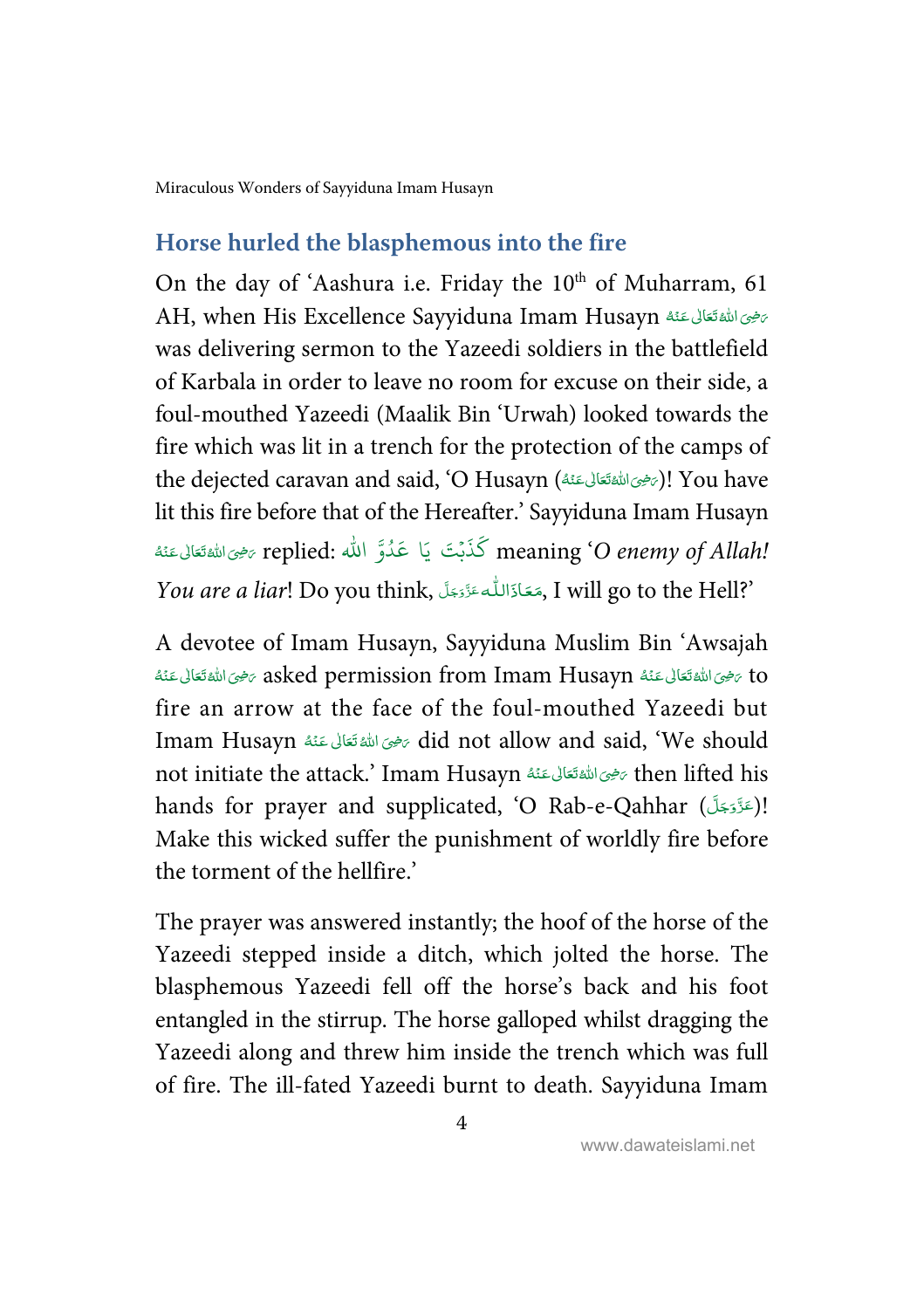## Horse hurled the blasphemous into the fire

On the day of 'Aashura i.e. Friday the 10th of Muharram, 61 AH, when His Excellence Sayyiduna Imam Husayn رَضِیَ اللہُ تَعَالٰی عَنْہُ was delivering sermon to the Yazeedi soldiers in the battlefield of Karbala in order to leave no room for excuse on their side, a foul-mouthed Yazeedi (Maalik Bin 'Urwah) looked towards the fire which was lit in a trench for the protection of the camps of the dejected caravan and said, 'O Husayn (رَضِیَ اللہُ تَعَالٰی عَنْہُ)! You have lit this fire before that of the Hereafter.' Sayyiduna Imam Husayn رَضِیَ اللہُ تَعَالٰی عَنْہُ replied: كَذَبْتَ يَا عَدُوَّ الله meaning '*O enemy of Allah! You are a liar*! Do you think, مَعَاذَاللّٰہ عَزَّوَجَلَّ, I will go to the Hell?'

A devotee of Imam Husayn, Sayyiduna Muslim Bin 'Awsajah رَضِیَ اللہُ تَعَالٰی عَنْہُ asked permission from Imam Husayn رَضِیَ اللہُ تَعَالٰی عَنْہُ to fire an arrow at the face of the foul-mouthed Yazeedi but Imam Husayn رَضِیَ اللہُ تَعَالٰی عَنْہُ did not allow and said, 'We should not initiate the attack.' Imam Husayn رَضِیَ اللہُ تَعَالٰی عَنْہُ then lifted his hands for prayer and supplicated, 'O Rab-e-Qahhar (عَزَّوَجَلَّ)! Make this wicked suffer the punishment of worldly fire before the torment of the hellfire.'

The prayer was answered instantly; the hoof of the horse of the Yazeedi stepped inside a ditch, which jolted the horse. The blasphemous Yazeedi fell off the horse's back and his foot entangled in the stirrup. The horse galloped whilst dragging the Yazeedi along and threw him inside the trench which was full of fire. The ill-fated Yazeedi burnt to death. Sayyiduna Imam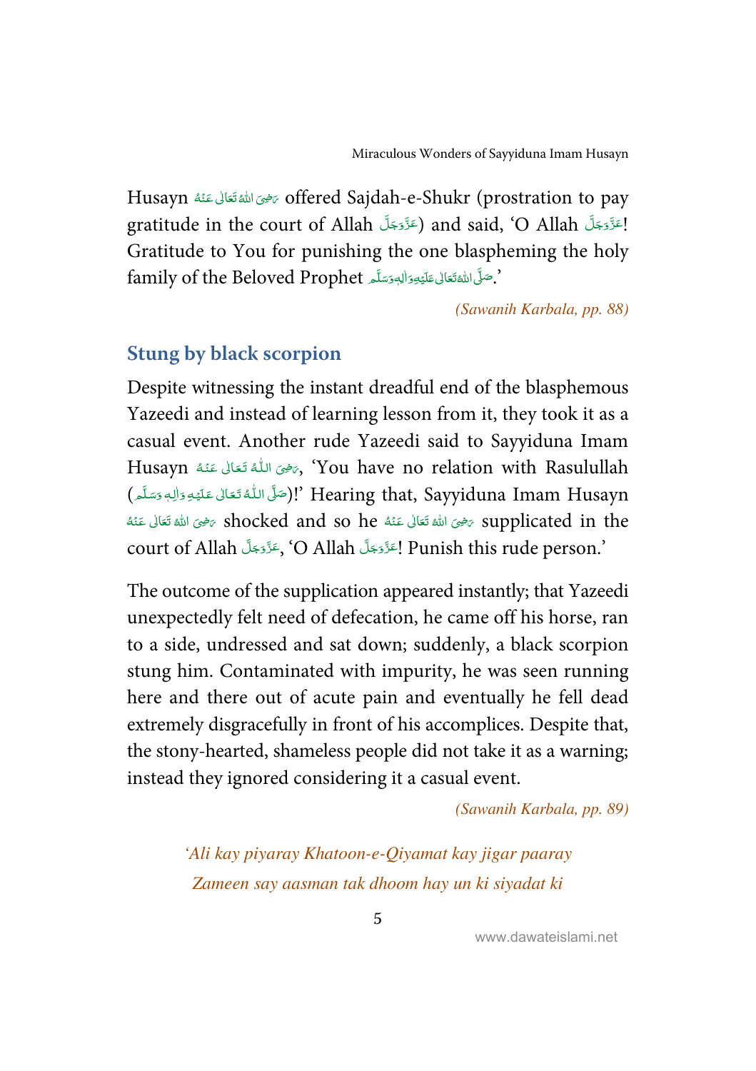Husayn رَضِیَ اللہُ تَعَالٰی عَنْہُ offered Sajdah-e-Shukr (prostration to pay gratitude in the court of Allah عَزَّوَجَلَّ) and said, 'O Allah عَزَّوَجَلَّ! Gratitude to You for punishing the one blaspheming the holy family of the Beloved Prophet صَلَّی اللہُ تَعَالٰی عَلَیْہِ وَاٰلِہٖ وَسَلَّم.'

*(Sawanih Karbala, pp. 88)*

## Stung by black scorpion

Despite witnessing the instant dreadful end of the blasphemous Yazeedi and instead of learning lesson from it, they took it as a casual event. Another rude Yazeedi said to Sayyiduna Imam Husayn رَضِیَ اللّٰہُ تَعَالٰی عَنْہُ, 'You have no relation with Rasulullah (صَلَّی اللّٰہُ تَعَالٰی عَلَیْہِ وَاٰلِہٖ وَسَلَّم)!' Hearing that, Sayyiduna Imam Husayn رَضِیَ اللہ تَعَالٰی عَنْہُ shocked and so he رَضِیَ اللہ تَعَالٰی عَنْہُ supplicated in the court of Allah عَزَّوَجَلَّ, 'O Allah عَزَّوَجَلَّ! Punish this rude person.'

The outcome of the supplication appeared instantly; that Yazeedi unexpectedly felt need of defecation, he came off his horse, ran to a side, undressed and sat down; suddenly, a black scorpion stung him. Contaminated with impurity, he was seen running here and there out of acute pain and eventually he fell dead extremely disgracefully in front of his accomplices. Despite that, the stony-hearted, shameless people did not take it as a warning; instead they ignored considering it a casual event.

*(Sawanih Karbala, pp. 89)*

*'Ali kay piyaray Khatoon-e-Qiyamat kay jigar paaray*
*Zameen say aasman tak dhoom hay un ki siyadat ki*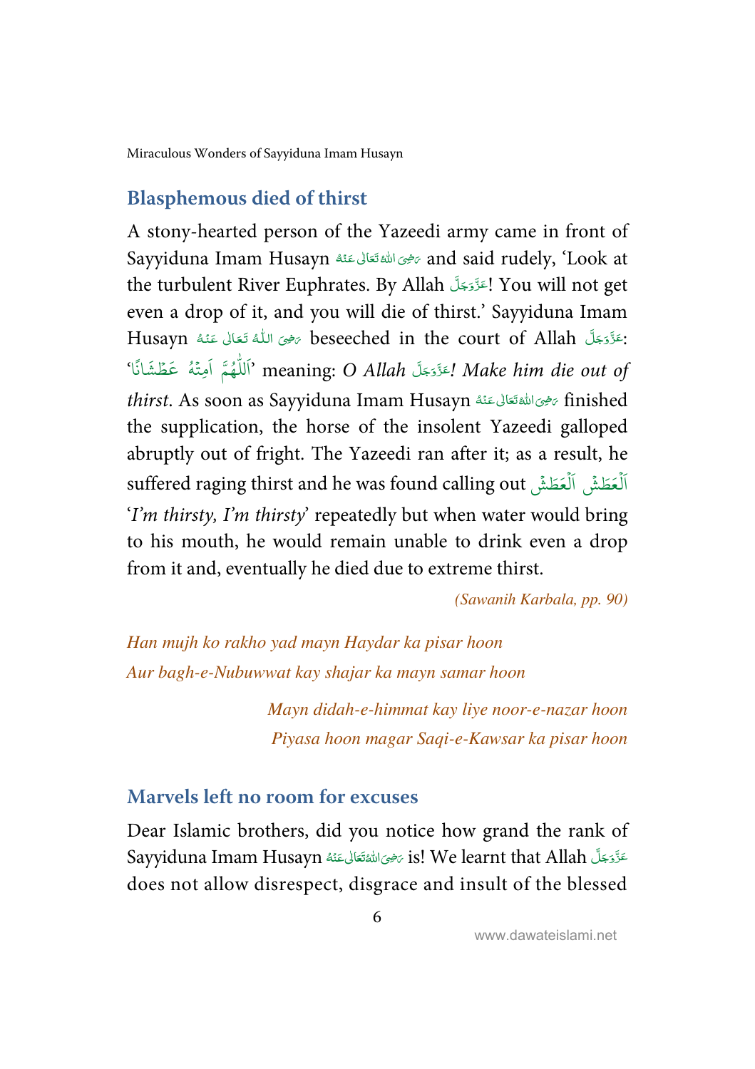## Blasphemous died of thirst

A stony-hearted person of the Yazeedi army came in front of Sayyiduna Imam Husayn رَضِیَ اللهُ تَعَالٰی عَنْهُ and said rudely, 'Look at the turbulent River Euphrates. By Allah عَزَّوَجَلَّ! You will not get even a drop of it, and you will die of thirst.' Sayyiduna Imam Husayn رَضِیَ اللّٰهُ تَعَالٰی عَنْهُ beseeched in the court of Allah عَزَّوَجَلَّ: 'اَللّٰهُمَّ اَمِتْهُ عَطْشَانًا' meaning: *O Allah عَزَّوَجَلَّ! Make him die out of thirst*. As soon as Sayyiduna Imam Husayn رَضِیَ اللهُ تَعَالٰی عَنْهُ finished the supplication, the horse of the insolent Yazeedi galloped abruptly out of fright. The Yazeedi ran after it; as a result, he suffered raging thirst and he was found calling out اَلْعَطَش اَلْعَطَش '*I'm thirsty, I'm thirsty*' repeatedly but when water would bring to his mouth, he would remain unable to drink even a drop from it and, eventually he died due to extreme thirst.

*(Sawanih Karbala, pp. 90)*

*Han mujh ko rakho yad mayn Haydar ka pisar hoon*
*Aur bagh-e-Nubuwwat kay shajar ka mayn samar hoon*

*Mayn didah-e-himmat kay liye noor-e-nazar hoon*
*Piyasa hoon magar Saqi-e-Kawsar ka pisar hoon*

## Marvels left no room for excuses

Dear Islamic brothers, did you notice how grand the rank of Sayyiduna Imam Husayn رَضِیَ اللهُ تَعَالٰی عَنْهُ is! We learnt that Allah عَزَّوَجَلَّ does not allow disrespect, disgrace and insult of the blessed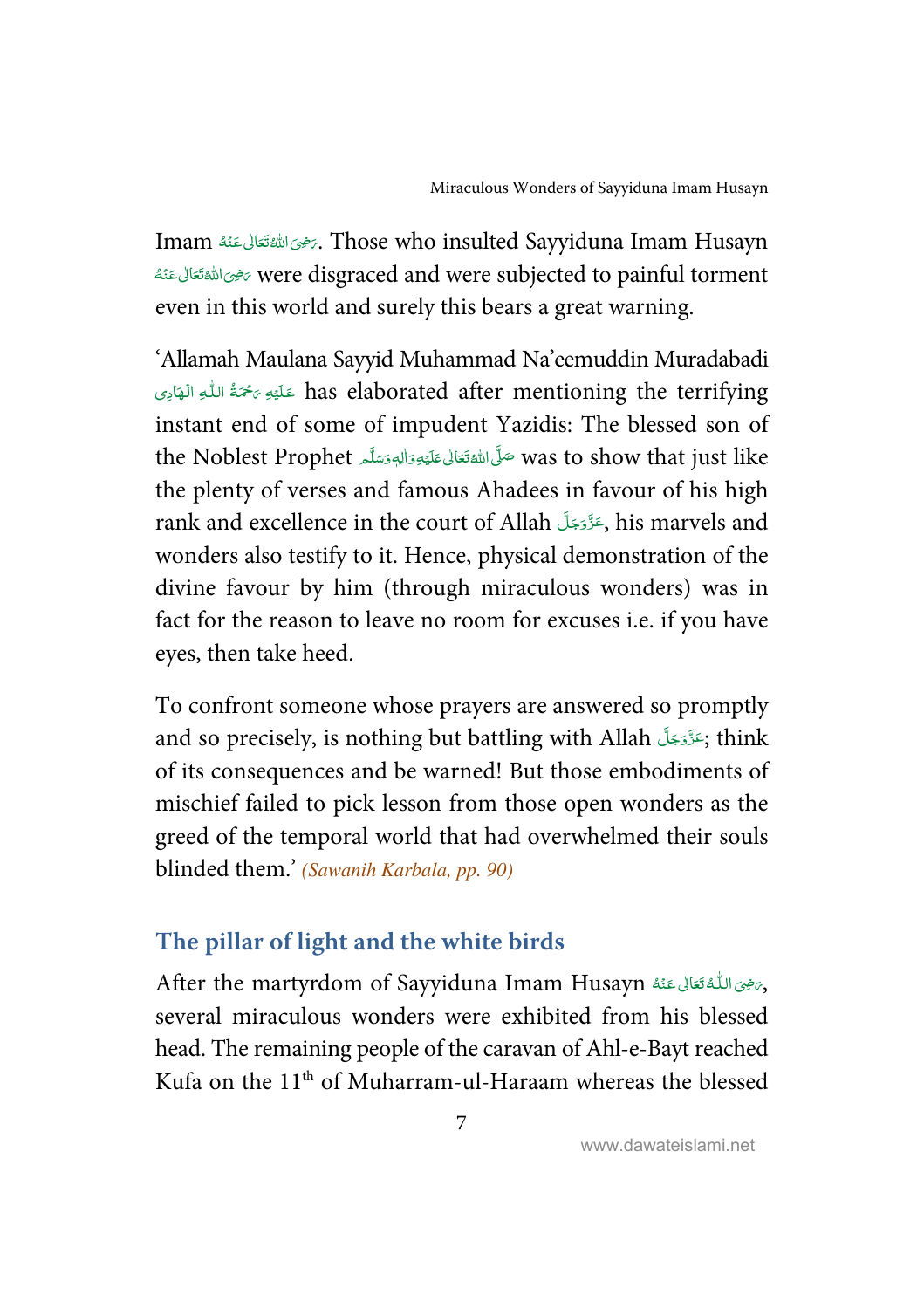Imam رَضِیَ اللّٰہُ تَعَالٰی عَنْہُ. Those who insulted Sayyiduna Imam Husayn رَضِیَ اللّٰہُ تَعَالٰی عَنْہُ were disgraced and were subjected to painful torment even in this world and surely this bears a great warning.

'Allamah Maulana Sayyid Muhammad Na'eemuddin Muradabadi عَلَیْہِ رَحْمَۃُ اللّٰہِ الْہَادِی has elaborated after mentioning the terrifying instant end of some of impudent Yazidis: The blessed son of the Noblest Prophet صَلَّی اللّٰہُ تَعَالٰی عَلَیْہِ وَاٰلِہٖ وَسَلَّم was to show that just like the plenty of verses and famous Ahadees in favour of his high rank and excellence in the court of Allah عَزَّوَجَلَّ, his marvels and wonders also testify to it. Hence, physical demonstration of the divine favour by him (through miraculous wonders) was in fact for the reason to leave no room for excuses i.e. if you have eyes, then take heed.

To confront someone whose prayers are answered so promptly and so precisely, is nothing but battling with Allah عَزَّوَجَلَّ; think of its consequences and be warned! But those embodiments of mischief failed to pick lesson from those open wonders as the greed of the temporal world that had overwhelmed their souls blinded them.' *(Sawanih Karbala, pp. 90)*

## The pillar of light and the white birds

After the martyrdom of Sayyiduna Imam Husayn رَضِیَ اللّٰہُ تَعَالٰی عَنْہُ, several miraculous wonders were exhibited from his blessed head. The remaining people of the caravan of Ahl-e-Bayt reached Kufa on the 11th of Muharram-ul-Haraam whereas the blessed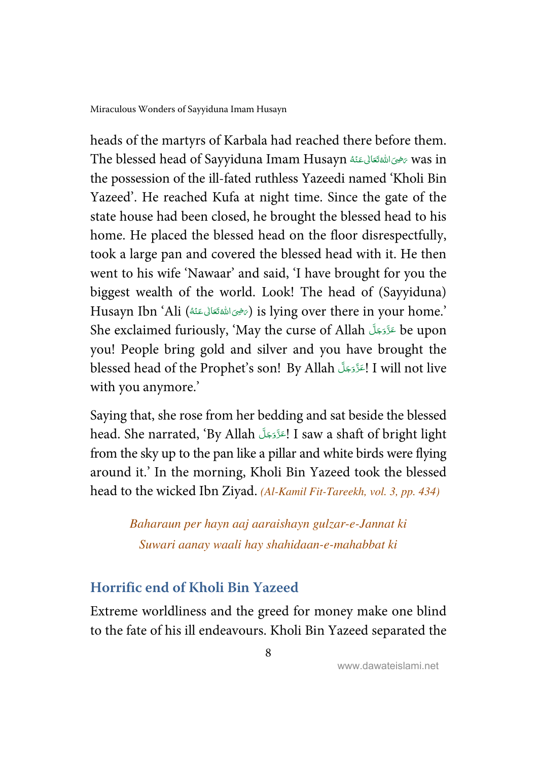heads of the martyrs of Karbala had reached there before them. The blessed head of Sayyiduna Imam Husayn رَضِیَ اللّٰہُ تَعَالٰی عَنْہُ was in the possession of the ill-fated ruthless Yazeedi named 'Kholi Bin Yazeed'. He reached Kufa at night time. Since the gate of the state house had been closed, he brought the blessed head to his home. He placed the blessed head on the floor disrespectfully, took a large pan and covered the blessed head with it. He then went to his wife 'Nawaar' and said, 'I have brought for you the biggest wealth of the world. Look! The head of (Sayyiduna) Husayn Ibn 'Ali (رَضِیَ اللّٰہُ تَعَالٰی عَنْہُ) is lying over there in your home.' She exclaimed furiously, 'May the curse of Allah عَزَّوَجَلَّ be upon you! People bring gold and silver and you have brought the blessed head of the Prophet's son! By Allah عَزَّوَجَلَّ! I will not live with you anymore.'

Saying that, she rose from her bedding and sat beside the blessed head. She narrated, 'By Allah عَزَّوَجَلَّ! I saw a shaft of bright light from the sky up to the pan like a pillar and white birds were flying around it.' In the morning, Kholi Bin Yazeed took the blessed head to the wicked Ibn Ziyad. *(Al-Kamil Fit-Tareekh, vol. 3, pp. 434)*

*Baharaun per hayn aaj aaraishayn gulzar-e-Jannat ki*
*Suwari aanay waali hay shahidaan-e-mahabbat ki*

## Horrific end of Kholi Bin Yazeed

Extreme worldliness and the greed for money make one blind to the fate of his ill endeavours. Kholi Bin Yazeed separated the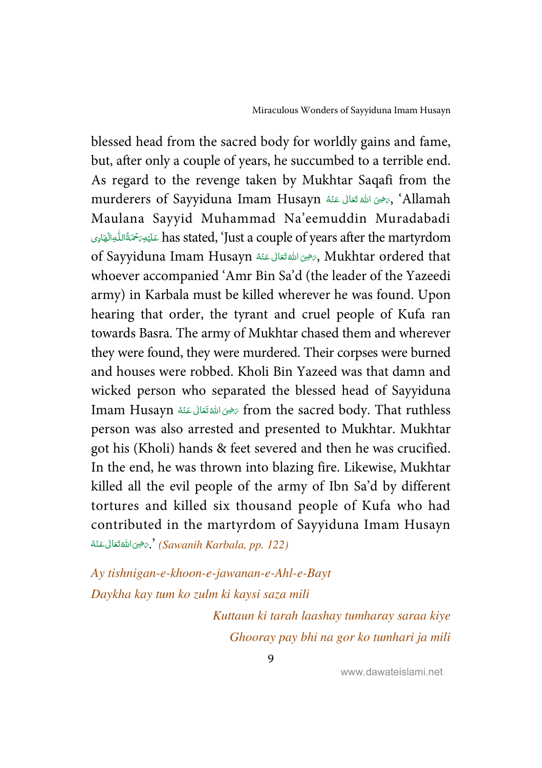blessed head from the sacred body for worldly gains and fame, but, after only a couple of years, he succumbed to a terrible end. As regard to the revenge taken by Mukhtar Saqafi from the murderers of Sayyiduna Imam Husayn رَضِیَ اللهُ تَعَالٰی عَنْهُ, 'Allamah Maulana Sayyid Muhammad Na'eemuddin Muradabadi عَلَیْہِ رَحْمَۃُ اللّٰہِ الْہَادِی has stated, 'Just a couple of years after the martyrdom of Sayyiduna Imam Husayn رَضِیَ اللهُ تَعَالٰی عَنْهُ, Mukhtar ordered that whoever accompanied 'Amr Bin Sa'd (the leader of the Yazeedi army) in Karbala must be killed wherever he was found. Upon hearing that order, the tyrant and cruel people of Kufa ran towards Basra. The army of Mukhtar chased them and wherever they were found, they were murdered. Their corpses were burned and houses were robbed. Kholi Bin Yazeed was that damn and wicked person who separated the blessed head of Sayyiduna Imam Husayn رَضِیَ اللهُ تَعَالٰی عَنْهُ from the sacred body. That ruthless person was also arrested and presented to Mukhtar. Mukhtar got his (Kholi) hands & feet severed and then he was crucified. In the end, he was thrown into blazing fire. Likewise, Mukhtar killed all the evil people of the army of Ibn Sa'd by different tortures and killed six thousand people of Kufa who had contributed in the martyrdom of Sayyiduna Imam Husayn رَضِیَ اللهُ تَعَالٰی عَنْهُ.' *(Sawanih Karbala, pp. 122)*

*Ay tishnigan-e-khoon-e-jawanan-e-Ahl-e-Bayt*
*Daykha kay tum ko zulm ki kaysi saza mili*

*Kuttaun ki tarah laashay tumharay saraa kiye*
*Ghooray pay bhi na gor ko tumhari ja mili*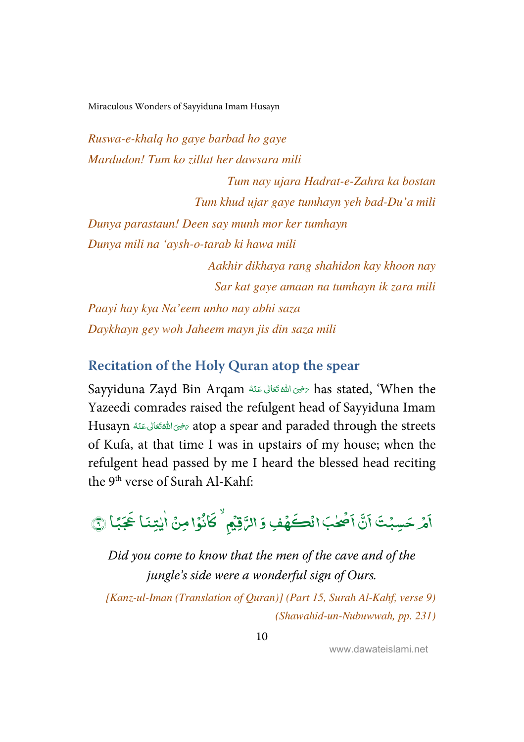*Ruswa-e-khalq ho gaye barbad ho gaye*
*Mardudon! Tum ko zillat her dawsara mili*

*Tum nay ujara Hadrat-e-Zahra ka bostan*
*Tum khud ujar gaye tumhayn yeh bad-Du'a mili*

*Dunya parastaun! Deen say munh mor ker tumhayn*
*Dunya mili na 'aysh-o-tarab ki hawa mili*

*Aakhir dikhaya rang shahidon kay khoon nay*
*Sar kat gaye amaan na tumhayn ik zara mili*

*Paayi hay kya Na'eem unho nay abhi saza*
*Daykhayn gey woh Jaheem mayn jis din saza mili*

## Recitation of the Holy Quran atop the spear

Sayyiduna Zayd Bin Arqam رَضِیَ اللّٰہُ تَعَالٰی عَنۡہُ has stated, 'When the Yazeedi comrades raised the refulgent head of Sayyiduna Imam Husayn رَضِیَ اللّٰہُ تَعَالٰی عَنۡہُ atop a spear and paraded through the streets of Kufa, at that time I was in upstairs of my house; when the refulgent head passed by me I heard the blessed head reciting the 9th verse of Surah Al-Kahf:

اَمۡ حَسِبۡتَ اَنَّ اَصۡحٰبَ الۡکَہۡفِ وَ الرَّقِیۡمِ ۙ کَانُوۡا مِنۡ اٰیٰتِنَا عَجَبًا ﴿۹﴾

*Did you come to know that the men of the cave and of the jungle's side were a wonderful sign of Ours.*

*[Kanz-ul-Iman (Translation of Quran)] (Part 15, Surah Al-Kahf, verse 9)*
*(Shawahid-un-Nubuwwah, pp. 231)*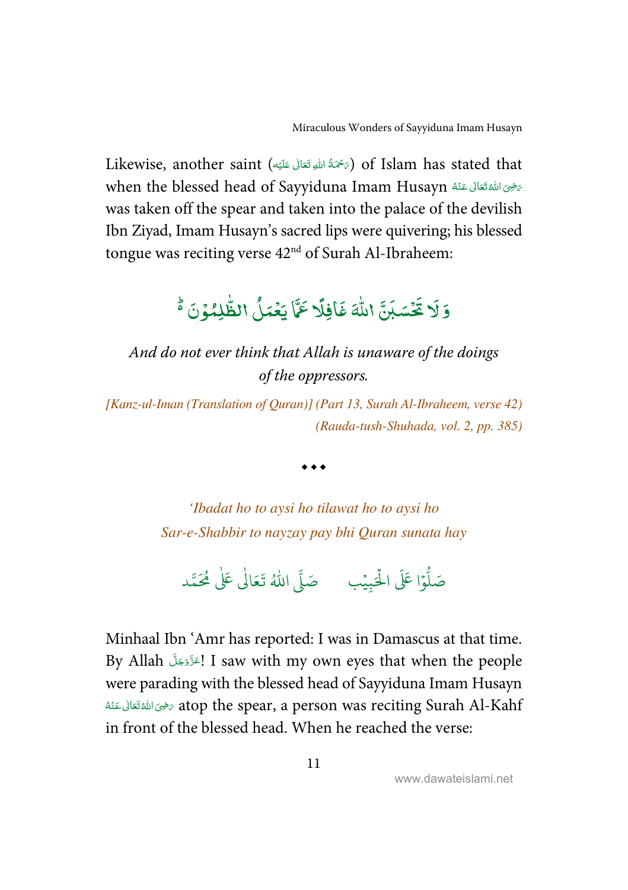Likewise, another saint (رَحْمَةُ اللهِ تَعَالٰی عَلَيْه) of Islam has stated that when the blessed head of Sayyiduna Imam Husayn رَضِیَ اللهُ تَعَالٰی عَنْهُ was taken off the spear and taken into the palace of the devilish Ibn Ziyad, Imam Husayn's sacred lips were quivering; his blessed tongue was reciting verse 42nd of Surah Al-Ibraheem:

وَ لَا تَحْسَبَنَّ اللّٰهَ غَافِلًا عَمَّا يَعْمَلُ الظّٰلِمُوْنَ ۬ؕ

*And do not ever think that Allah is unaware of the doings of the oppressors.*

*[Kanz-ul-Iman (Translation of Quran)] (Part 13, Surah Al-Ibraheem, verse 42)*
*(Rauda-tush-Shuhada, vol. 2, pp. 385)*

◆ ◆ ◆

*'Ibadat ho to aysi ho tilawat ho to aysi ho*
*Sar-e-Shabbir to nayzay pay bhi Quran sunata hay*

صَلُّوْا عَلَى الْحَبِيْب صَلَّى اللّٰهُ تَعَالٰى عَلٰى مُحَمَّد

Minhaal Ibn 'Amr has reported: I was in Damascus at that time. By Allah عَزَّوَجَلَّ! I saw with my own eyes that when the people were parading with the blessed head of Sayyiduna Imam Husayn رَضِیَ اللهُ تَعَالٰی عَنْهُ atop the spear, a person was reciting Surah Al-Kahf in front of the blessed head. When he reached the verse: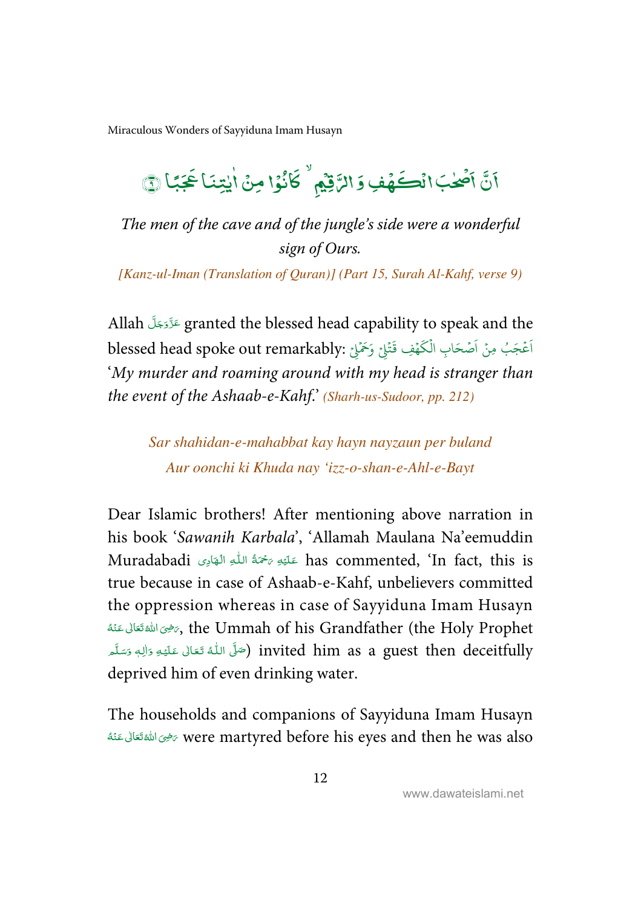اَنَّ اَصۡحٰبَ الۡکَہۡفِ وَ الرَّقِیۡمِ ۙ کَانُوۡا مِنۡ اٰیٰتِنَا عَجَبًا ﴿۹﴾

*The men of the cave and of the jungle's side were a wonderful sign of Ours.*

*[Kanz-ul-Iman (Translation of Quran)] (Part 15, Surah Al-Kahf, verse 9)*

Allah عَزَّوَجَلَّ granted the blessed head capability to speak and the blessed head spoke out remarkably: اَعْجَبُ مِنْ اَصْحَابِ الْكَهْفِ قَتْلِيْ وَحَمْلِيْ '*My murder and roaming around with my head is stranger than the event of the Ashaab-e-Kahf.*' *(Sharh-us-Sudoor, pp. 212)*

*Sar shahidan-e-mahabbat kay hayn nayzaun per buland*
*Aur oonchi ki Khuda nay 'izz-o-shan-e-Ahl-e-Bayt*

Dear Islamic brothers! After mentioning above narration in his book '*Sawanih Karbala*', 'Allamah Maulana Na'eemuddin Muradabadi عَلَيْهِ رَحْمَةُ اللّٰهِ الْهَادِى has commented, 'In fact, this is true because in case of Ashaab-e-Kahf, unbelievers committed the oppression whereas in case of Sayyiduna Imam Husayn رَضِیَ اللّٰهُ تَعَالٰی عَنْهُ, the Ummah of his Grandfather (the Holy Prophet صَلَّى اللّٰهُ تَعَالٰى عَلَيْهِ وَاٰلِهٖ وَسَلَّم) invited him as a guest then deceitfully deprived him of even drinking water.

The households and companions of Sayyiduna Imam Husayn رَضِیَ اللّٰهُ تَعَالٰی عَنْهُ were martyred before his eyes and then he was also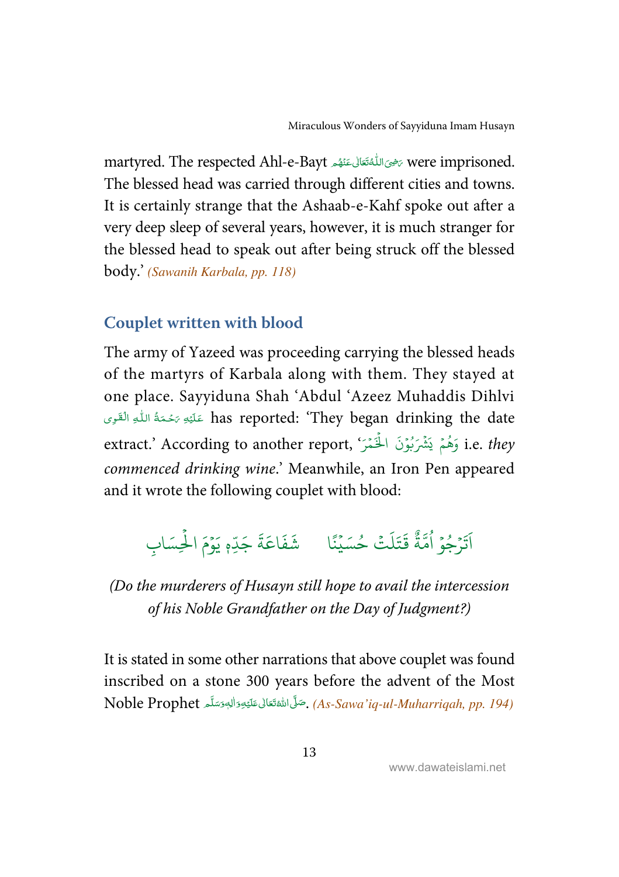martyred. The respected Ahl-e-Bayt رَضِیَ اللّٰہُ تَعَالٰی عَنۡہُم were imprisoned. The blessed head was carried through different cities and towns. It is certainly strange that the Ashaab-e-Kahf spoke out after a very deep sleep of several years, however, it is much stranger for the blessed head to speak out after being struck off the blessed body.' *(Sawanih Karbala, pp. 118)*

## Couplet written with blood

The army of Yazeed was proceeding carrying the blessed heads of the martyrs of Karbala along with them. They stayed at one place. Sayyiduna Shah 'Abdul 'Azeez Muhaddis Dihlvi عَلَیۡہِ رَحۡمَۃُ اللّٰہِ الۡقَوِی has reported: 'They began drinking the date extract.' According to another report, 'وَهُمْ يَشْرَبُوْنَ الْخَمْرَ' i.e. *they commenced drinking wine*.' Meanwhile, an Iron Pen appeared and it wrote the following couplet with blood:

اَتَرْجُوْ اُمَّةٌ قَتَلَتْ حُسَيْنًا &nbsp;&nbsp;&nbsp; شَفَاعَةَ جَدِّهٖ يَوْمَ الْحِسَابِ

*(Do the murderers of Husayn still hope to avail the intercession of his Noble Grandfather on the Day of Judgment?)*

It is stated in some other narrations that above couplet was found inscribed on a stone 300 years before the advent of the Most Noble Prophet صَلَّی اللّٰہُ تَعَالٰی عَلَیۡہِ وَاٰلِہٖ وَسَلَّم. *(As-Sawa'iq-ul-Muharriqah, pp. 194)*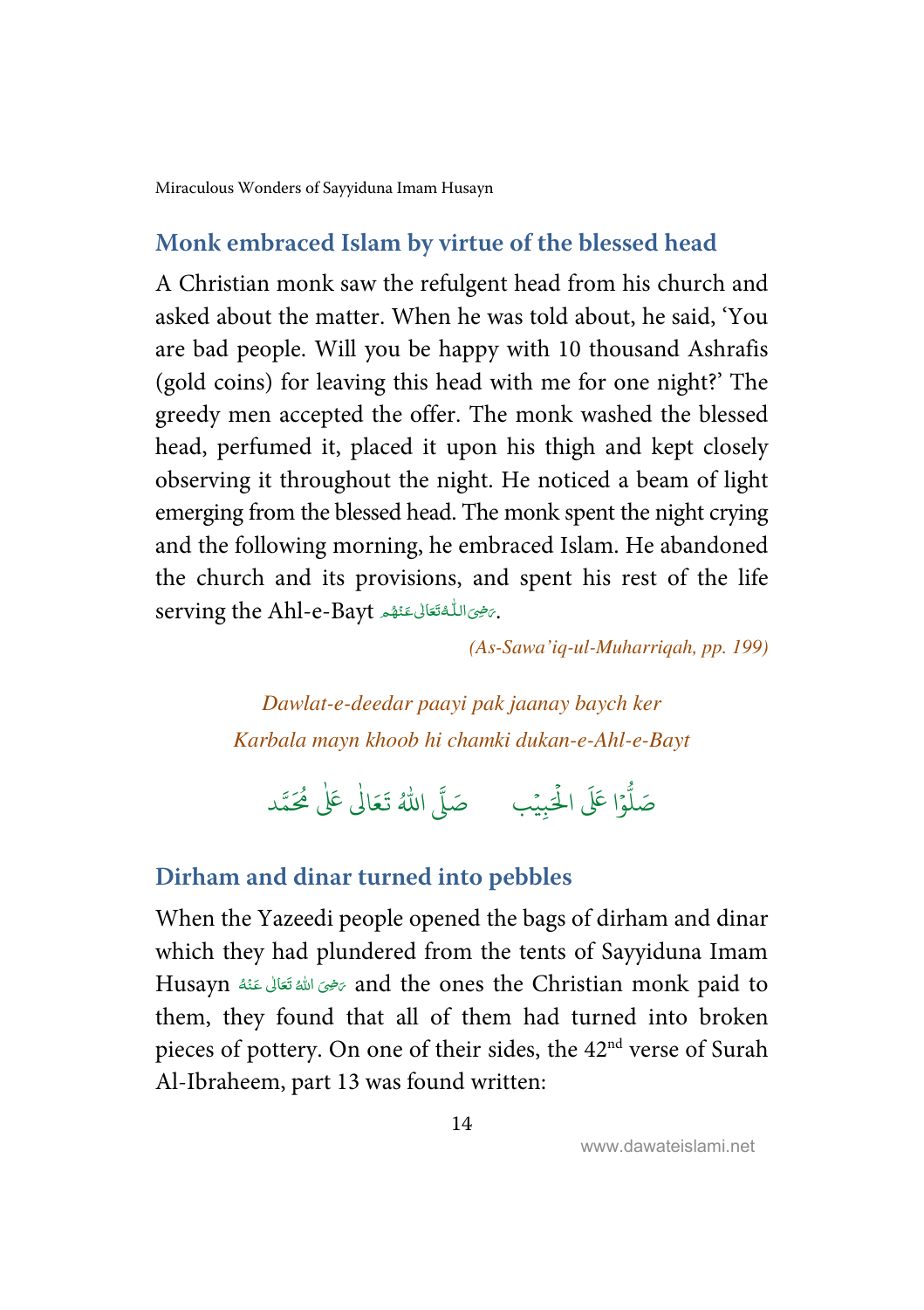## Monk embraced Islam by virtue of the blessed head

A Christian monk saw the refulgent head from his church and asked about the matter. When he was told about, he said, 'You are bad people. Will you be happy with 10 thousand Ashrafis (gold coins) for leaving this head with me for one night?' The greedy men accepted the offer. The monk washed the blessed head, perfumed it, placed it upon his thigh and kept closely observing it throughout the night. He noticed a beam of light emerging from the blessed head. The monk spent the night crying and the following morning, he embraced Islam. He abandoned the church and its provisions, and spent his rest of the life serving the Ahl-e-Bayt رَضِیَ اللّٰہُ تَعَالٰی عَنۡھُم.

*(As-Sawa'iq-ul-Muharriqah, pp. 199)*

*Dawlat-e-deedar paayi pak jaanay baych ker*
*Karbala mayn khoob hi chamki dukan-e-Ahl-e-Bayt*

صَلُّوۡا عَلَی الۡحَبِیۡب صَلَّی اللّٰہُ تَعَالٰی عَلٰی مُحَمَّد

## Dirham and dinar turned into pebbles

When the Yazeedi people opened the bags of dirham and dinar which they had plundered from the tents of Sayyiduna Imam Husayn رَضِیَ اللّٰہُ تَعَالٰی عَنۡہُ and the ones the Christian monk paid to them, they found that all of them had turned into broken pieces of pottery. On one of their sides, the 42nd verse of Surah Al-Ibraheem, part 13 was found written: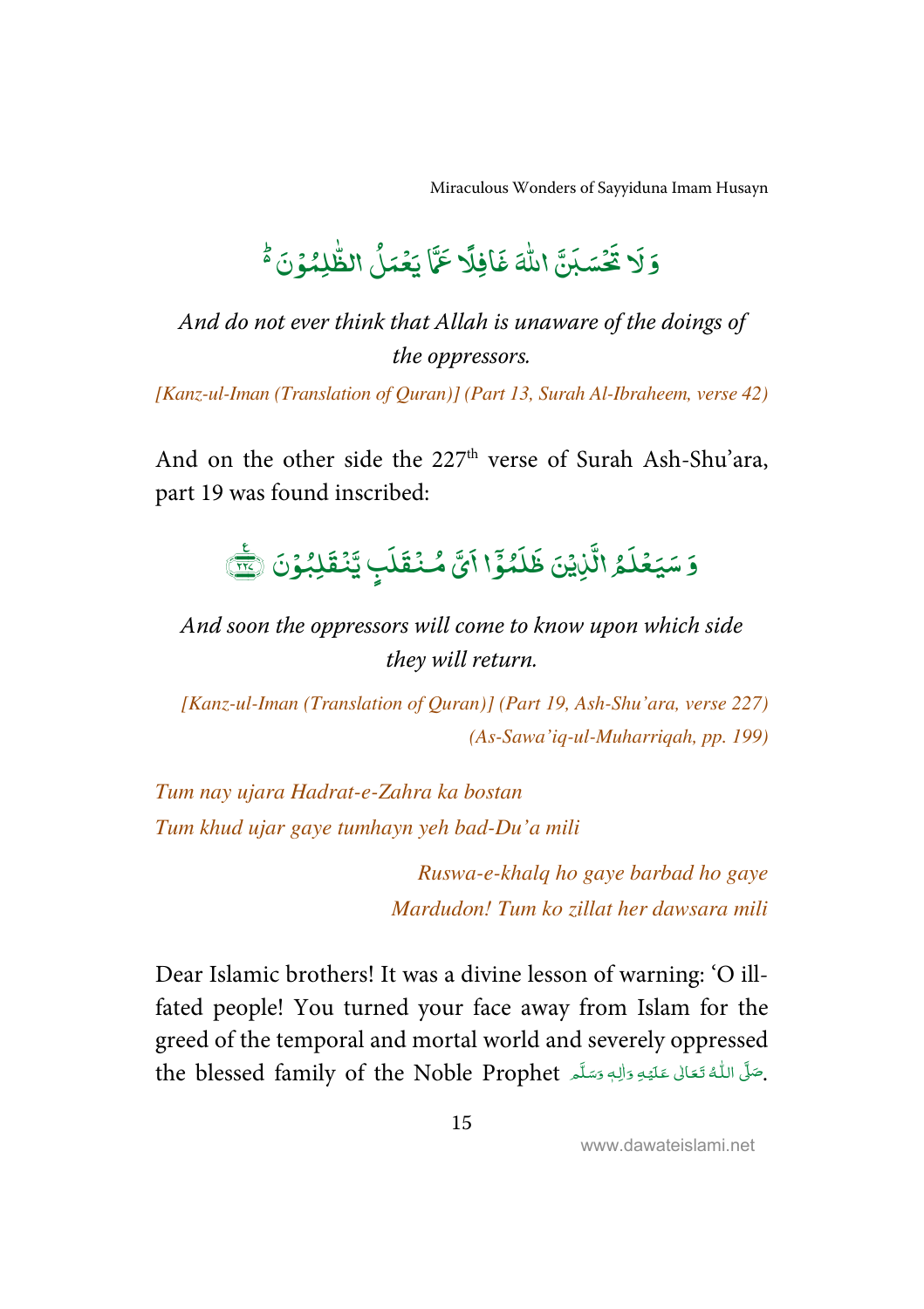وَلَا تَحْسَبَنَّ اللّٰهَ غَافِلًا عَمَّا يَعْمَلُ الظّٰلِمُوْنَ ۬ؕ

*And do not ever think that Allah is unaware of the doings of the oppressors.*

*[Kanz-ul-Iman (Translation of Quran)] (Part 13, Surah Al-Ibraheem, verse 42)*

And on the other side the 227th verse of Surah Ash-Shu'ara, part 19 was found inscribed:

وَ سَيَعْلَمُ الَّذِيْنَ ظَلَمُوْۤا اَيَّ مُنْقَلَبٍ يَّنْقَلِبُوْنَ ﴿۲۲۷﴾

*And soon the oppressors will come to know upon which side they will return.*

*[Kanz-ul-Iman (Translation of Quran)] (Part 19, Ash-Shu'ara, verse 227)*
*(As-Sawa'iq-ul-Muharriqah, pp. 199)*

*Tum nay ujara Hadrat-e-Zahra ka bostan*
*Tum khud ujar gaye tumhayn yeh bad-Du'a mili*

*Ruswa-e-khalq ho gaye barbad ho gaye*
*Mardudon! Tum ko zillat her dawsara mili*

Dear Islamic brothers! It was a divine lesson of warning: 'O ill-fated people! You turned your face away from Islam for the greed of the temporal and mortal world and severely oppressed the blessed family of the Noble Prophet صَلَّى اللّٰهُ تَعَالٰى عَلَيْهِ وَاٰلِهٖ وَسَلَّم.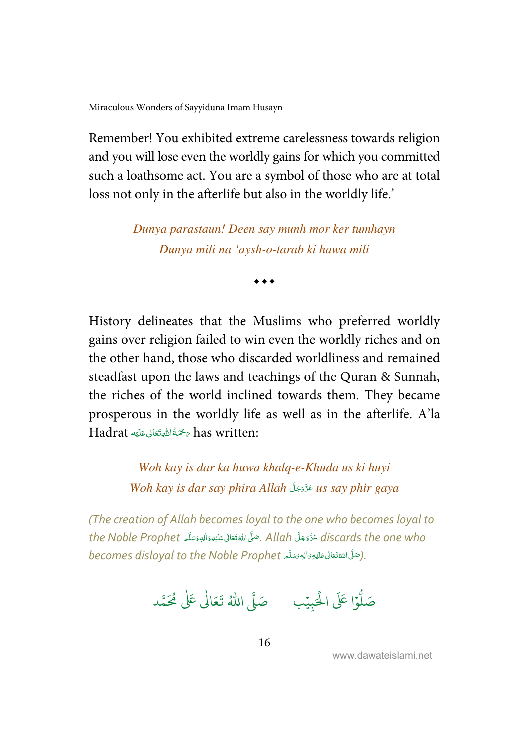Remember! You exhibited extreme carelessness towards religion and you will lose even the worldly gains for which you committed such a loathsome act. You are a symbol of those who are at total loss not only in the afterlife but also in the worldly life.'

*Dunya parastaun! Deen say munh mor ker tumhayn*
*Dunya mili na 'aysh-o-tarab ki hawa mili*

◆ ◆ ◆

History delineates that the Muslims who preferred worldly gains over religion failed to win even the worldly riches and on the other hand, those who discarded worldliness and remained steadfast upon the laws and teachings of the Quran & Sunnah, the riches of the world inclined towards them. They became prosperous in the worldly life as well as in the afterlife. A'la Hadrat رَحْمَةُ اللهِ تَعَالٰى عَلَيْه has written:

*Woh kay is dar ka huwa khalq-e-Khuda us ki huyi*
*Woh kay is dar say phira Allah عَزَّوَجَلَّ us say phir gaya*

*(The creation of Allah becomes loyal to the one who becomes loyal to the Noble Prophet صَلَّى اللهُ تَعَالٰى عَلَيْهِ وَاٰلِهٖ وَسَلَّم. Allah عَزَّوَجَلَّ discards the one who becomes disloyal to the Noble Prophet صَلَّى اللهُ تَعَالٰى عَلَيْهِ وَاٰلِهٖ وَسَلَّم).*

صَلُّوْا عَلَى الْحَبِيْب صَلَّى اللهُ تَعَالٰى عَلٰى مُحَمَّد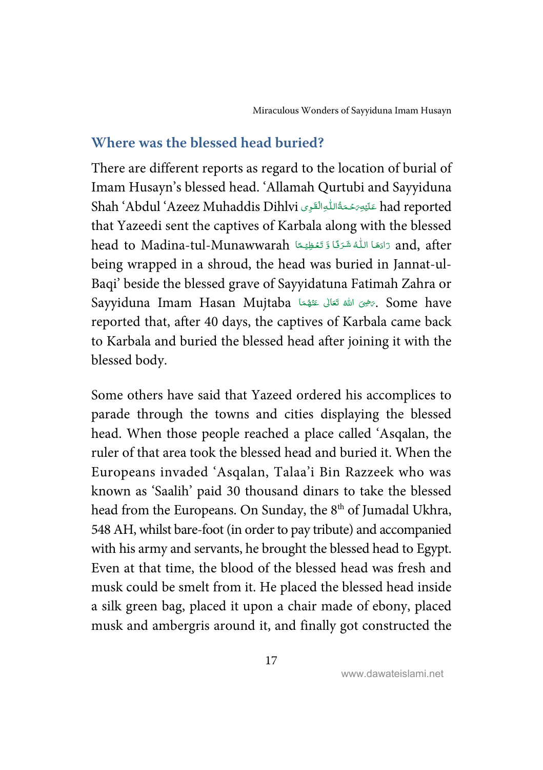## Where was the blessed head buried?

There are different reports as regard to the location of burial of Imam Husayn's blessed head. 'Allamah Qurtubi and Sayyiduna Shah 'Abdul 'Azeez Muhaddis Dihlvi عَلَيۡهِ رَحۡمَةُ اللّٰهِ الۡقَوِی had reported that Yazeedi sent the captives of Karbala along with the blessed head to Madina-tul-Munawwarah زَادَهَا اللّٰهُ شَرَفًا وَّ تَعۡظِيۡمًا and, after being wrapped in a shroud, the head was buried in Jannat-ul-Baqi' beside the blessed grave of Sayyidatuna Fatimah Zahra or Sayyiduna Imam Hasan Mujtaba رَضِیَ اللهُ تَعَالٰی عَنۡهُمَا. Some have reported that, after 40 days, the captives of Karbala came back to Karbala and buried the blessed head after joining it with the blessed body.

Some others have said that Yazeed ordered his accomplices to parade through the towns and cities displaying the blessed head. When those people reached a place called 'Asqalan, the ruler of that area took the blessed head and buried it. When the Europeans invaded 'Asqalan, Talaa'i Bin Razzeek who was known as 'Saalih' paid 30 thousand dinars to take the blessed head from the Europeans. On Sunday, the 8th of Jumadal Ukhra, 548 AH, whilst bare-foot (in order to pay tribute) and accompanied with his army and servants, he brought the blessed head to Egypt. Even at that time, the blood of the blessed head was fresh and musk could be smelt from it. He placed the blessed head inside a silk green bag, placed it upon a chair made of ebony, placed musk and ambergris around it, and finally got constructed the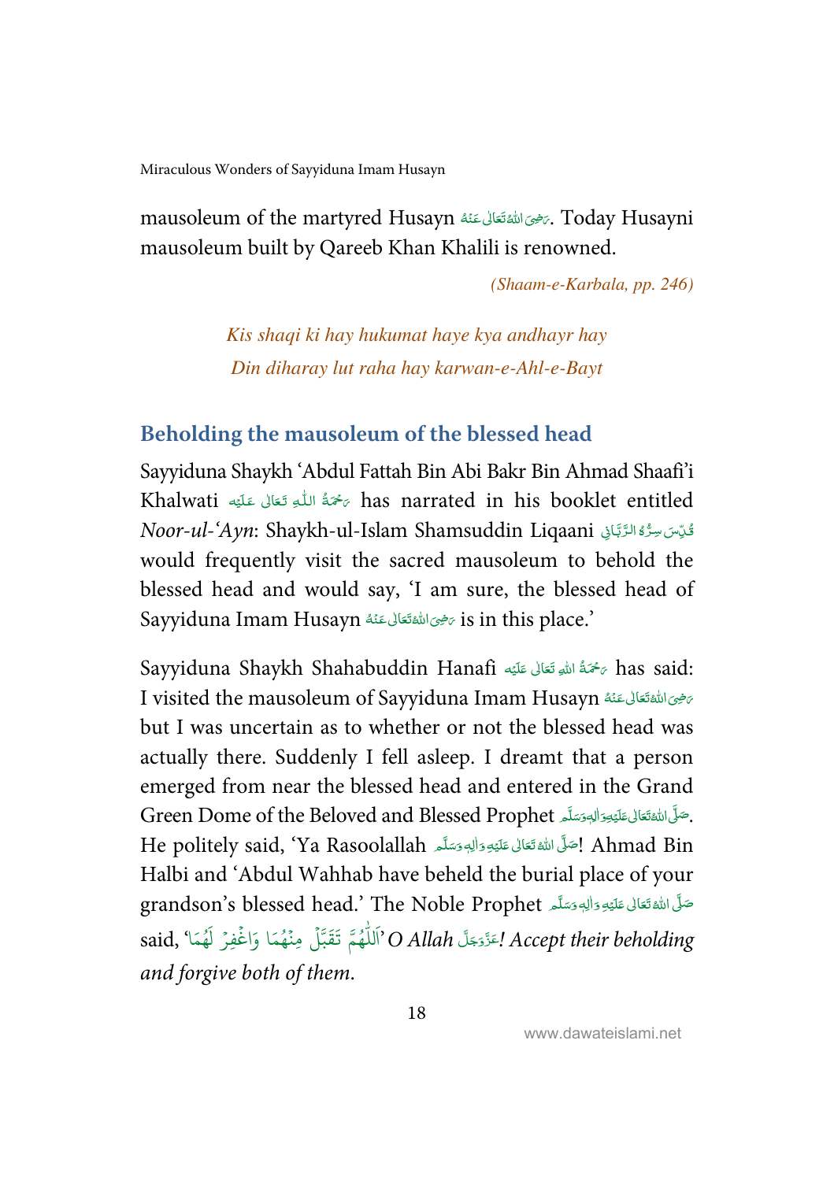mausoleum of the martyred Husayn رَضِیَ اللّٰہُ تَعَالٰی عَنْہُ. Today Husayni mausoleum built by Qareeb Khan Khalili is renowned.

*(Shaam-e-Karbala, pp. 246)*

*Kis shaqi ki hay hukumat haye kya andhayr hay*
*Din diharay lut raha hay karwan-e-Ahl-e-Bayt*

## Beholding the mausoleum of the blessed head

Sayyiduna Shaykh 'Abdul Fattah Bin Abi Bakr Bin Ahmad Shaafi'i Khalwati رَحْمَۃُ اللّٰہِ تَعَالٰی عَلَیْہ has narrated in his booklet entitled *Noor-ul-'Ayn*: Shaykh-ul-Islam Shamsuddin Liqaani قُدِّسَ سِرُّہُ الرَّبَّانِی would frequently visit the sacred mausoleum to behold the blessed head and would say, 'I am sure, the blessed head of Sayyiduna Imam Husayn رَضِیَ اللّٰہُ تَعَالٰی عَنْہُ is in this place.'

Sayyiduna Shaykh Shahabuddin Hanafi رَحْمَۃُ اللّٰہِ تَعَالٰی عَلَیْہ has said: I visited the mausoleum of Sayyiduna Imam Husayn رَضِیَ اللّٰہُ تَعَالٰی عَنْہُ but I was uncertain as to whether or not the blessed head was actually there. Suddenly I fell asleep. I dreamt that a person emerged from near the blessed head and entered in the Grand Green Dome of the Beloved and Blessed Prophet صَلَّی اللّٰہُ تَعَالٰی عَلَیْہِ وَاٰلِہٖ وَسَلَّم. He politely said, 'Ya Rasoolallah صَلَّی اللّٰہُ تَعَالٰی عَلَیْہِ وَاٰلِہٖ وَسَلَّم! Ahmad Bin Halbi and 'Abdul Wahhab have beheld the burial place of your grandson's blessed head.' The Noble Prophet صَلَّی اللّٰہُ تَعَالٰی عَلَیْہِ وَاٰلِہٖ وَسَلَّم said, 'اَللّٰھُمَّ تَقَبَّلْ مِنْھُمَا وَاغْفِرْ لَھُمَا' *O Allah* عَزَّوَجَلَّ*! Accept their beholding and forgive both of them.*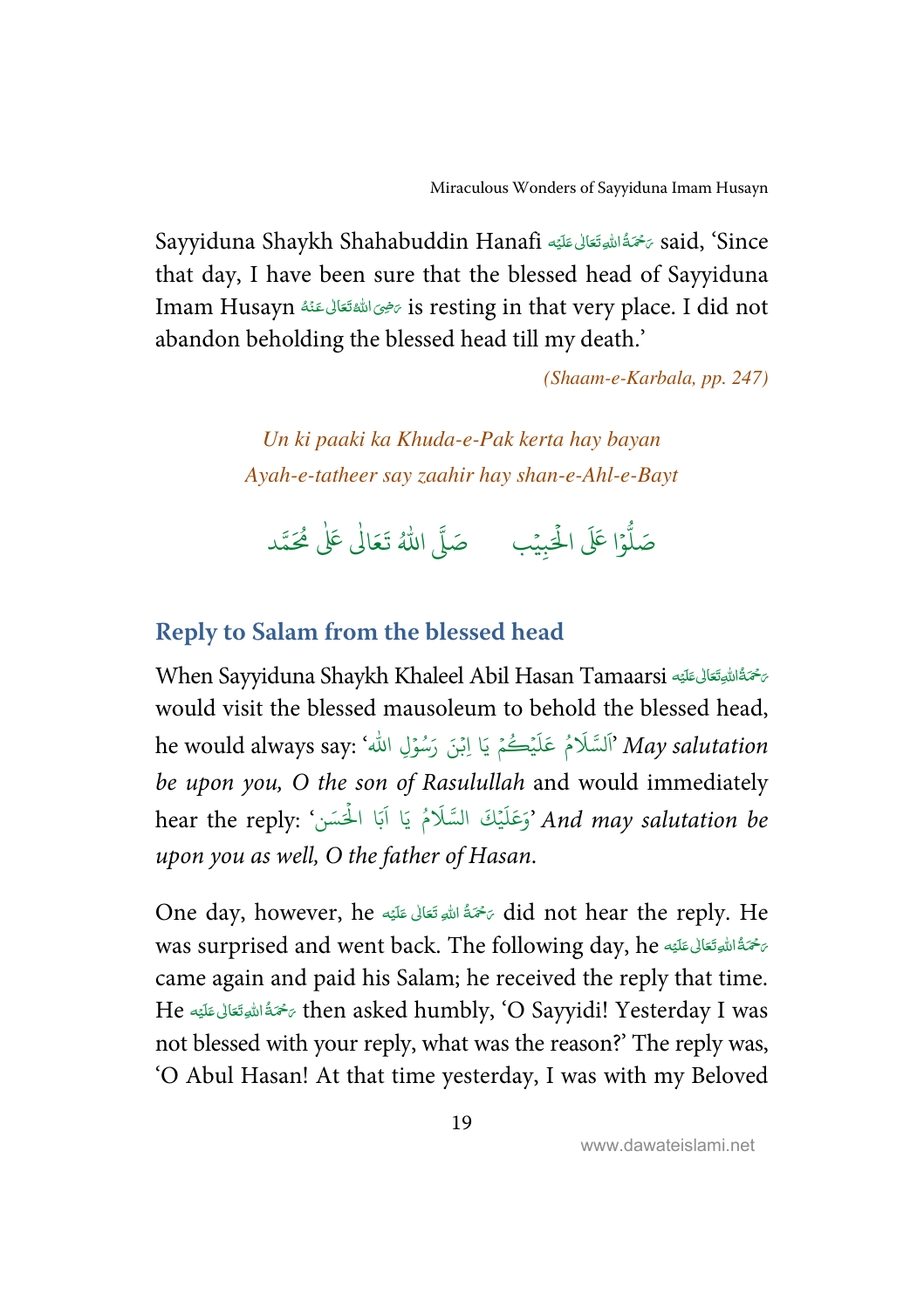Sayyiduna Shaykh Shahabuddin Hanafi رَحْمَةُ اللهِ تَعَالٰى عَلَيْه said, 'Since that day, I have been sure that the blessed head of Sayyiduna Imam Husayn رَضِىَ اللهُ تَعَالٰى عَنْهُ is resting in that very place. I did not abandon beholding the blessed head till my death.'

*(Shaam-e-Karbala, pp. 247)*

*Un ki paaki ka Khuda-e-Pak kerta hay bayan*
*Ayah-e-tatheer say zaahir hay shan-e-Ahl-e-Bayt*

صَلُّوْا عَلَى الْحَبِيْب صَلَّى اللهُ تَعَالٰى عَلٰى مُحَمَّد

## Reply to Salam from the blessed head

When Sayyiduna Shaykh Khaleel Abil Hasan Tamaarsi رَحْمَةُ اللهِ تَعَالٰى عَلَيْه would visit the blessed mausoleum to behold the blessed head, he would always say: 'اَلسَّلَامُ عَلَيْكُمْ يَا اِبْنَ رَسُوْلِ الله' *May salutation be upon you, O the son of Rasulullah* and would immediately hear the reply: 'وَعَلَيْكَ السَّلَامُ يَا اَبَا الْحَسَن' *And may salutation be upon you as well, O the father of Hasan.*

One day, however, he رَحْمَةُ اللهِ تَعَالٰى عَلَيْه did not hear the reply. He was surprised and went back. The following day, he رَحْمَةُ اللهِ تَعَالٰى عَلَيْه came again and paid his Salam; he received the reply that time. He رَحْمَةُ اللهِ تَعَالٰى عَلَيْه then asked humbly, 'O Sayyidi! Yesterday I was not blessed with your reply, what was the reason?' The reply was, 'O Abul Hasan! At that time yesterday, I was with my Beloved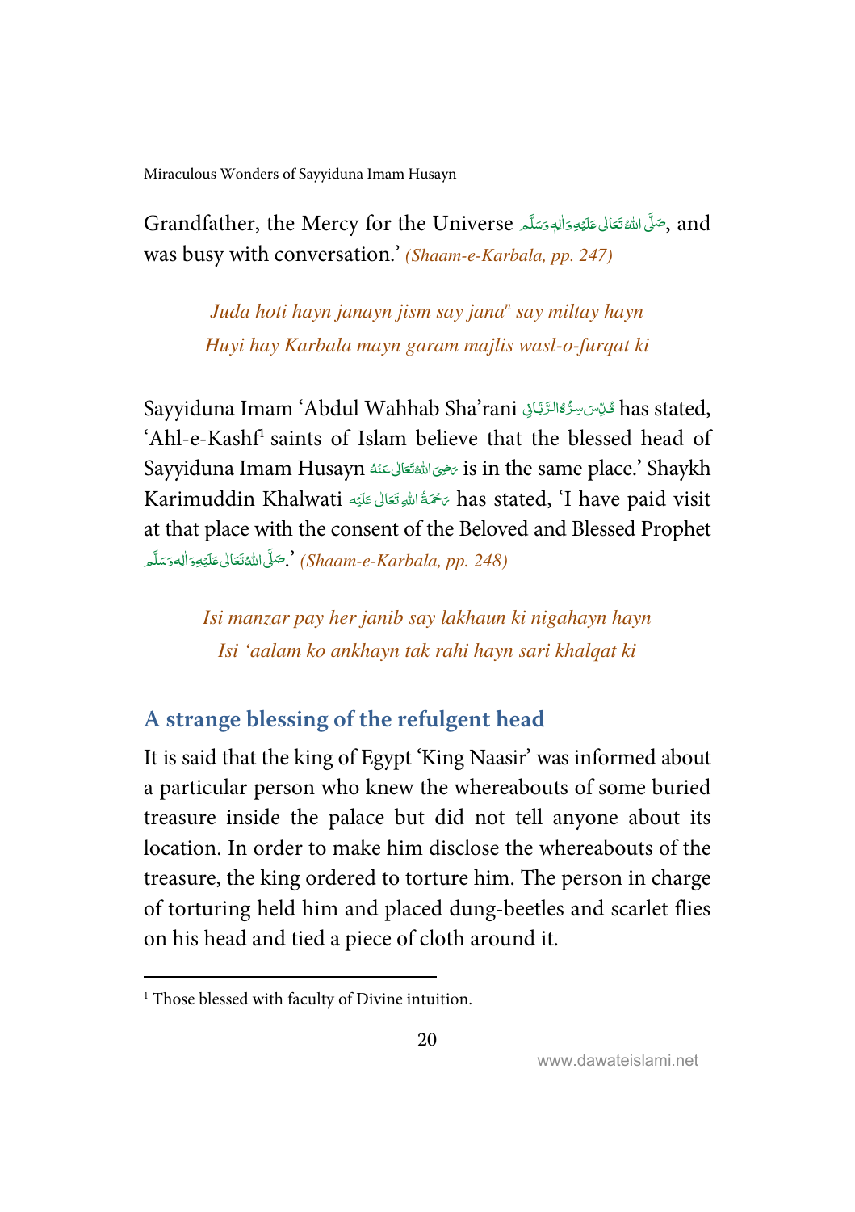Grandfather, the Mercy for the Universe صَلَّى اللهُ تَعَالٰى عَلَيۡهِ وَاٰلِهٖ وَسَلَّم, and was busy with conversation.’ *(Shaam-e-Karbala, pp. 247)*

*Juda hoti hayn janayn jism say jana*[n] *say miltay hayn*
*Huyi hay Karbala mayn garam majlis wasl-o-furqat ki*

Sayyiduna Imam ‘Abdul Wahhab Sha’rani قُدِّسَ سِرُّهُ الرَّبَّانِي has stated, ‘Ahl-e-Kashf[1] saints of Islam believe that the blessed head of Sayyiduna Imam Husayn رَضِىَ اللهُ تَعَالٰى عَنۡهُ is in the same place.’ Shaykh Karimuddin Khalwati رَحۡمَةُ اللهِ تَعَالٰى عَلَيۡه has stated, ‘I have paid visit at that place with the consent of the Beloved and Blessed Prophet صَلَّى اللهُ تَعَالٰى عَلَيۡهِ وَاٰلِهٖ وَسَلَّم.’ *(Shaam-e-Karbala, pp. 248)*

*Isi manzar pay her janib say lakhaun ki nigahayn hayn*
*Isi ‘aalam ko ankhayn tak rahi hayn sari khalqat ki*

## A strange blessing of the refulgent head

It is said that the king of Egypt ‘King Naasir’ was informed about a particular person who knew the whereabouts of some buried treasure inside the palace but did not tell anyone about its location. In order to make him disclose the whereabouts of the treasure, the king ordered to torture him. The person in charge of torturing held him and placed dung-beetles and scarlet flies on his head and tied a piece of cloth around it.

---

[1] Those blessed with faculty of Divine intuition.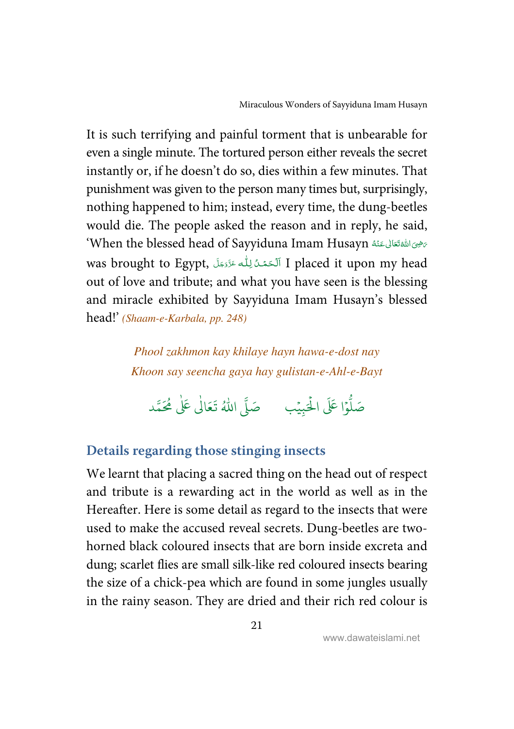It is such terrifying and painful torment that is unbearable for even a single minute. The tortured person either reveals the secret instantly or, if he doesn't do so, dies within a few minutes. That punishment was given to the person many times but, surprisingly, nothing happened to him; instead, every time, the dung-beetles would die. The people asked the reason and in reply, he said, 'When the blessed head of Sayyiduna Imam Husayn رَضِیَ اللّٰہُ تَعَالٰی عَنْہُ was brought to Egypt, اَلْحَمْدُ لِلّٰہ عَزَّوَجَلَّ I placed it upon my head out of love and tribute; and what you have seen is the blessing and miracle exhibited by Sayyiduna Imam Husayn's blessed head!' *(Shaam-e-Karbala, pp. 248)*

*Phool zakhmon kay khilaye hayn hawa-e-dost nay*
*Khoon say seencha gaya hay gulistan-e-Ahl-e-Bayt*

صَلُّوْا عَلَى الْحَبِيْب     صَلَّى اللّٰهُ تَعَالٰى عَلٰى مُحَمَّد

## Details regarding those stinging insects

We learnt that placing a sacred thing on the head out of respect and tribute is a rewarding act in the world as well as in the Hereafter. Here is some detail as regard to the insects that were used to make the accused reveal secrets. Dung-beetles are two-horned black coloured insects that are born inside excreta and dung; scarlet flies are small silk-like red coloured insects bearing the size of a chick-pea which are found in some jungles usually in the rainy season. They are dried and their rich red colour is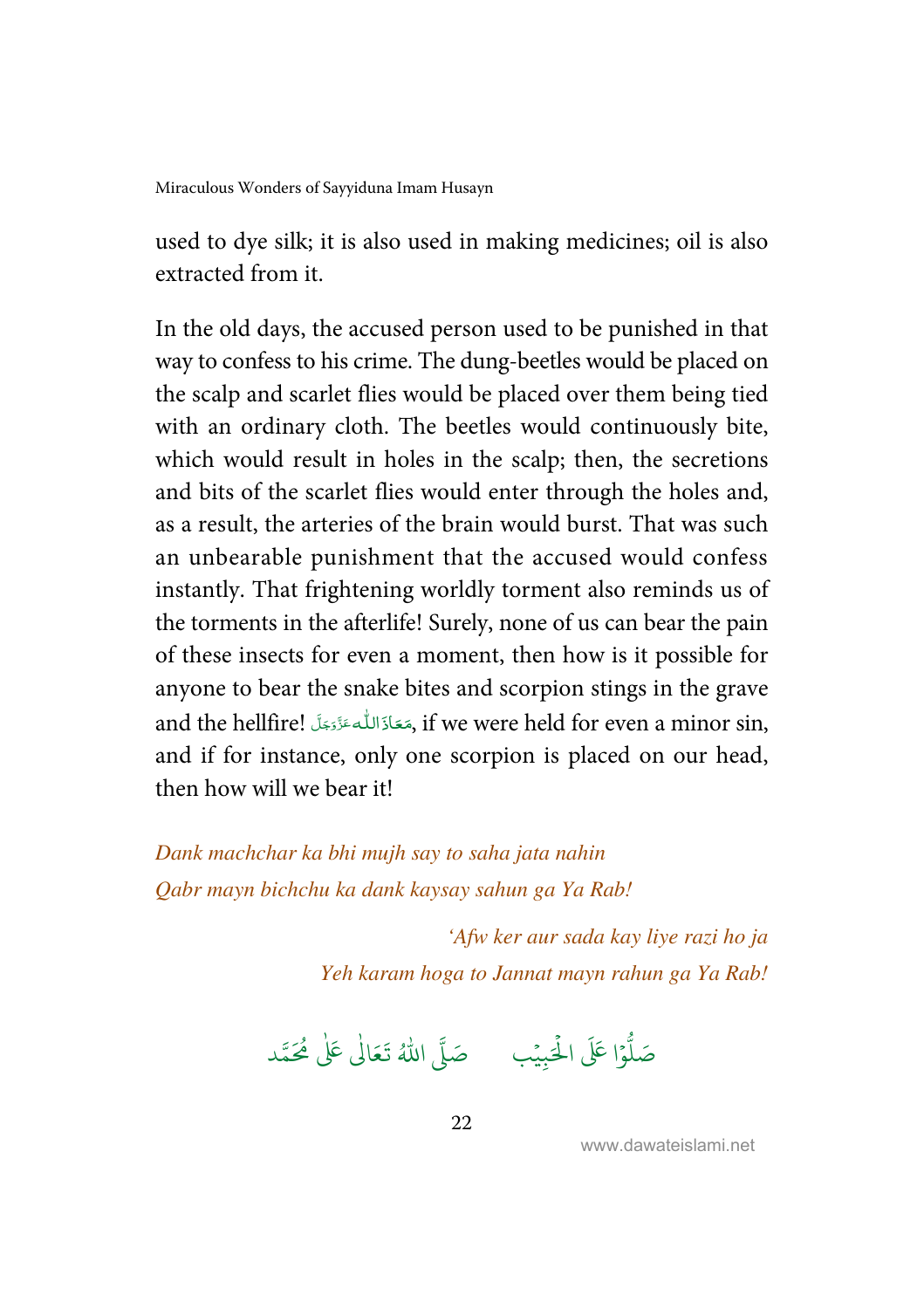used to dye silk; it is also used in making medicines; oil is also extracted from it.

In the old days, the accused person used to be punished in that way to confess to his crime. The dung-beetles would be placed on the scalp and scarlet flies would be placed over them being tied with an ordinary cloth. The beetles would continuously bite, which would result in holes in the scalp; then, the secretions and bits of the scarlet flies would enter through the holes and, as a result, the arteries of the brain would burst. That was such an unbearable punishment that the accused would confess instantly. That frightening worldly torment also reminds us of the torments in the afterlife! Surely, none of us can bear the pain of these insects for even a moment, then how is it possible for anyone to bear the snake bites and scorpion stings in the grave and the hellfire! مَعَاذَاللّٰه عَزَّوَجَلَّ, if we were held for even a minor sin, and if for instance, only one scorpion is placed on our head, then how will we bear it!

*Dank machchar ka bhi mujh say to saha jata nahin*
*Qabr mayn bichchu ka dank kaysay sahun ga Ya Rab!*

*'Afw ker aur sada kay liye razi ho ja*
*Yeh karam hoga to Jannat mayn rahun ga Ya Rab!*

صَلُّوْا عَلَى الْحَبِيْب صَلَّى اللّٰهُ تَعَالٰى عَلٰى مُحَمَّد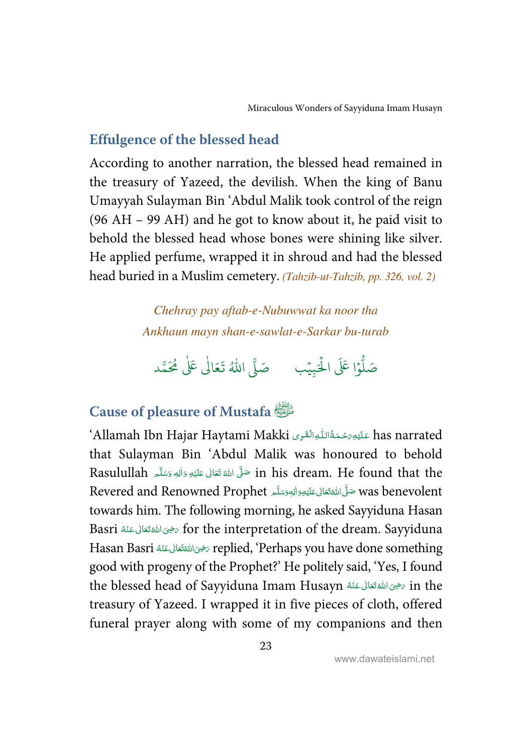## Effulgence of the blessed head

According to another narration, the blessed head remained in the treasury of Yazeed, the devilish. When the king of Banu Umayyah Sulayman Bin 'Abdul Malik took control of the reign (96 AH – 99 AH) and he got to know about it, he paid visit to behold the blessed head whose bones were shining like silver. He applied perfume, wrapped it in shroud and had the blessed head buried in a Muslim cemetery. *(Tahzib-ut-Tahzib, pp. 326, vol. 2)*

*Chehray pay aftab-e-Nubuwwat ka noor tha*
*Ankhaun mayn shan-e-sawlat-e-Sarkar bu-turab*

صَلُّوْا عَلَى الْحَبِيْب     صَلَّى اللّٰهُ تَعَالٰى عَلٰى مُحَمَّد

## Cause of pleasure of Mustafa ﷺ

'Allamah Ibn Hajar Haytami Makki عَلَيْهِ رَحْمَةُ اللّٰهِ الْقَوِى has narrated that Sulayman Bin 'Abdul Malik was honoured to behold Rasulullah صَلَّى اللّٰهُ تَعَالٰى عَلَيْهِ وَاٰلِهٖ وَسَلَّم in his dream. He found that the Revered and Renowned Prophet صَلَّى اللّٰهُ تَعَالٰى عَلَيْهِ وَاٰلِهٖ وَسَلَّم was benevolent towards him. The following morning, he asked Sayyiduna Hasan Basri رَضِىَ اللّٰهُ تَعَالٰى عَنْهُ for the interpretation of the dream. Sayyiduna Hasan Basri رَضِىَ اللّٰهُ تَعَالٰى عَنْهُ replied, 'Perhaps you have done something good with progeny of the Prophet?' He politely said, 'Yes, I found the blessed head of Sayyiduna Imam Husayn رَضِىَ اللّٰهُ تَعَالٰى عَنْهُ in the treasury of Yazeed. I wrapped it in five pieces of cloth, offered funeral prayer along with some of my companions and then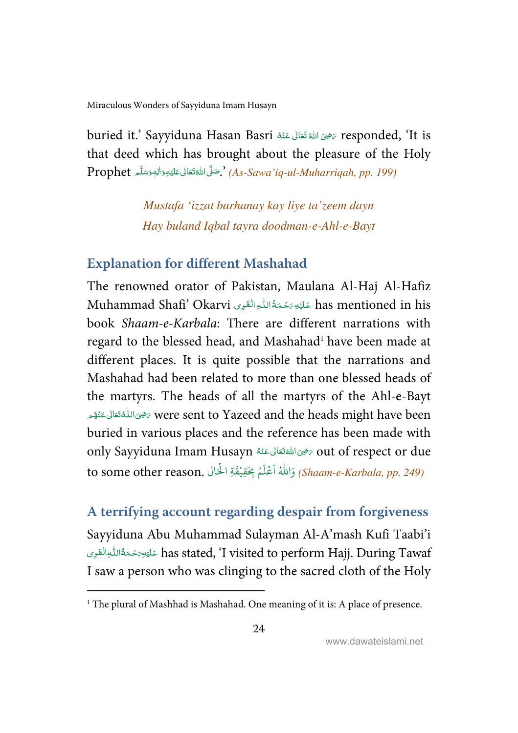buried it.' Sayyiduna Hasan Basri رَضِیَ اللہُ تَعَالٰی عَنْہُ responded, 'It is that deed which has brought about the pleasure of the Holy Prophet صَلَّی اللہُ تَعَالٰی عَلَیْہِ وَاٰلِہٖ وَسَلَّم.' *(As-Sawa'iq-ul-Muharriqah, pp. 199)*

*Mustafa 'izzat barhanay kay liye ta'zeem dayn*
*Hay buland Iqbal tayra doodman-e-Ahl-e-Bayt*

## Explanation for different Mashahad

The renowned orator of Pakistan, Maulana Al-Haj Al-Hafiz Muhammad Shafi' Okarvi عَلَیْہِ رَحْمَۃُ اللّٰہِ الْقَوِی has mentioned in his book *Shaam-e-Karbala*: There are different narrations with regard to the blessed head, and Mashahad[1] have been made at different places. It is quite possible that the narrations and Mashahad had been related to more than one blessed heads of the martyrs. The heads of all the martyrs of the Ahl-e-Bayt رَضِیَ اللّٰہُ تَعَالٰی عَنْہُم were sent to Yazeed and the heads might have been buried in various places and the reference has been made with only Sayyiduna Imam Husayn رَضِیَ اللہُ تَعَالٰی عَنْہُ out of respect or due to some other reason. وَاللّٰہُ اَعْلَمُ بِحَقِیْقَةِ الْحَال *(Shaam-e-Karbala, pp. 249)*

## A terrifying account regarding despair from forgiveness

Sayyiduna Abu Muhammad Sulayman Al-A'mash Kufi Taabi'i عَلَیْہِ رَحْمَۃُ اللّٰہِ الْقَوِی has stated, 'I visited to perform Hajj. During Tawaf I saw a person who was clinging to the sacred cloth of the Holy

---

[1] The plural of Mashhad is Mashahad. One meaning of it is: A place of presence.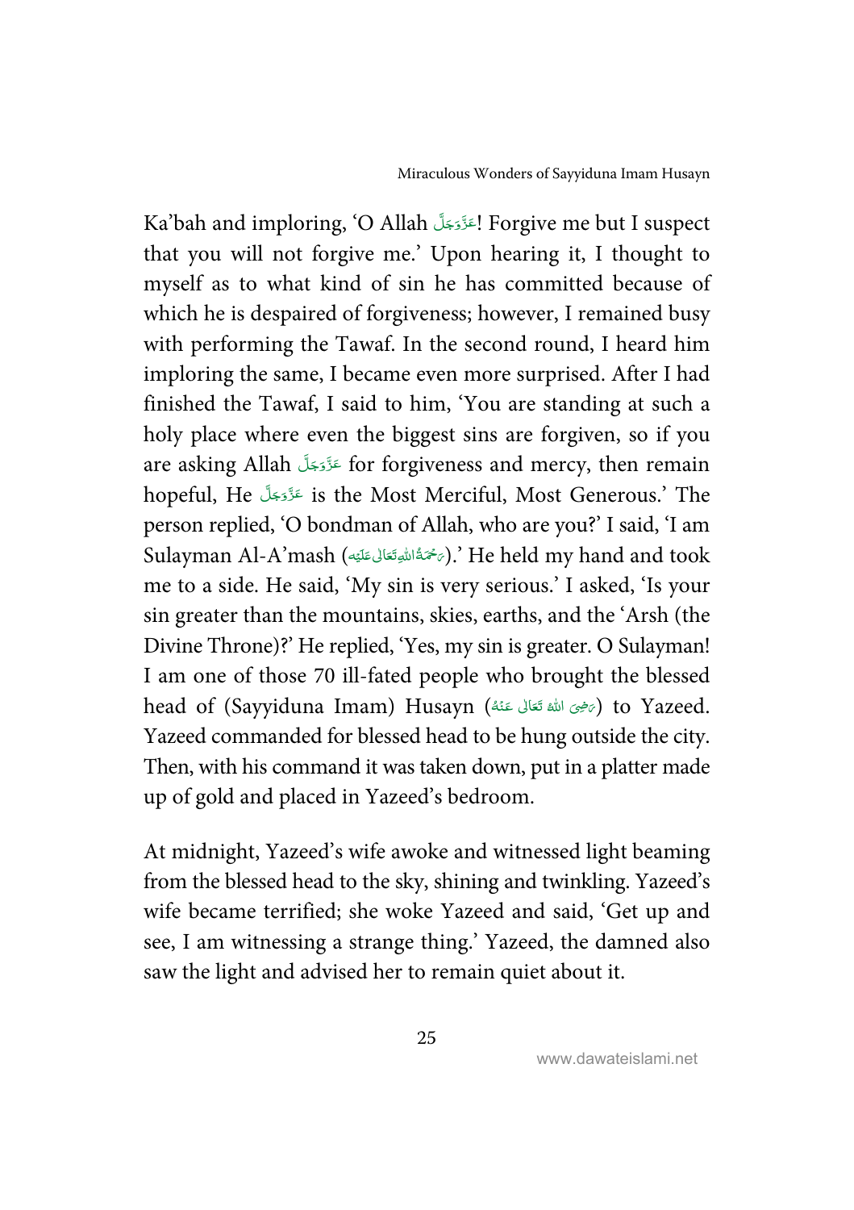Ka'bah and imploring, 'O Allah عَزَّوَجَلَّ! Forgive me but I suspect that you will not forgive me.' Upon hearing it, I thought to myself as to what kind of sin he has committed because of which he is despaired of forgiveness; however, I remained busy with performing the Tawaf. In the second round, I heard him imploring the same, I became even more surprised. After I had finished the Tawaf, I said to him, 'You are standing at such a holy place where even the biggest sins are forgiven, so if you are asking Allah عَزَّوَجَلَّ for forgiveness and mercy, then remain hopeful, He عَزَّوَجَلَّ is the Most Merciful, Most Generous.' The person replied, 'O bondman of Allah, who are you?' I said, 'I am Sulayman Al-A'mash (رَحْمَةُاللّٰهِتَعَالٰى عَلَيْه).' He held my hand and took me to a side. He said, 'My sin is very serious.' I asked, 'Is your sin greater than the mountains, skies, earths, and the 'Arsh (the Divine Throne)?' He replied, 'Yes, my sin is greater. O Sulayman! I am one of those 70 ill-fated people who brought the blessed head of (Sayyiduna Imam) Husayn (رَضِىَ اللّٰه تَعَالٰى عَنْهُ) to Yazeed. Yazeed commanded for blessed head to be hung outside the city. Then, with his command it was taken down, put in a platter made up of gold and placed in Yazeed's bedroom.

At midnight, Yazeed's wife awoke and witnessed light beaming from the blessed head to the sky, shining and twinkling. Yazeed's wife became terrified; she woke Yazeed and said, 'Get up and see, I am witnessing a strange thing.' Yazeed, the damned also saw the light and advised her to remain quiet about it.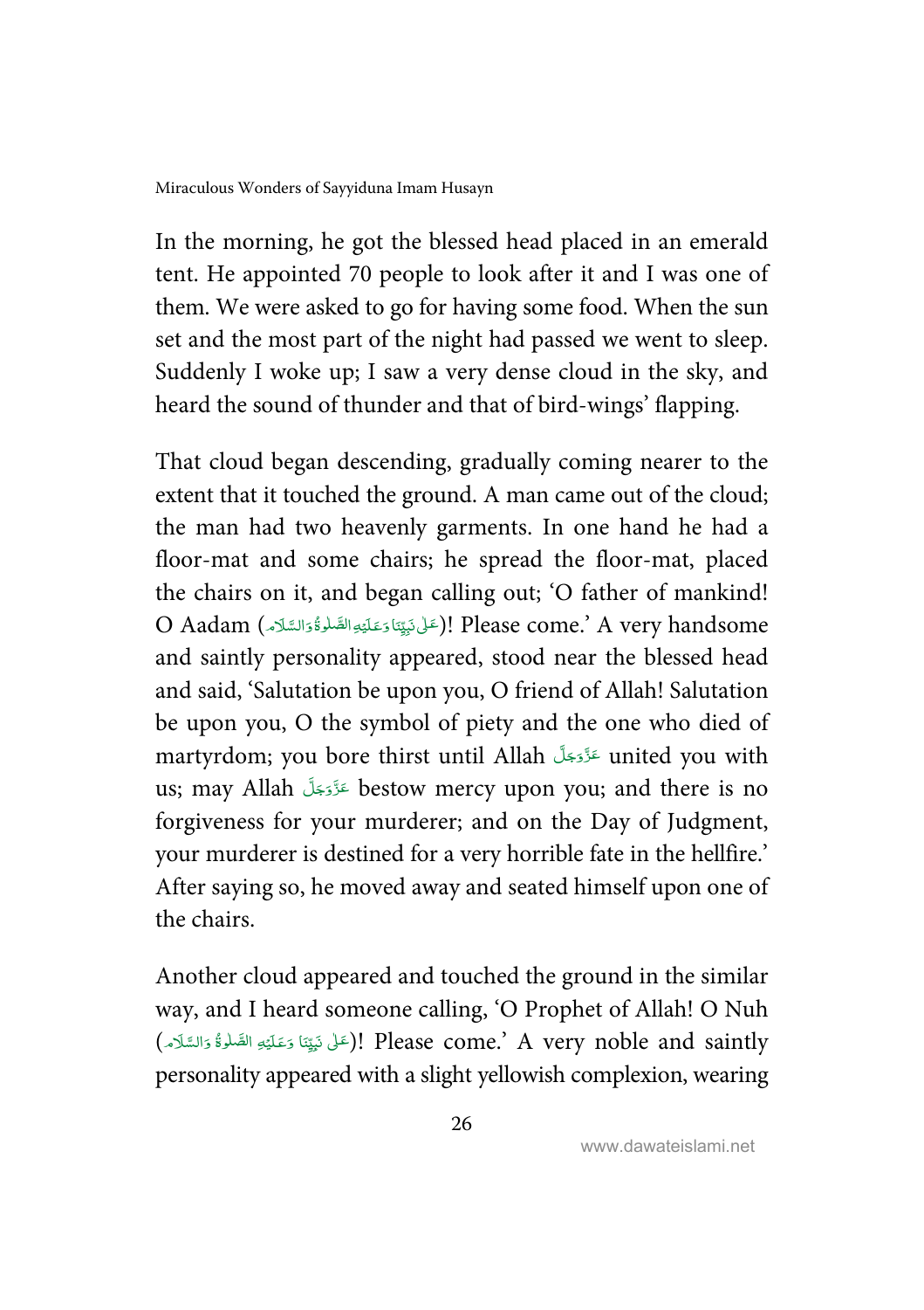In the morning, he got the blessed head placed in an emerald tent. He appointed 70 people to look after it and I was one of them. We were asked to go for having some food. When the sun set and the most part of the night had passed we went to sleep. Suddenly I woke up; I saw a very dense cloud in the sky, and heard the sound of thunder and that of bird-wings' flapping.

That cloud began descending, gradually coming nearer to the extent that it touched the ground. A man came out of the cloud; the man had two heavenly garments. In one hand he had a floor-mat and some chairs; he spread the floor-mat, placed the chairs on it, and began calling out; 'O father of mankind! O Aadam (عَلٰی نَبِیِّنَا وَعَلَیْهِ الصَّلٰوۃُ وَالسَّلَام)! Please come.' A very handsome and saintly personality appeared, stood near the blessed head and said, 'Salutation be upon you, O friend of Allah! Salutation be upon you, O the symbol of piety and the one who died of martyrdom; you bore thirst until Allah عَزَّوَجَلَّ united you with us; may Allah عَزَّوَجَلَّ bestow mercy upon you; and there is no forgiveness for your murderer; and on the Day of Judgment, your murderer is destined for a very horrible fate in the hellfire.' After saying so, he moved away and seated himself upon one of the chairs.

Another cloud appeared and touched the ground in the similar way, and I heard someone calling, 'O Prophet of Allah! O Nuh (عَلٰی نَبِیِّنَا وَعَلَیْهِ الصَّلٰوۃُ وَالسَّلَام)! Please come.' A very noble and saintly personality appeared with a slight yellowish complexion, wearing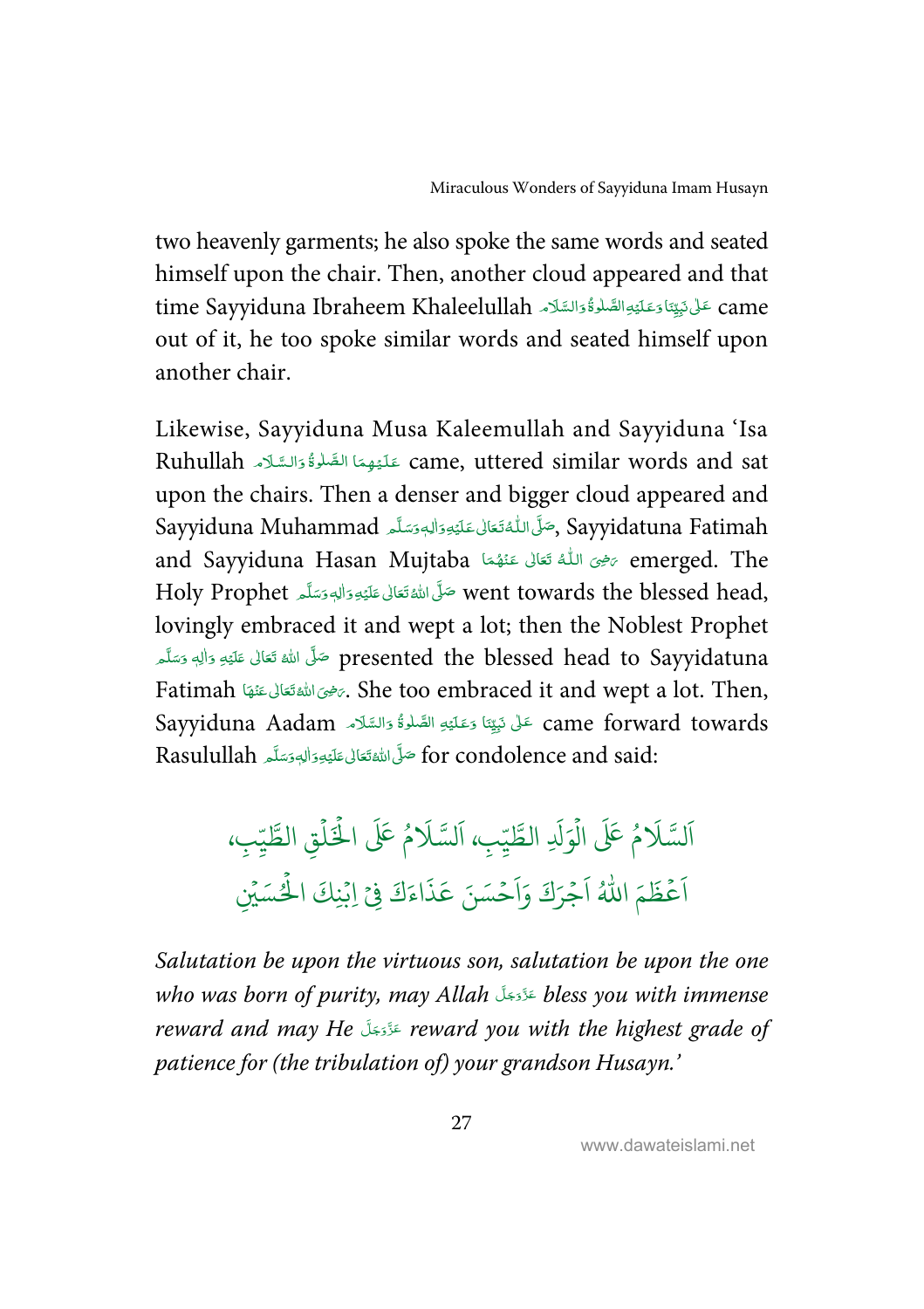two heavenly garments; he also spoke the same words and seated himself upon the chair. Then, another cloud appeared and that time Sayyiduna Ibraheem Khaleelullah عَلٰى نَبِيِّنَا وَعَلَيْهِ الصَّلٰوةُ وَالسَّلَام came out of it, he too spoke similar words and seated himself upon another chair.

Likewise, Sayyiduna Musa Kaleemullah and Sayyiduna 'Isa Ruhullah عَلَيْهِمَا الصَّلٰوةُ وَالسَّلَام came, uttered similar words and sat upon the chairs. Then a denser and bigger cloud appeared and Sayyiduna Muhammad صَلَّى اللّٰهُ تَعَالٰى عَلَيْهِ وَاٰلِهٖ وَسَلَّم, Sayyidatuna Fatimah and Sayyiduna Hasan Mujtaba رَضِىَ اللّٰهُ تَعَالٰى عَنْهُمَا emerged. The Holy Prophet صَلَّى اللّٰهُ تَعَالٰى عَلَيْهِ وَاٰلِهٖ وَسَلَّم went towards the blessed head, lovingly embraced it and wept a lot; then the Noblest Prophet صَلَّى اللّٰهُ تَعَالٰى عَلَيْهِ وَاٰلِهٖ وَسَلَّم presented the blessed head to Sayyidatuna Fatimah رَضِىَ اللّٰهُ تَعَالٰى عَنْهَا. She too embraced it and wept a lot. Then, Sayyiduna Aadam عَلٰى نَبِيِّنَا وَعَلَيْهِ الصَّلٰوةُ وَالسَّلَام came forward towards Rasulullah صَلَّى اللّٰهُ تَعَالٰى عَلَيْهِ وَاٰلِهٖ وَسَلَّم for condolence and said:

اَلسَّلَامُ عَلَى الْوَلَدِ الطَّيِّبِ، اَلسَّلَامُ عَلَى الْخُلْقِ الطَّيِّبِ،
اَعْظَمَ اللّٰهُ اَجْرَكَ وَاَحْسَنَ عَذَاءَكَ فِيْ اِبْنِكَ الْحُسَيْنِ

*Salutation be upon the virtuous son, salutation be upon the one who was born of purity, may Allah عَزَّوَجَلَّ bless you with immense reward and may He عَزَّوَجَلَّ reward you with the highest grade of patience for (the tribulation of) your grandson Husayn.'*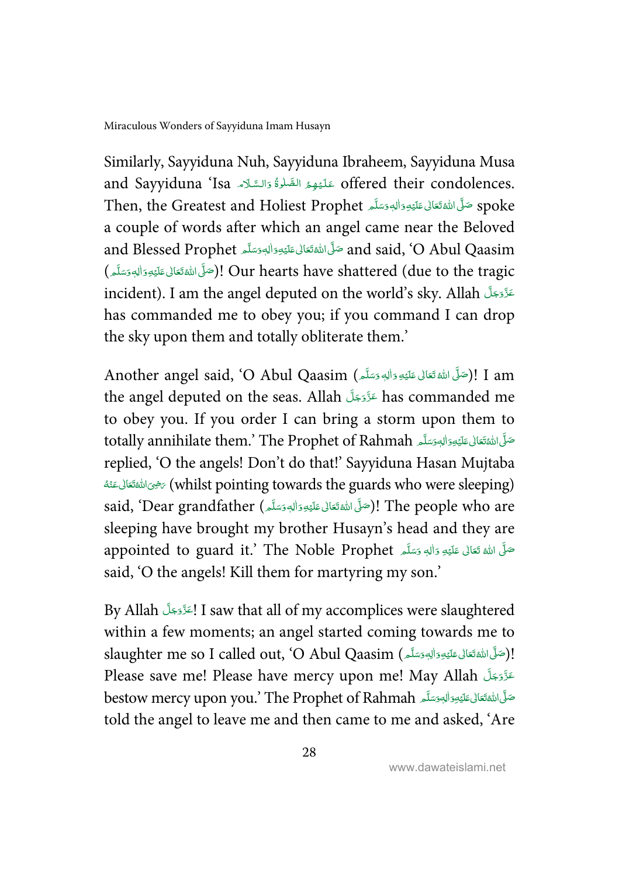Similarly, Sayyiduna Nuh, Sayyiduna Ibraheem, Sayyiduna Musa and Sayyiduna 'Isa عَلَيْهِمُ الصَّلٰوةُ وَالسَّلَام offered their condolences. Then, the Greatest and Holiest Prophet صَلَّى اللهُ تَعَالٰى عَلَيْهِ وَاٰلِهٖ وَسَلَّم spoke a couple of words after which an angel came near the Beloved and Blessed Prophet صَلَّى اللهُ تَعَالٰى عَلَيْهِ وَاٰلِهٖ وَسَلَّم and said, 'O Abul Qaasim (صَلَّى اللهُ تَعَالٰى عَلَيْهِ وَاٰلِهٖ وَسَلَّم)! Our hearts have shattered (due to the tragic incident). I am the angel deputed on the world's sky. Allah عَزَّوَجَلَّ has commanded me to obey you; if you command I can drop the sky upon them and totally obliterate them.'

Another angel said, 'O Abul Qaasim (صَلَّى اللهُ تَعَالٰى عَلَيْهِ وَاٰلِهٖ وَسَلَّم)! I am the angel deputed on the seas. Allah عَزَّوَجَلَّ has commanded me to obey you. If you order I can bring a storm upon them to totally annihilate them.' The Prophet of Rahmah صَلَّى اللهُ تَعَالٰى عَلَيْهِ وَاٰلِهٖ وَسَلَّم replied, 'O the angels! Don't do that!' Sayyiduna Hasan Mujtaba رَضِىَ اللهُ تَعَالٰى عَنْهُ (whilst pointing towards the guards who were sleeping) said, 'Dear grandfather (صَلَّى اللهُ تَعَالٰى عَلَيْهِ وَاٰلِهٖ وَسَلَّم)! The people who are sleeping have brought my brother Husayn's head and they are appointed to guard it.' The Noble Prophet صَلَّى اللهُ تَعَالٰى عَلَيْهِ وَاٰلِهٖ وَسَلَّم said, 'O the angels! Kill them for martyring my son.'

By Allah عَزَّوَجَلَّ! I saw that all of my accomplices were slaughtered within a few moments; an angel started coming towards me to slaughter me so I called out, 'O Abul Qaasim (صَلَّى اللهُ تَعَالٰى عَلَيْهِ وَاٰلِهٖ وَسَلَّم)! Please save me! Please have mercy upon me! May Allah عَزَّوَجَلَّ bestow mercy upon you.' The Prophet of Rahmah صَلَّى اللهُ تَعَالٰى عَلَيْهِ وَاٰلِهٖ وَسَلَّم told the angel to leave me and then came to me and asked, 'Are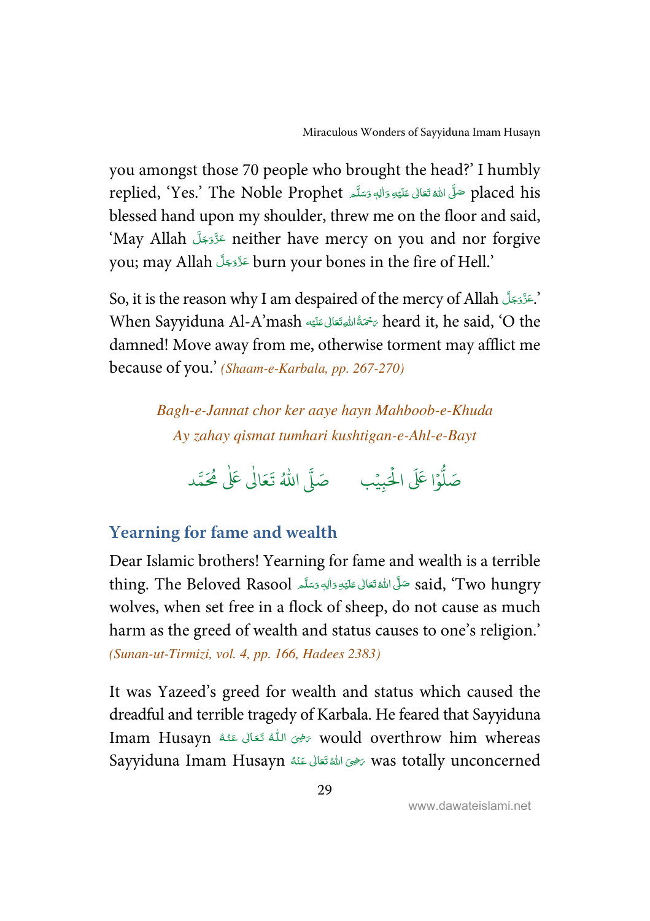you amongst those 70 people who brought the head?' I humbly replied, 'Yes.' The Noble Prophet صَلَّى اللّٰهُ تَعَالٰى عَلَيْهِ وَاٰلِهٖ وَسَلَّم placed his blessed hand upon my shoulder, threw me on the floor and said, 'May Allah عَزَّوَجَلَّ neither have mercy on you and nor forgive you; may Allah عَزَّوَجَلَّ burn your bones in the fire of Hell.'

So, it is the reason why I am despaired of the mercy of Allah عَزَّوَجَلَّ.' When Sayyiduna Al-A'mash رَحْمَةُ اللّٰهِ تَعَالٰى عَلَيْه heard it, he said, 'O the damned! Move away from me, otherwise torment may afflict me because of you.' *(Shaam-e-Karbala, pp. 267-270)*

*Bagh-e-Jannat chor ker aaye hayn Mahboob-e-Khuda*
*Ay zahay qismat tumhari kushtigan-e-Ahl-e-Bayt*

صَلُّوْا عَلَى الْحَبِيْب صَلَّى اللّٰهُ تَعَالٰى عَلٰى مُحَمَّد

## Yearning for fame and wealth

Dear Islamic brothers! Yearning for fame and wealth is a terrible thing. The Beloved Rasool صَلَّى اللّٰهُ تَعَالٰى عَلَيْهِ وَاٰلِهٖ وَسَلَّم said, 'Two hungry wolves, when set free in a flock of sheep, do not cause as much harm as the greed of wealth and status causes to one's religion.' *(Sunan-ut-Tirmizi, vol. 4, pp. 166, Hadees 2383)*

It was Yazeed's greed for wealth and status which caused the dreadful and terrible tragedy of Karbala. He feared that Sayyiduna Imam Husayn رَضِىَ اللّٰهُ تَعَالٰى عَنْهُ would overthrow him whereas Sayyiduna Imam Husayn رَضِىَ اللّٰهُ تَعَالٰى عَنْهُ was totally unconcerned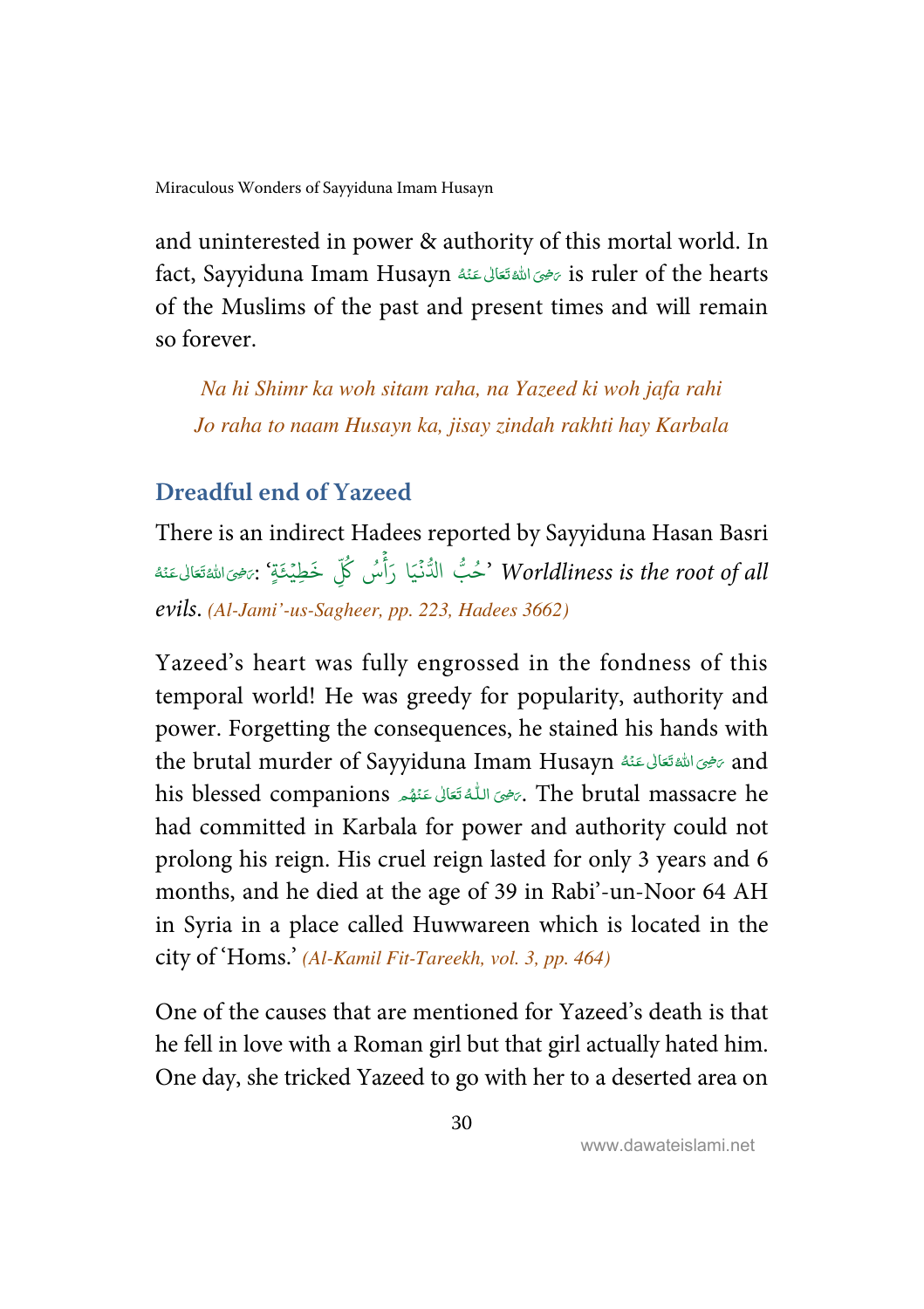and uninterested in power & authority of this mortal world. In fact, Sayyiduna Imam Husayn رَضِیَ اللّٰہُ تَعَالٰی عَنۡہُ is ruler of the hearts of the Muslims of the past and present times and will remain so forever.

*Na hi Shimr ka woh sitam raha, na Yazeed ki woh jafa rahi*
*Jo raha to naam Husayn ka, jisay zindah rakhti hay Karbala*

## Dreadful end of Yazeed

There is an indirect Hadees reported by Sayyiduna Hasan Basri رَضِیَ اللّٰہُ تَعَالٰی عَنۡہُ: 'حُبُّ الدُّنْيَا رَأْسُ كُلِّ خَطِيْئَةٍ' *Worldliness is the root of all evils*. *(Al-Jami'-us-Sagheer, pp. 223, Hadees 3662)*

Yazeed's heart was fully engrossed in the fondness of this temporal world! He was greedy for popularity, authority and power. Forgetting the consequences, he stained his hands with the brutal murder of Sayyiduna Imam Husayn رَضِیَ اللّٰہُ تَعَالٰی عَنۡہُ and his blessed companions رَضِیَ اللّٰہُ تَعَالٰی عَنۡہُم. The brutal massacre he had committed in Karbala for power and authority could not prolong his reign. His cruel reign lasted for only 3 years and 6 months, and he died at the age of 39 in Rabi'-un-Noor 64 AH in Syria in a place called Huwwareen which is located in the city of 'Homs.' *(Al-Kamil Fit-Tareekh, vol. 3, pp. 464)*

One of the causes that are mentioned for Yazeed's death is that he fell in love with a Roman girl but that girl actually hated him. One day, she tricked Yazeed to go with her to a deserted area on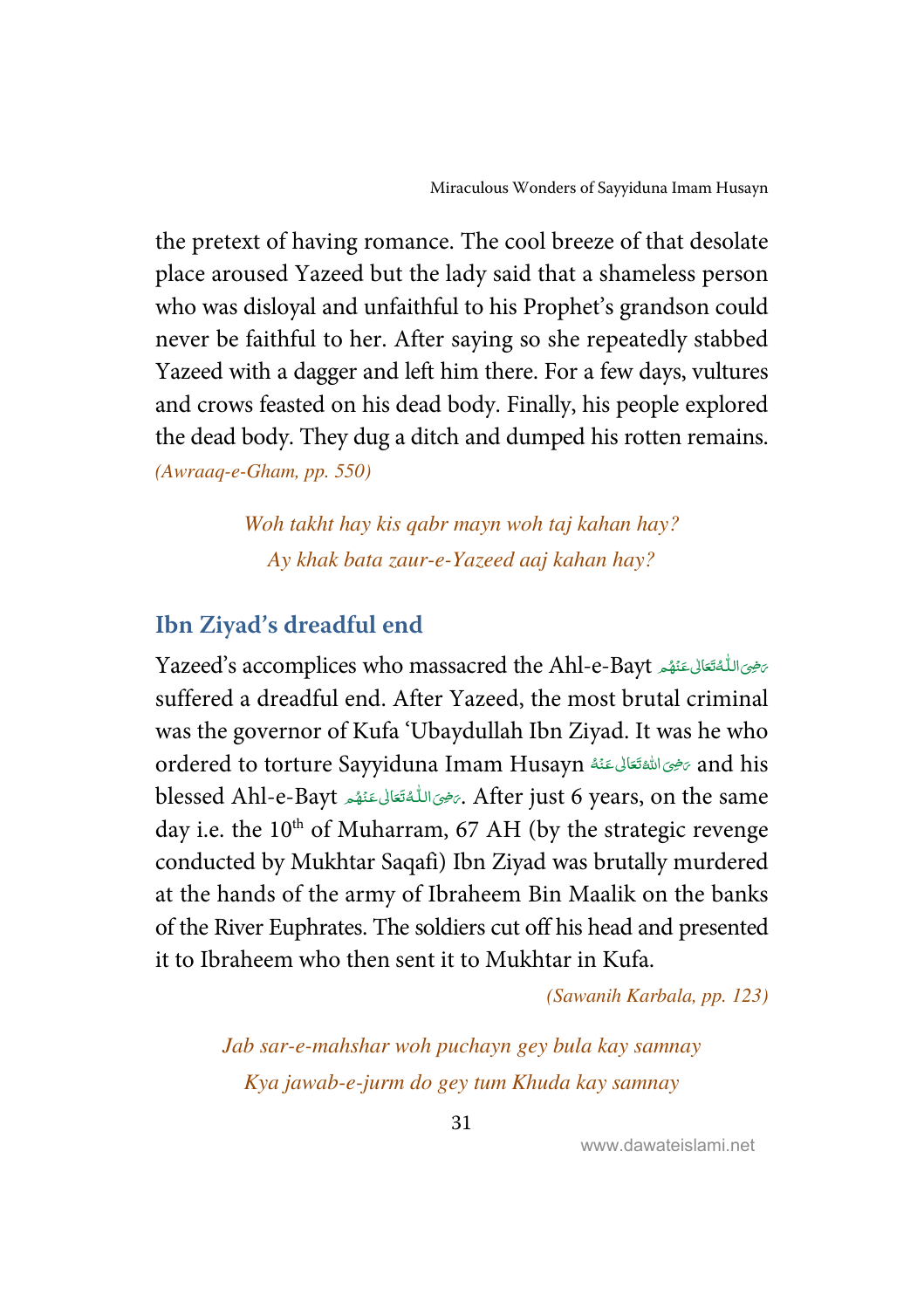the pretext of having romance. The cool breeze of that desolate place aroused Yazeed but the lady said that a shameless person who was disloyal and unfaithful to his Prophet's grandson could never be faithful to her. After saying so she repeatedly stabbed Yazeed with a dagger and left him there. For a few days, vultures and crows feasted on his dead body. Finally, his people explored the dead body. They dug a ditch and dumped his rotten remains. *(Awraaq-e-Gham, pp. 550)*

*Woh takht hay kis qabr mayn woh taj kahan hay?*
*Ay khak bata zaur-e-Yazeed aaj kahan hay?*

## Ibn Ziyad's dreadful end

Yazeed's accomplices who massacred the Ahl-e-Bayt رَضِیَ اللّٰہُ تَعَالٰی عَنۡہُم suffered a dreadful end. After Yazeed, the most brutal criminal was the governor of Kufa 'Ubaydullah Ibn Ziyad. It was he who ordered to torture Sayyiduna Imam Husayn رَضِیَ اللّٰہُ تَعَالٰی عَنۡہُ and his blessed Ahl-e-Bayt رَضِیَ اللّٰہُ تَعَالٰی عَنۡہُم. After just 6 years, on the same day i.e. the 10th of Muharram, 67 AH (by the strategic revenge conducted by Mukhtar Saqafi) Ibn Ziyad was brutally murdered at the hands of the army of Ibraheem Bin Maalik on the banks of the River Euphrates. The soldiers cut off his head and presented it to Ibraheem who then sent it to Mukhtar in Kufa.

*(Sawanih Karbala, pp. 123)*

*Jab sar-e-mahshar woh puchayn gey bula kay samnay*
*Kya jawab-e-jurm do gey tum Khuda kay samnay*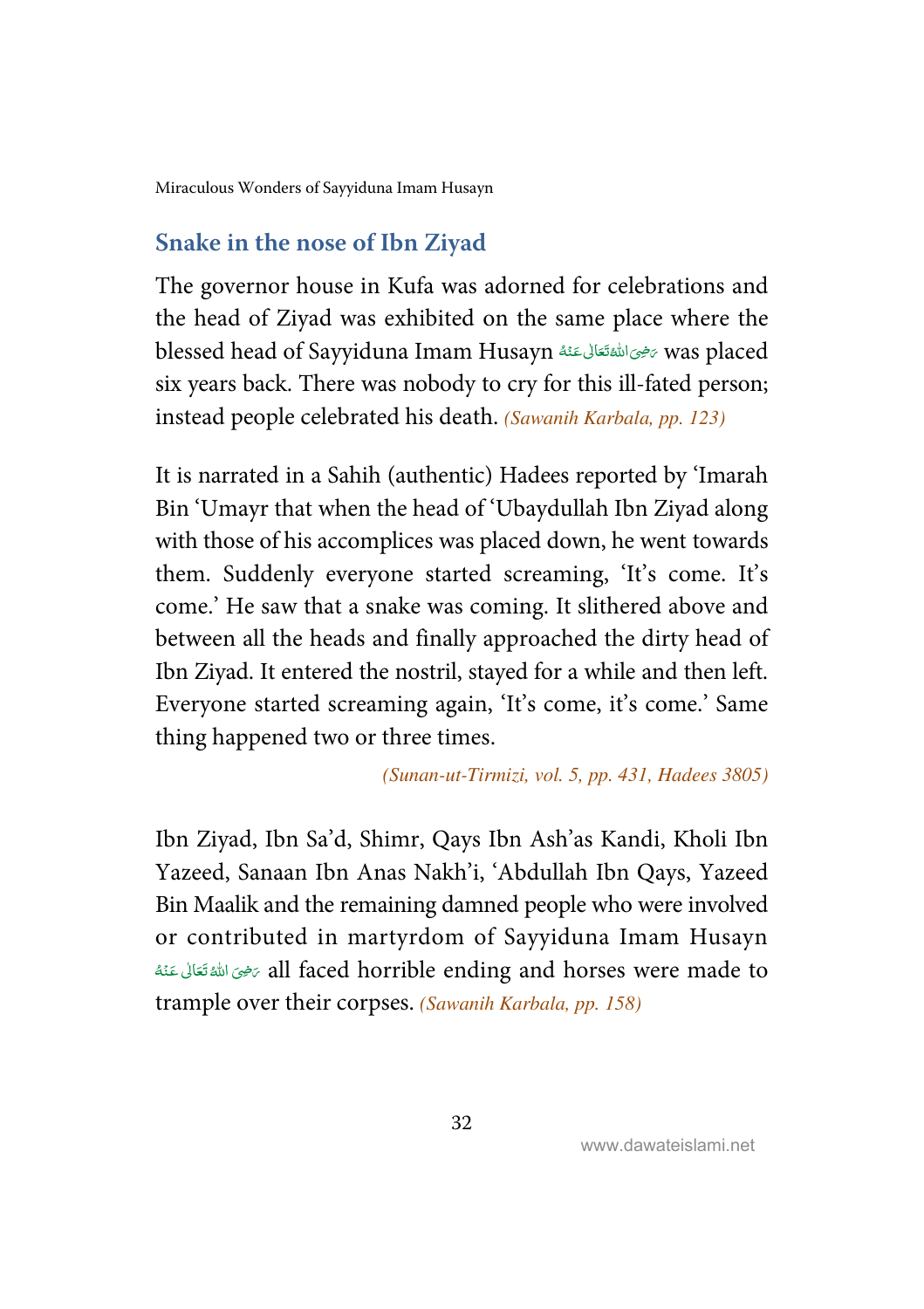## Snake in the nose of Ibn Ziyad

The governor house in Kufa was adorned for celebrations and the head of Ziyad was exhibited on the same place where the blessed head of Sayyiduna Imam Husayn رَضِیَ اللّٰہُ تَعَالٰی عَنۡہُ was placed six years back. There was nobody to cry for this ill-fated person; instead people celebrated his death. *(Sawanih Karbala, pp. 123)*

It is narrated in a Sahih (authentic) Hadees reported by 'Imarah Bin 'Umayr that when the head of 'Ubaydullah Ibn Ziyad along with those of his accomplices was placed down, he went towards them. Suddenly everyone started screaming, 'It's come. It's come.' He saw that a snake was coming. It slithered above and between all the heads and finally approached the dirty head of Ibn Ziyad. It entered the nostril, stayed for a while and then left. Everyone started screaming again, 'It's come, it's come.' Same thing happened two or three times.

*(Sunan-ut-Tirmizi, vol. 5, pp. 431, Hadees 3805)*

Ibn Ziyad, Ibn Sa'd, Shimr, Qays Ibn Ash'as Kandi, Kholi Ibn Yazeed, Sanaan Ibn Anas Nakh'i, 'Abdullah Ibn Qays, Yazeed Bin Maalik and the remaining damned people who were involved or contributed in martyrdom of Sayyiduna Imam Husayn رَضِیَ اللّٰہُ تَعَالٰی عَنۡہُ all faced horrible ending and horses were made to trample over their corpses. *(Sawanih Karbala, pp. 158)*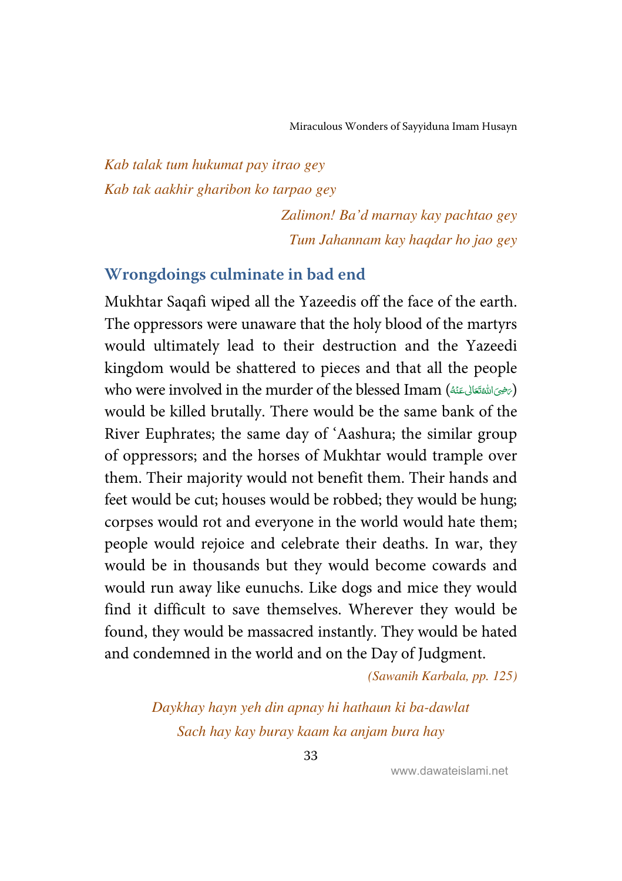*Kab talak tum hukumat pay itrao gey*
*Kab tak aakhir gharibon ko tarpao gey*
*Zalimon! Ba'd marnay kay pachtao gey*
*Tum Jahannam kay haqdar ho jao gey*

## Wrongdoings culminate in bad end

Mukhtar Saqafi wiped all the Yazeedis off the face of the earth. The oppressors were unaware that the holy blood of the martyrs would ultimately lead to their destruction and the Yazeedi kingdom would be shattered to pieces and that all the people who were involved in the murder of the blessed Imam (رَضِیَ اللّٰہُ تَعَالٰی عَنۡہُ) would be killed brutally. There would be the same bank of the River Euphrates; the same day of 'Aashura; the similar group of oppressors; and the horses of Mukhtar would trample over them. Their majority would not benefit them. Their hands and feet would be cut; houses would be robbed; they would be hung; corpses would rot and everyone in the world would hate them; people would rejoice and celebrate their deaths. In war, they would be in thousands but they would become cowards and would run away like eunuchs. Like dogs and mice they would find it difficult to save themselves. Wherever they would be found, they would be massacred instantly. They would be hated and condemned in the world and on the Day of Judgment.

*(Sawanih Karbala, pp. 125)*

*Daykhay hayn yeh din apnay hi hathaun ki ba-dawlat*
*Sach hay kay buray kaam ka anjam bura hay*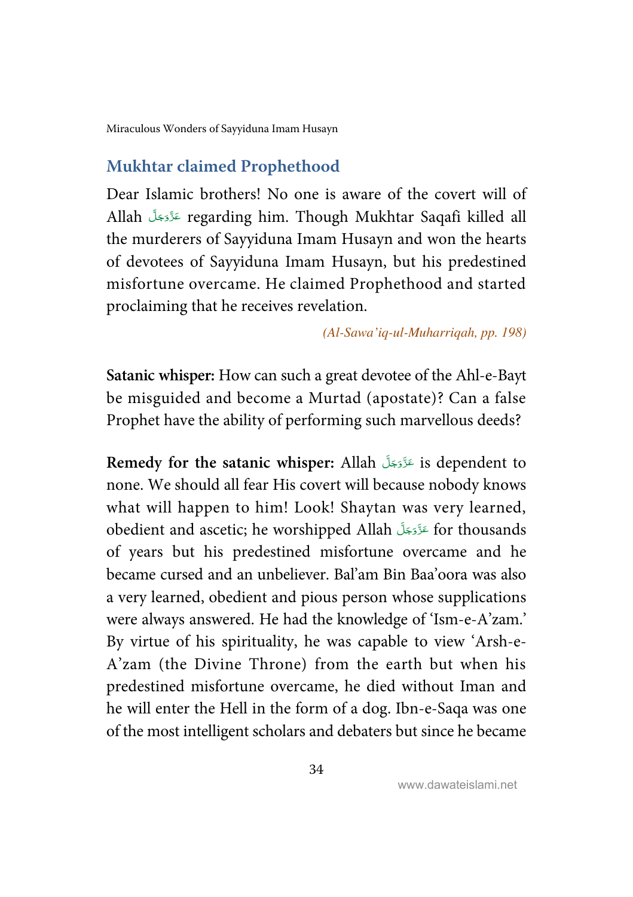## Mukhtar claimed Prophethood

Dear Islamic brothers! No one is aware of the covert will of Allah عَزَّوَجَلَّ regarding him. Though Mukhtar Saqafi killed all the murderers of Sayyiduna Imam Husayn and won the hearts of devotees of Sayyiduna Imam Husayn, but his predestined misfortune overcame. He claimed Prophethood and started proclaiming that he receives revelation.

*(Al-Sawa'iq-ul-Muharriqah, pp. 198)*

**Satanic whisper:** How can such a great devotee of the Ahl-e-Bayt be misguided and become a Murtad (apostate)? Can a false Prophet have the ability of performing such marvellous deeds?

**Remedy for the satanic whisper:** Allah عَزَّوَجَلَّ is dependent to none. We should all fear His covert will because nobody knows what will happen to him! Look! Shaytan was very learned, obedient and ascetic; he worshipped Allah عَزَّوَجَلَّ for thousands of years but his predestined misfortune overcame and he became cursed and an unbeliever. Bal'am Bin Baa'oora was also a very learned, obedient and pious person whose supplications were always answered. He had the knowledge of 'Ism-e-A'zam.' By virtue of his spirituality, he was capable to view 'Arsh-e-A'zam (the Divine Throne) from the earth but when his predestined misfortune overcame, he died without Iman and he will enter the Hell in the form of a dog. Ibn-e-Saqa was one of the most intelligent scholars and debaters but since he became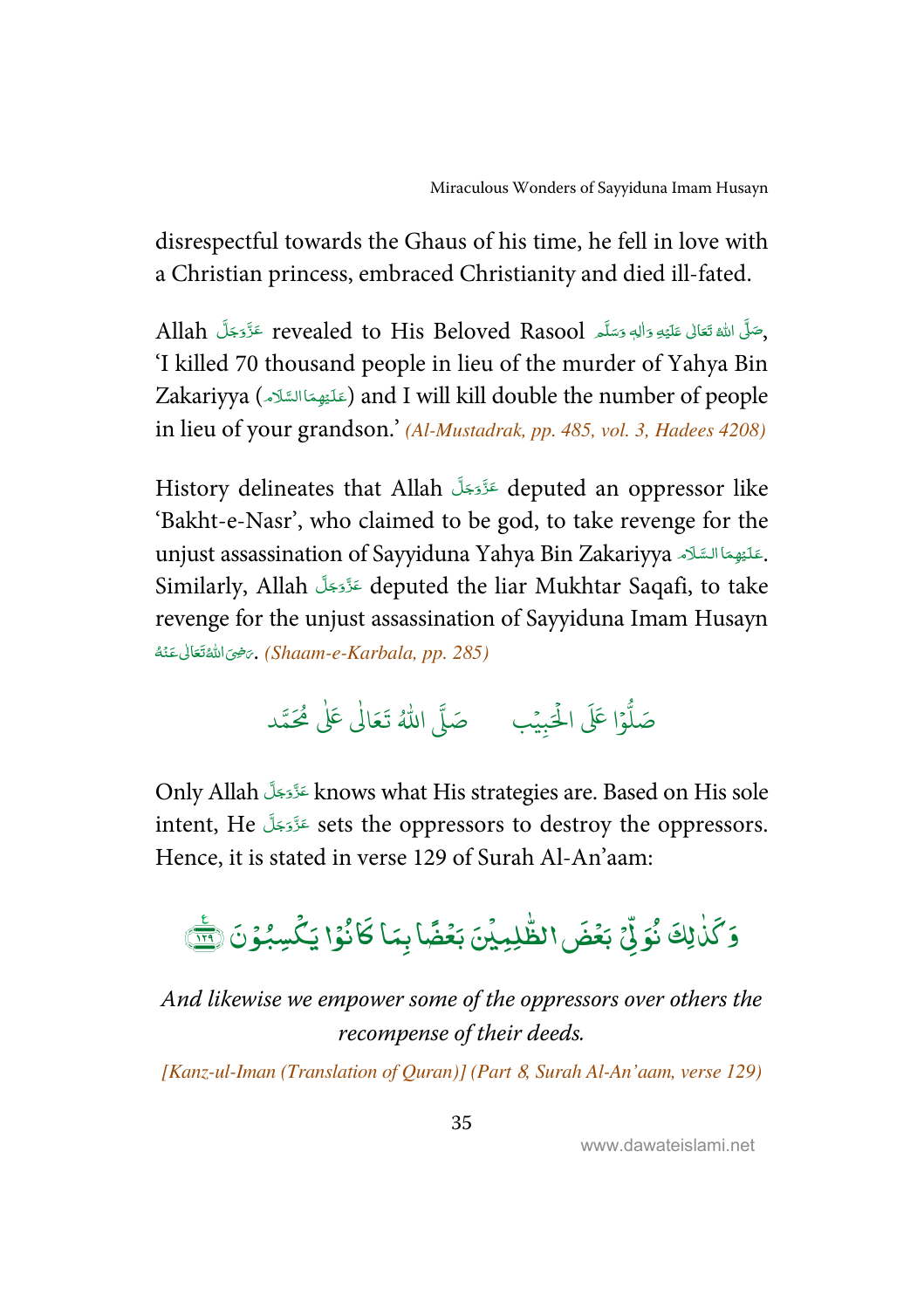disrespectful towards the Ghaus of his time, he fell in love with a Christian princess, embraced Christianity and died ill-fated.

Allah عَزَّوَجَلَّ revealed to His Beloved Rasool صَلَّى اللهُ تَعَالٰى عَلَيْهِ وَاٰلِهٖ وَسَلَّم, 'I killed 70 thousand people in lieu of the murder of Yahya Bin Zakariyya (عَلَيْهِمَا السَّلَام) and I will kill double the number of people in lieu of your grandson.' *(Al-Mustadrak, pp. 485, vol. 3, Hadees 4208)*

History delineates that Allah عَزَّوَجَلَّ deputed an oppressor like 'Bakht-e-Nasr', who claimed to be god, to take revenge for the unjust assassination of Sayyiduna Yahya Bin Zakariyya عَلَيْهِمَا السَّلَام. Similarly, Allah عَزَّوَجَلَّ deputed the liar Mukhtar Saqafi, to take revenge for the unjust assassination of Sayyiduna Imam Husayn رَضِىَ اللهُ تَعَالٰى عَنْهُ. *(Shaam-e-Karbala, pp. 285)*

صَلُّوْا عَلَى الْحَبِيْب صَلَّى اللهُ تَعَالٰى عَلٰى مُحَمَّد

Only Allah عَزَّوَجَلَّ knows what His strategies are. Based on His sole intent, He عَزَّوَجَلَّ sets the oppressors to destroy the oppressors. Hence, it is stated in verse 129 of Surah Al-An'aam:

وَكَذٰلِكَ نُوَلِّيْ بَعْضَ الظّٰلِمِيْنَ بَعْضًا بِمَا كَانُوْا يَكْسِبُوْنَ ﴿۱۲۹﴾

*And likewise we empower some of the oppressors over others the recompense of their deeds.*

*[Kanz-ul-Iman (Translation of Quran)] (Part 8, Surah Al-An'aam, verse 129)*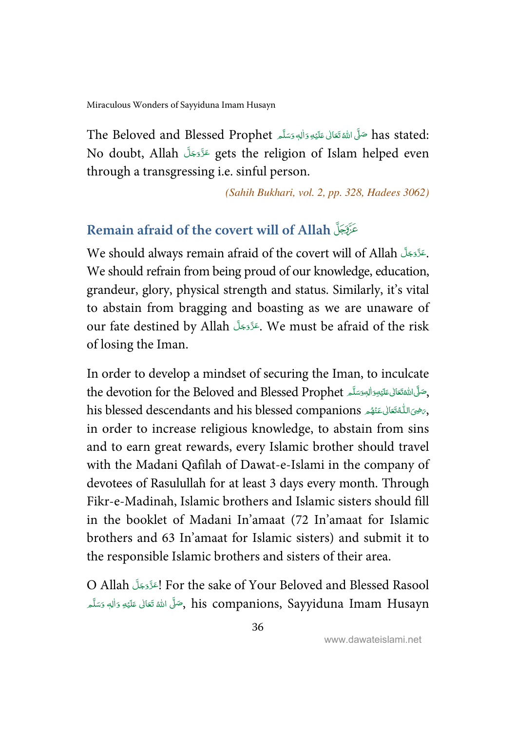The Beloved and Blessed Prophet صَلَّى اللهُ تَعَالٰى عَلَيْهِ وَاٰلِهٖ وَسَلَّم has stated: No doubt, Allah عَزَّوَجَلَّ gets the religion of Islam helped even through a transgressing i.e. sinful person.

*(Sahih Bukhari, vol. 2, pp. 328, Hadees 3062)*

## Remain afraid of the covert will of Allah عَزَّوَجَلَّ

We should always remain afraid of the covert will of Allah عَزَّوَجَلَّ. We should refrain from being proud of our knowledge, education, grandeur, glory, physical strength and status. Similarly, it's vital to abstain from bragging and boasting as we are unaware of our fate destined by Allah عَزَّوَجَلَّ. We must be afraid of the risk of losing the Iman.

In order to develop a mindset of securing the Iman, to inculcate the devotion for the Beloved and Blessed Prophet صَلَّى اللهُ تَعَالٰى عَلَيْهِ وَاٰلِهٖ وَسَلَّم, his blessed descendants and his blessed companions رَضِیَ اللّٰہُ تَعَالٰی عَنْهُم, in order to increase religious knowledge, to abstain from sins and to earn great rewards, every Islamic brother should travel with the Madani Qafilah of Dawat-e-Islami in the company of devotees of Rasulullah for at least 3 days every month. Through Fikr-e-Madinah, Islamic brothers and Islamic sisters should fill in the booklet of Madani In'amaat (72 In'amaat for Islamic brothers and 63 In'amaat for Islamic sisters) and submit it to the responsible Islamic brothers and sisters of their area.

O Allah عَزَّوَجَلَّ! For the sake of Your Beloved and Blessed Rasool صَلَّى اللهُ تَعَالٰى عَلَيْهِ وَاٰلِهٖ وَسَلَّم, his companions, Sayyiduna Imam Husayn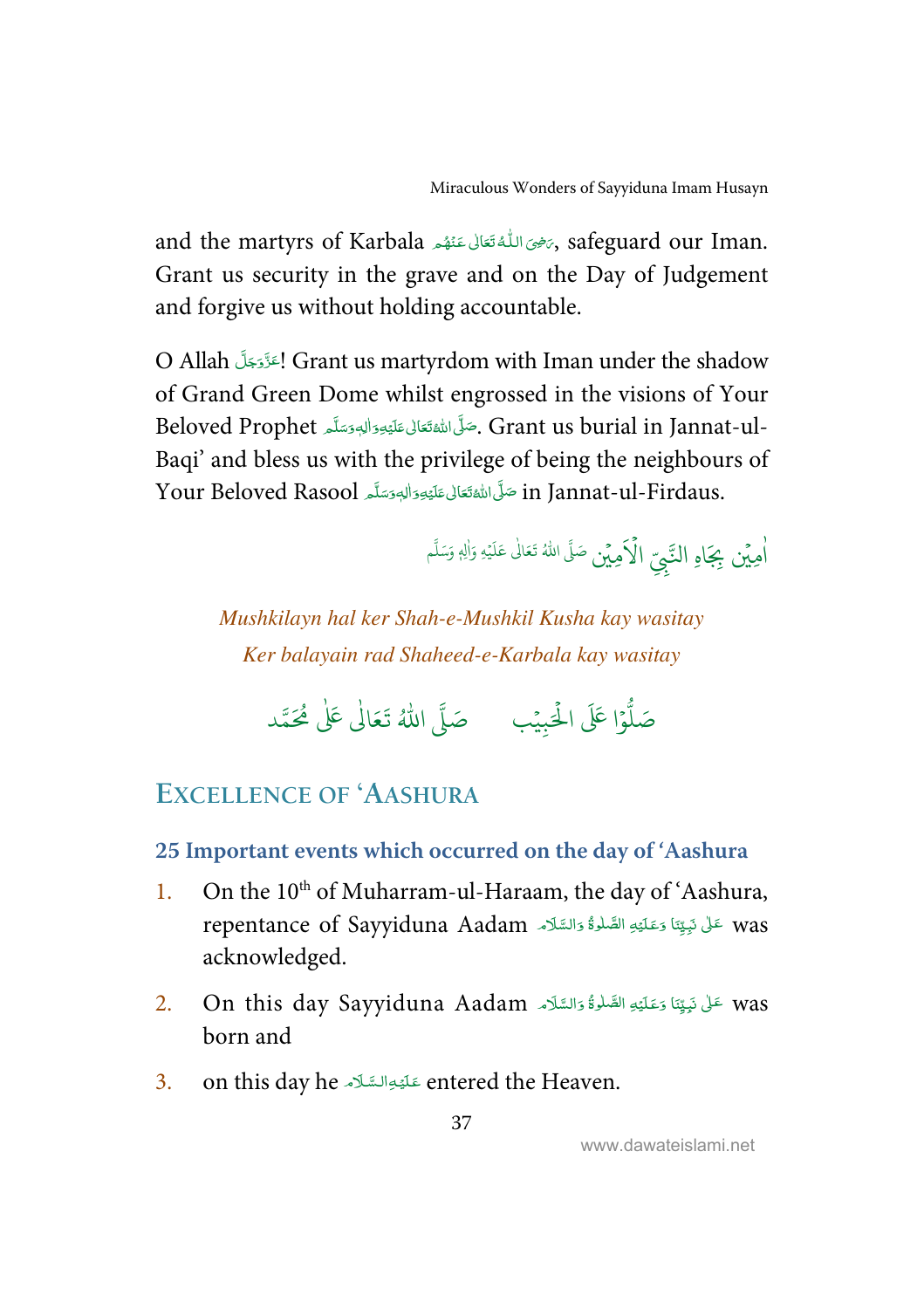and the martyrs of Karbala رَضِىَ اللّٰهُ تَعَالٰى عَنْهُم, safeguard our Iman. Grant us security in the grave and on the Day of Judgement and forgive us without holding accountable.

O Allah عَزَّوَجَلَّ! Grant us martyrdom with Iman under the shadow of Grand Green Dome whilst engrossed in the visions of Your Beloved Prophet صَلَّى اللّٰهُ تَعَالٰى عَلَيْهِ وَاٰلِهٖ وَسَلَّم. Grant us burial in Jannat-ul-Baqi' and bless us with the privilege of being the neighbours of Your Beloved Rasool صَلَّى اللّٰهُ تَعَالٰى عَلَيْهِ وَاٰلِهٖ وَسَلَّم in Jannat-ul-Firdaus.

اٰمِيْن بِجَاهِ النَّبِيِّ الْاَمِيْن صَلَّى اللّٰهُ تَعَالٰى عَلَيْهِ وَاٰلِهٖ وَسَلَّم

*Mushkilayn hal ker Shah-e-Mushkil Kusha kay wasitay*
*Ker balayain rad Shaheed-e-Karbala kay wasitay*

صَلُّوْا عَلَى الْحَبِيْب صَلَّى اللّٰهُ تَعَالٰى عَلٰى مُحَمَّد

## Excellence of 'Aashura

### 25 Important events which occurred on the day of 'Aashura

1. On the 10th of Muharram-ul-Haraam, the day of 'Aashura, repentance of Sayyiduna Aadam عَلٰى نَبِيِّنَا وَعَلَيْهِ الصَّلٰوةُ وَالسَّلَام was acknowledged.
2. On this day Sayyiduna Aadam عَلٰى نَبِيِّنَا وَعَلَيْهِ الصَّلٰوةُ وَالسَّلَام was born and
3. on this day he عَلَيْهِ السَّلَام entered the Heaven.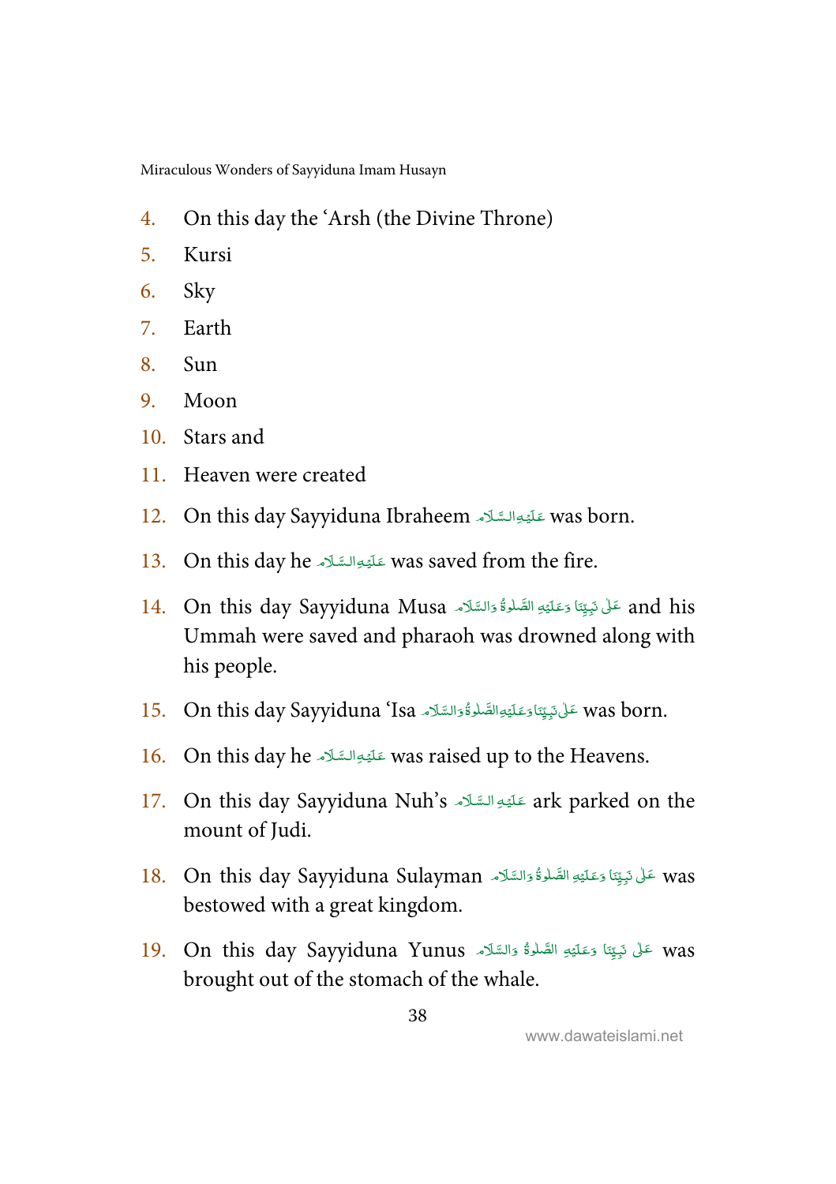4. On this day the ʿArsh (the Divine Throne)
5. Kursi
6. Sky
7. Earth
8. Sun
9. Moon
10. Stars and
11. Heaven were created
12. On this day Sayyiduna Ibraheem عَلَيْهِ السَّلَام was born.
13. On this day he عَلَيْهِ السَّلَام was saved from the fire.
14. On this day Sayyiduna Musa عَلٰى نَبِيِّنَا وَعَلَيْهِ الصَّلٰوةُ وَالسَّلَام and his Ummah were saved and pharaoh was drowned along with his people.
15. On this day Sayyiduna ʿIsa عَلٰى نَبِيِّنَا وَعَلَيْهِ الصَّلٰوةُ وَالسَّلَام was born.
16. On this day he عَلَيْهِ السَّلَام was raised up to the Heavens.
17. On this day Sayyiduna Nuh's عَلَيْهِ السَّلَام ark parked on the mount of Judi.
18. On this day Sayyiduna Sulayman عَلٰى نَبِيِّنَا وَعَلَيْهِ الصَّلٰوةُ وَالسَّلَام was bestowed with a great kingdom.
19. On this day Sayyiduna Yunus عَلٰى نَبِيِّنَا وَعَلَيْهِ الصَّلٰوةُ وَالسَّلَام was brought out of the stomach of the whale.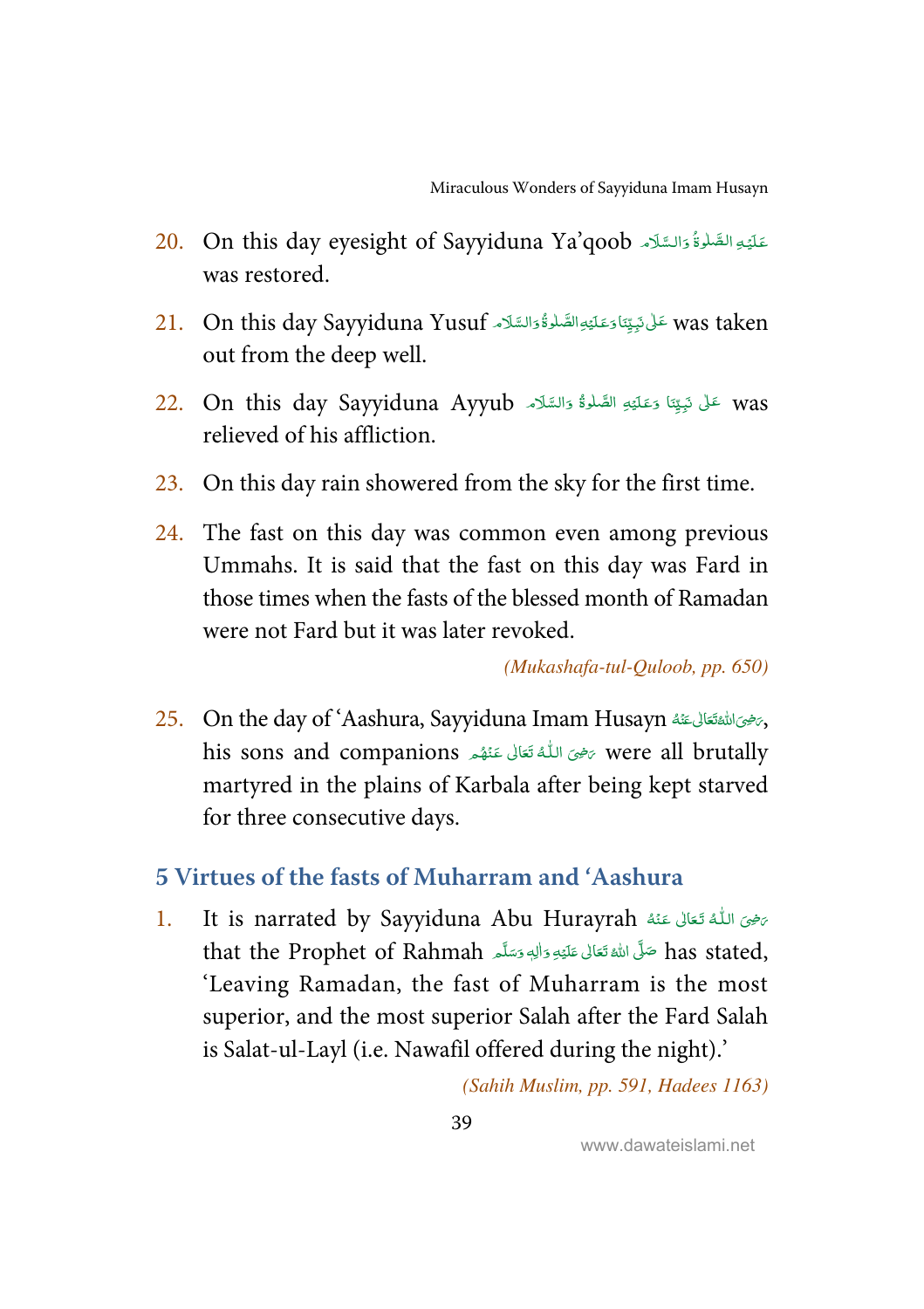20. On this day eyesight of Sayyiduna Ya'qoob عَلَيْهِ الصَّلٰوةُ وَالسَّلَام was restored.

21. On this day Sayyiduna Yusuf عَلٰى نَبِيِّنَا وَعَلَيْهِ الصَّلٰوةُ وَالسَّلَام was taken out from the deep well.

22. On this day Sayyiduna Ayyub عَلٰى نَبِيِّنَا وَعَلَيْهِ الصَّلٰوةُ وَالسَّلَام was relieved of his affliction.

23. On this day rain showered from the sky for the first time.

24. The fast on this day was common even among previous Ummahs. It is said that the fast on this day was Fard in those times when the fasts of the blessed month of Ramadan were not Fard but it was later revoked.

*(Mukashafa-tul-Quloob, pp. 650)*

25. On the day of 'Aashura, Sayyiduna Imam Husayn رَضِىَ اللّٰهُ تَعَالٰى عَنْهُ, his sons and companions رَضِىَ اللّٰهُ تَعَالٰى عَنْهُم were all brutally martyred in the plains of Karbala after being kept starved for three consecutive days.

## 5 Virtues of the fasts of Muharram and 'Aashura

1. It is narrated by Sayyiduna Abu Hurayrah رَضِىَ اللّٰهُ تَعَالٰى عَنْهُ that the Prophet of Rahmah صَلَّى اللّٰهُ تَعَالٰى عَلَيْهِ وَاٰلِهٖ وَسَلَّم has stated, 'Leaving Ramadan, the fast of Muharram is the most superior, and the most superior Salah after the Fard Salah is Salat-ul-Layl (i.e. Nawafil offered during the night).'

*(Sahih Muslim, pp. 591, Hadees 1163)*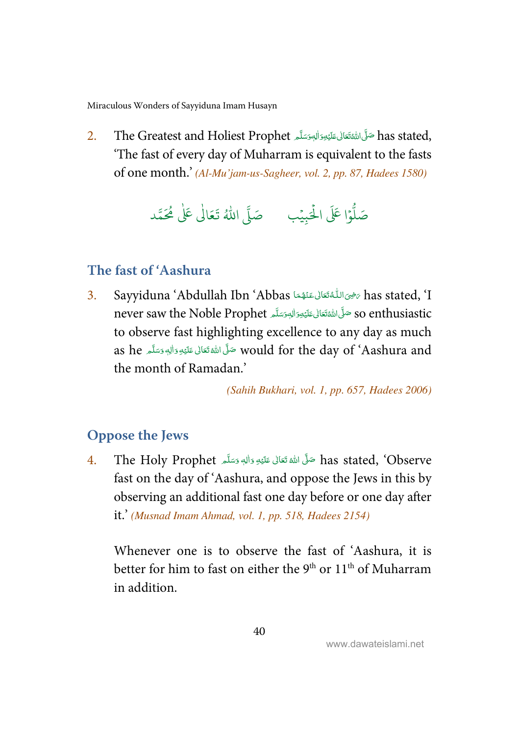2. The Greatest and Holiest Prophet صَلَّى اللهُ تَعَالٰى عَلَيْهِ وَاٰلِهٖ وَسَلَّم has stated, 'The fast of every day of Muharram is equivalent to the fasts of one month.' *(Al-Mu'jam-us-Sagheer, vol. 2, pp. 87, Hadees 1580)*

صَلُّوْا عَلَى الْحَبِيْب صَلَّى اللهُ تَعَالٰى عَلٰى مُحَمَّد

## The fast of 'Aashura

3. Sayyiduna 'Abdullah Ibn 'Abbas رَضِىَ اللّٰهُ تَعَالٰى عَنْهُمَا has stated, 'I never saw the Noble Prophet صَلَّى اللهُ تَعَالٰى عَلَيْهِ وَاٰلِهٖ وَسَلَّم so enthusiastic to observe fast highlighting excellence to any day as much as he صَلَّى اللهُ تَعَالٰى عَلَيْهِ وَاٰلِهٖ وَسَلَّم would for the day of 'Aashura and the month of Ramadan.'

*(Sahih Bukhari, vol. 1, pp. 657, Hadees 2006)*

## Oppose the Jews

4. The Holy Prophet صَلَّى اللهُ تَعَالٰى عَلَيْهِ وَاٰلِهٖ وَسَلَّم has stated, 'Observe fast on the day of 'Aashura, and oppose the Jews in this by observing an additional fast one day before or one day after it.' *(Musnad Imam Ahmad, vol. 1, pp. 518, Hadees 2154)*

   Whenever one is to observe the fast of 'Aashura, it is better for him to fast on either the 9th or 11th of Muharram in addition.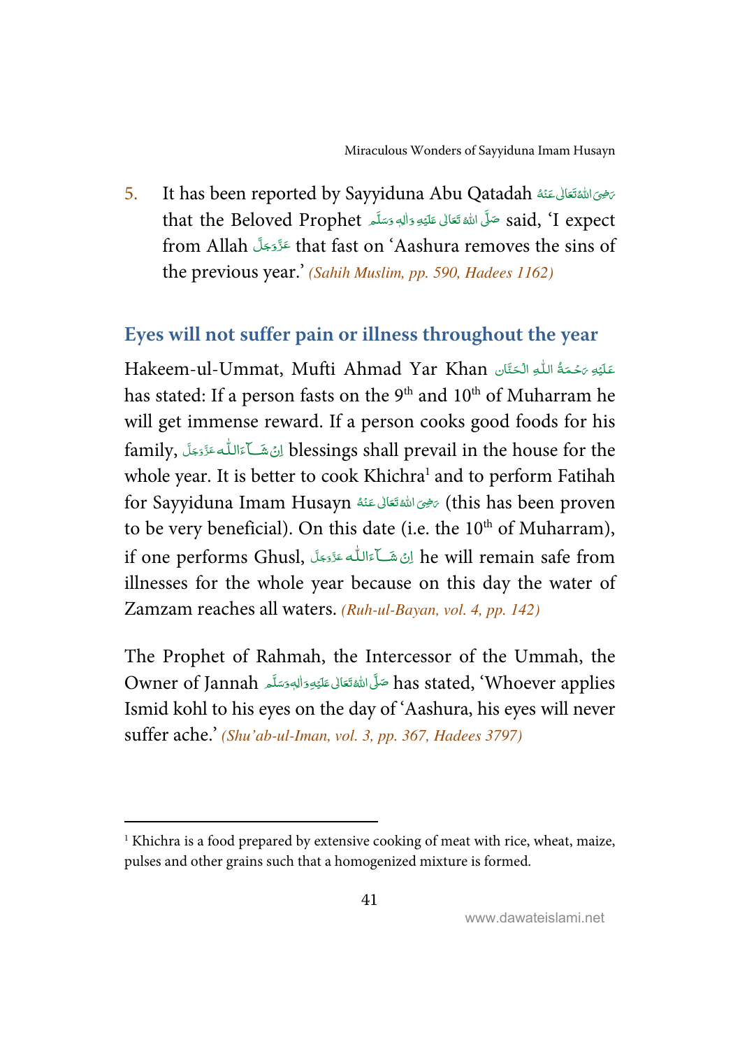5. It has been reported by Sayyiduna Abu Qatadah رَضِیَ اللّٰہُ تَعَالٰی عَنْہُ that the Beloved Prophet صَلَّی اللّٰہُ تَعَالٰی عَلَیْہِ وَاٰلِہٖ وَسَلَّم said, 'I expect from Allah عَزَّوَجَلَّ that fast on 'Aashura removes the sins of the previous year.' *(Sahih Muslim, pp. 590, Hadees 1162)*

## Eyes will not suffer pain or illness throughout the year

Hakeem-ul-Ummat, Mufti Ahmad Yar Khan عَلَیْہِ رَحْمَۃُ اللّٰہِ الْحَنَّان has stated: If a person fasts on the 9th and 10th of Muharram he will get immense reward. If a person cooks good foods for his family, اِنْ شَآءَاللّٰہ عَزَّوَجَلَّ blessings shall prevail in the house for the whole year. It is better to cook Khichra[1] and to perform Fatihah for Sayyiduna Imam Husayn رَضِیَ اللّٰہُ تَعَالٰی عَنْہُ (this has been proven to be very beneficial). On this date (i.e. the 10th of Muharram), if one performs Ghusl, اِنْ شَآءَاللّٰہ عَزَّوَجَلَّ he will remain safe from illnesses for the whole year because on this day the water of Zamzam reaches all waters. *(Ruh-ul-Bayan, vol. 4, pp. 142)*

The Prophet of Rahmah, the Intercessor of the Ummah, the Owner of Jannah صَلَّی اللّٰہُ تَعَالٰی عَلَیْہِ وَاٰلِہٖ وَسَلَّم has stated, 'Whoever applies Ismid kohl to his eyes on the day of 'Aashura, his eyes will never suffer ache.' *(Shu'ab-ul-Iman, vol. 3, pp. 367, Hadees 3797)*

---

[1] Khichra is a food prepared by extensive cooking of meat with rice, wheat, maize, pulses and other grains such that a homogenized mixture is formed.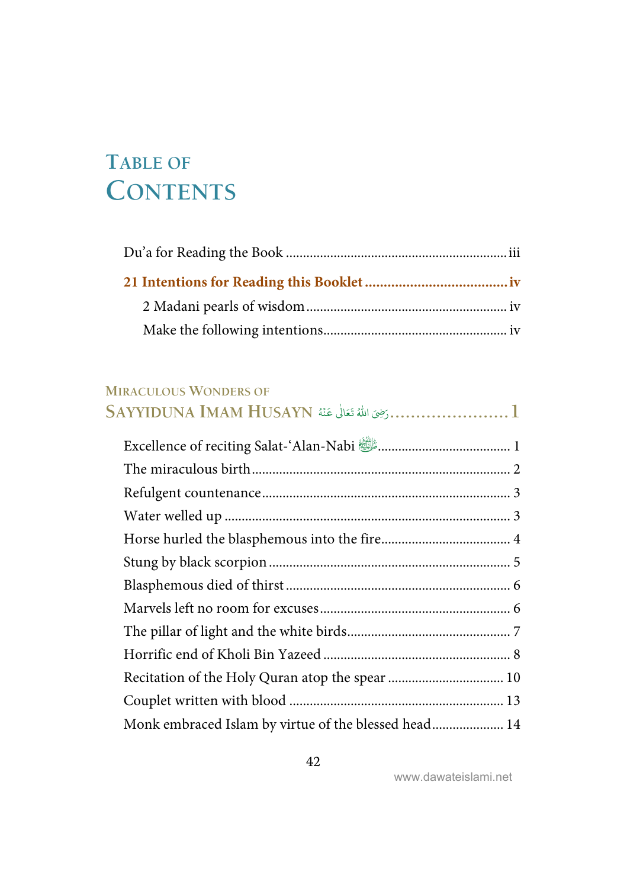# Table of Contents

Du'a for Reading the Book ........................................................... iii

**21 Intentions for Reading this Booklet** ....................................... **iv**

2 Madani pearls of wisdom ........................................................... iv

Make the following intentions ..................................................... iv

## Miraculous Wonders of Sayyiduna Imam Husayn رَضِىَ اللّٰهُ تَعَالٰى عَنْهُ ....................... 1

Excellence of reciting Salat-'Alan-Nabi ﷺ ...................................... 1

The miraculous birth ........................................................................ 2

Refulgent countenance ...................................................................... 3

Water welled up ................................................................................ 3

Horse hurled the blasphemous into the fire ..................................... 4

Stung by black scorpion .................................................................... 5

Blasphemous died of thirst ............................................................... 6

Marvels left no room for excuses ...................................................... 6

The pillar of light and the white birds ............................................... 7

Horrific end of Kholi Bin Yazeed ...................................................... 8

Recitation of the Holy Quran atop the spear .................................. 10

Couplet written with blood ............................................................ 13

Monk embraced Islam by virtue of the blessed head ...................... 14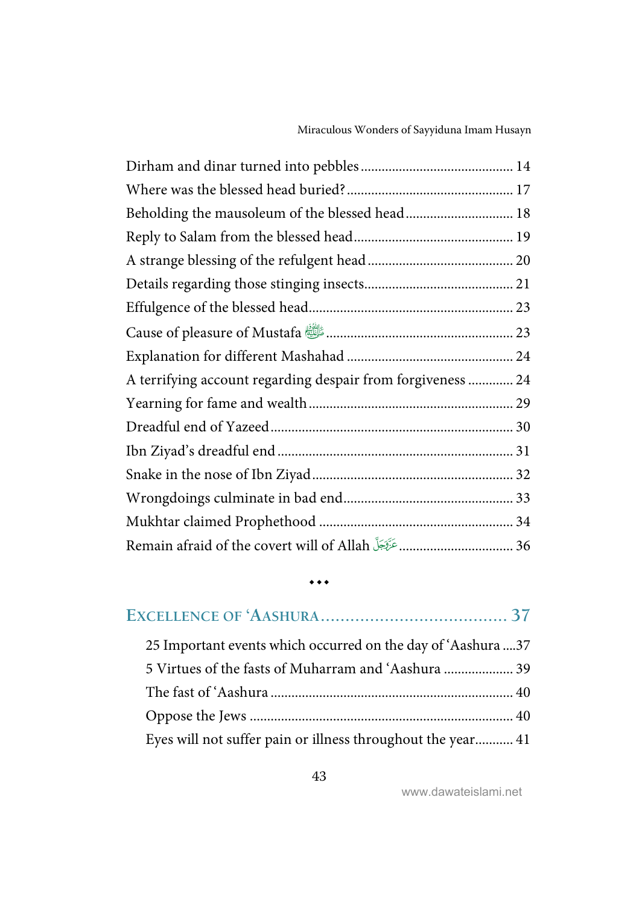Dirham and dinar turned into pebbles ........................................... 14
Where was the blessed head buried? ............................................... 17
Beholding the mausoleum of the blessed head .............................. 18
Reply to Salam from the blessed head ............................................. 19
A strange blessing of the refulgent head ......................................... 20
Details regarding those stinging insects .......................................... 21
Effulgence of the blessed head .......................................................... 23
Cause of pleasure of Mustafa ﷺ ..................................................... 23
Explanation for different Mashahad ............................................... 24
A terrifying account regarding despair from forgiveness ............. 24
Yearning for fame and wealth .......................................................... 29
Dreadful end of Yazeed ..................................................................... 30
Ibn Ziyad's dreadful end ................................................................... 31
Snake in the nose of Ibn Ziyad ......................................................... 32
Wrongdoings culminate in bad end ................................................. 33
Mukhtar claimed Prophethood ........................................................ 34
Remain afraid of the covert will of Allah عَزَّوَجَلَّ ................................ 36

⬩⬩⬩

## EXCELLENCE OF 'AASHURA ..................................... 37

25 Important events which occurred on the day of 'Aashura .... 37
5 Virtues of the fasts of Muharram and 'Aashura .................... 39
The fast of 'Aashura ..................................................................... 40
Oppose the Jews ........................................................................... 40
Eyes will not suffer pain or illness throughout the year ........... 41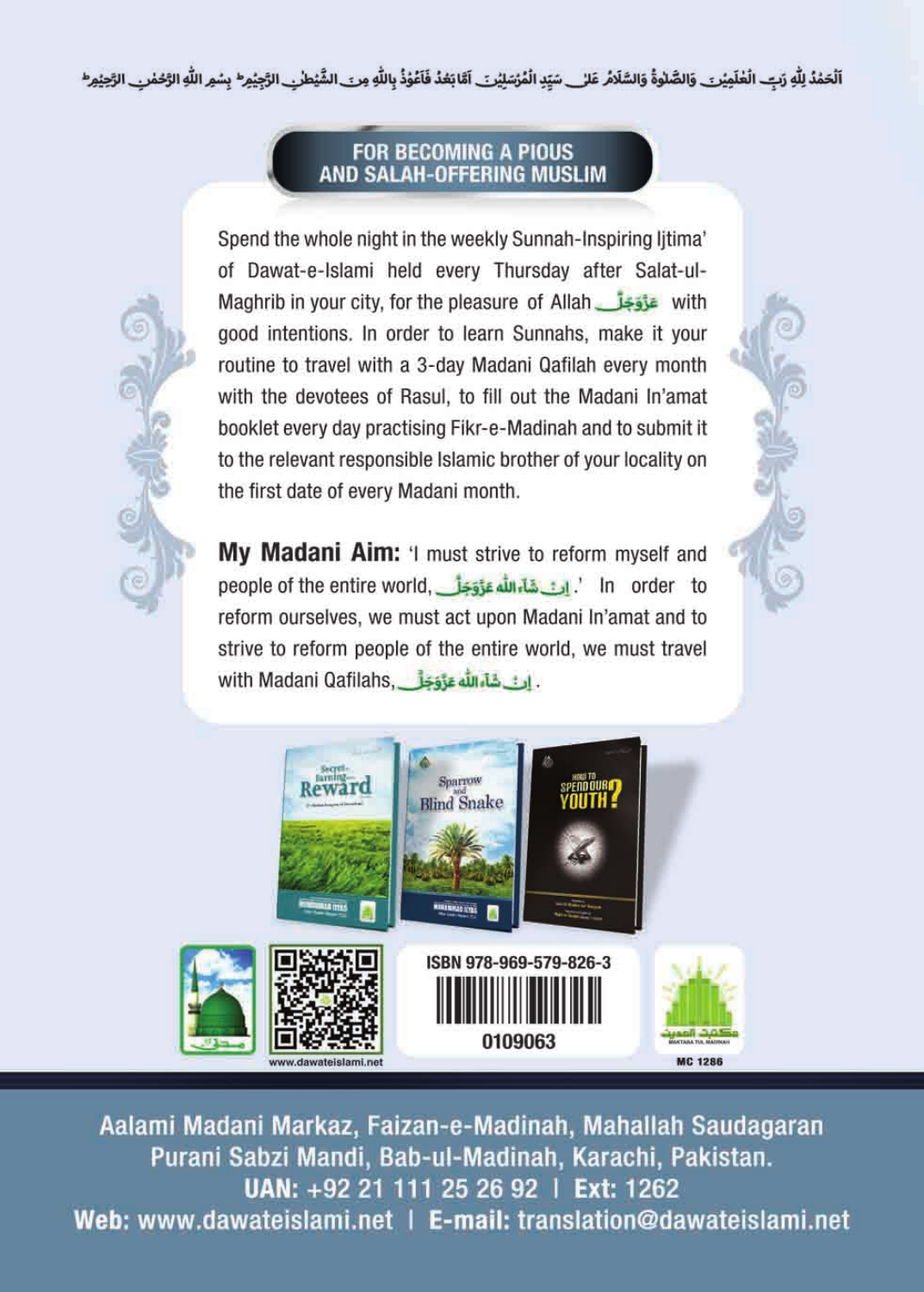اَلْحَمْدُ لِلّٰهِ رَبِّ الْعٰلَمِيْنَ وَالصَّلٰوةُ وَالسَّلَامُ عَلٰى سَيِّدِ الْمُرْسَلِيْنَ اَمَّا بَعْدُ فَاَعُوْذُ بِاللّٰهِ مِنَ الشَّيْطٰنِ الرَّجِيْمِ ؕ بِسْمِ اللّٰهِ الرَّحْمٰنِ الرَّحِيْمِ ؕ

## FOR BECOMING A PIOUS AND SALAH-OFFERING MUSLIM

Spend the whole night in the weekly Sunnah-Inspiring Ijtima' of Dawat-e-Islami held every Thursday after Salat-ul-Maghrib in your city, for the pleasure of Allah عَزَّوَجَلَّ with good intentions. In order to learn Sunnahs, make it your routine to travel with a 3-day Madani Qafilah every month with the devotees of Rasul, to fill out the Madani In'amat booklet every day practising Fikr-e-Madinah and to submit it to the relevant responsible Islamic brother of your locality on the first date of every Madani month.

**My Madani Aim:** 'I must strive to reform myself and people of the entire world, اِنْ شَآءَ اللّٰه عَزَّوَجَلَّ.' In order to reform ourselves, we must act upon Madani In'amat and to strive to reform people of the entire world, we must travel with Madani Qafilahs, اِنْ شَآءَ اللّٰه عَزَّوَجَلَّ.

www.dawateislami.net

ISBN 978-969-579-826-3

0109063

MAKTABA TUL MADINAH

MC 1286

Aalami Madani Markaz, Faizan-e-Madinah, Mahallah Saudagaran Purani Sabzi Mandi, Bab-ul-Madinah, Karachi, Pakistan.

**UAN:** +92 21 111 25 26 92 | **Ext:** 1262

**Web:** www.dawateislami.net | **E-mail:** translation@dawateislami.net